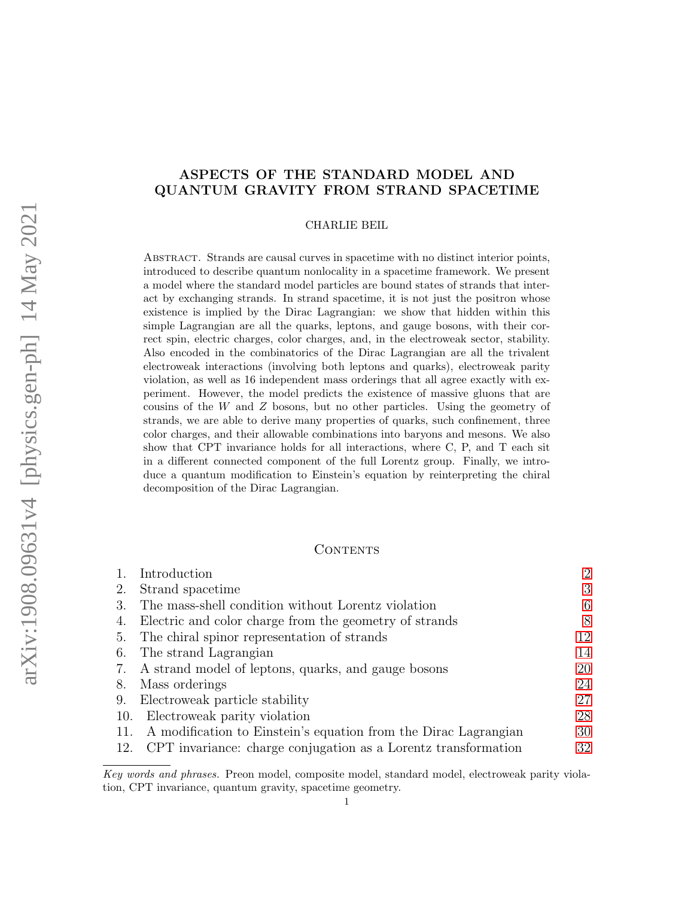# ASPECTS OF THE STANDARD MODEL AND QUANTUM GRAVITY FROM STRAND SPACETIME

CHARLIE BEIL

Abstract. Strands are causal curves in spacetime with no distinct interior points, introduced to describe quantum nonlocality in a spacetime framework. We present a model where the standard model particles are bound states of strands that interact by exchanging strands. In strand spacetime, it is not just the positron whose existence is implied by the Dirac Lagrangian: we show that hidden within this simple Lagrangian are all the quarks, leptons, and gauge bosons, with their correct spin, electric charges, color charges, and, in the electroweak sector, stability. Also encoded in the combinatorics of the Dirac Lagrangian are all the trivalent electroweak interactions (involving both leptons and quarks), electroweak parity violation, as well as 16 independent mass orderings that all agree exactly with experiment. However, the model predicts the existence of massive gluons that are cousins of the $W$ and $Z$ bosons, but no other particles. Using the geometry of strands, we are able to derive many properties of quarks, such confinement, three color charges, and their allowable combinations into baryons and mesons. We also show that CPT invariance holds for all interactions, where C, P, and T each sit in a different connected component of the full Lorentz group. Finally, we introduce a quantum modification to Einstein's equation by reinterpreting the chiral decomposition of the Dirac Lagrangian.

## Contents

1. Introduction 2
2. Strand spacetime 3
3. The mass-shell condition without Lorentz violation 6
4. Electric and color charge from the geometry of strands 8
5. The chiral spinor representation of strands 12
6. The strand Lagrangian 14
7. A strand model of leptons, quarks, and gauge bosons 20
8. Mass orderings 24
9. Electroweak particle stability 27
10. Electroweak parity violation 28
11. A modification to Einstein's equation from the Dirac Lagrangian 30
12. CPT invariance: charge conjugation as a Lorentz transformation 32

*Key words and phrases.* Preon model, composite model, standard model, electroweak parity violation, CPT invariance, quantum gravity, spacetime geometry.

arXiv:1908.09631v4 [physics.gen-ph] 14 May 2021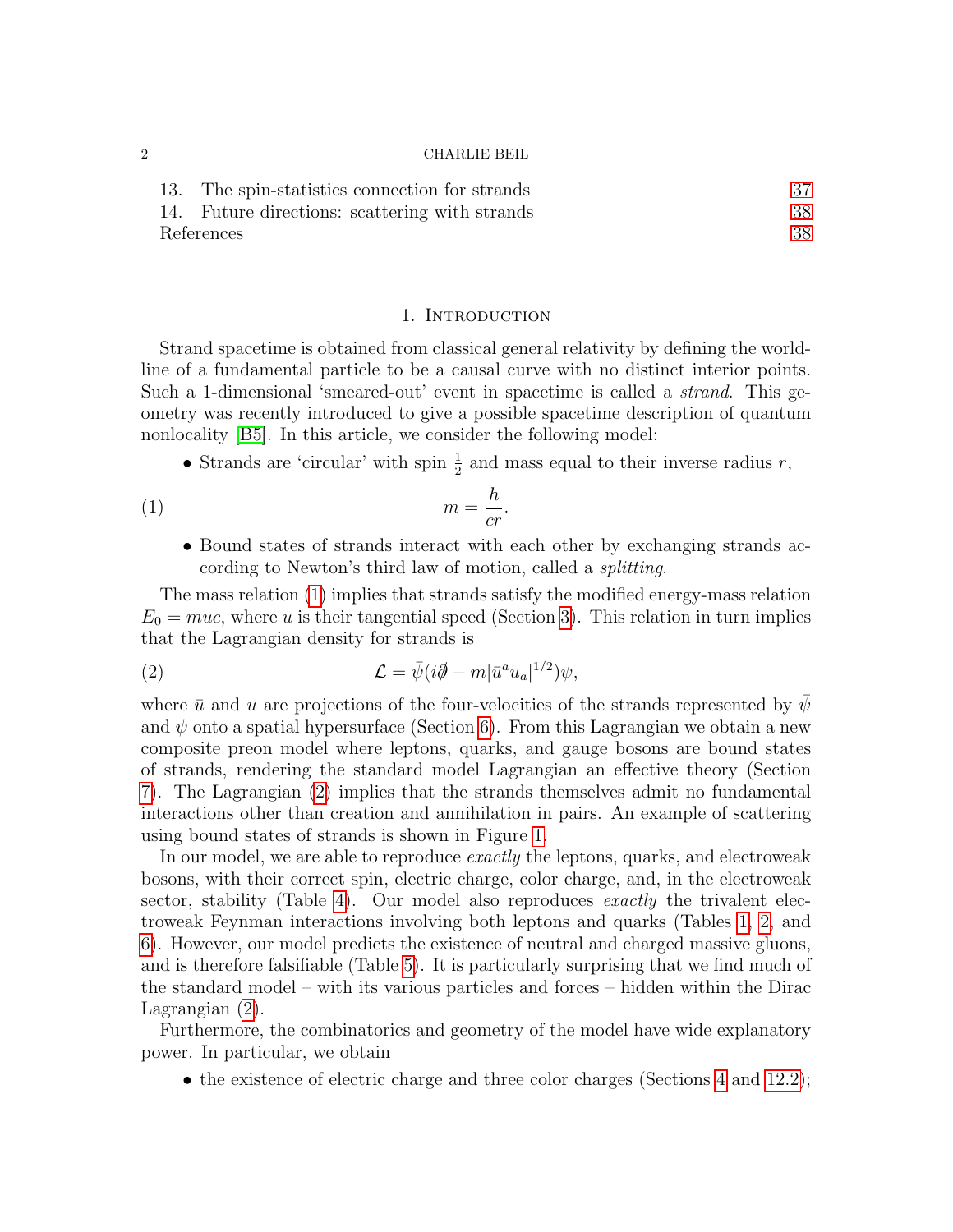13. The spin-statistics connection for strands 37
14. Future directions: scattering with strands 38
References 38

## 1. Introduction

Strand spacetime is obtained from classical general relativity by defining the worldline of a fundamental particle to be a causal curve with no distinct interior points. Such a 1-dimensional 'smeared-out' event in spacetime is called a *strand*. This geometry was recently introduced to give a possible spacetime description of quantum nonlocality [B5]. In this article, we consider the following model:

- Strands are 'circular' with spin $\frac{1}{2}$ and mass equal to their inverse radius $r$,

$$m = \frac{\hbar}{cr}. \tag{1}$$

- Bound states of strands interact with each other by exchanging strands according to Newton's third law of motion, called a *splitting*.

The mass relation (1) implies that strands satisfy the modified energy-mass relation $E_0 = muc$, where $u$ is their tangential speed (Section 3). This relation in turn implies that the Lagrangian density for strands is

$$\mathcal{L} = \bar{\psi}(i\partial\!\!\!/ - m|\bar{u}^a u_a|^{1/2})\psi, \tag{2}$$

where $\bar{u}$ and $u$ are projections of the four-velocities of the strands represented by $\bar{\psi}$ and $\psi$ onto a spatial hypersurface (Section 6). From this Lagrangian we obtain a new composite preon model where leptons, quarks, and gauge bosons are bound states of strands, rendering the standard model Lagrangian an effective theory (Section 7). The Lagrangian (2) implies that the strands themselves admit no fundamental interactions other than creation and annihilation in pairs. An example of scattering using bound states of strands is shown in Figure 1.

In our model, we are able to reproduce *exactly* the leptons, quarks, and electroweak bosons, with their correct spin, electric charge, color charge, and, in the electroweak sector, stability (Table 4). Our model also reproduces *exactly* the trivalent electroweak Feynman interactions involving both leptons and quarks (Tables 1, 2, and 6). However, our model predicts the existence of neutral and charged massive gluons, and is therefore falsifiable (Table 5). It is particularly surprising that we find much of the standard model – with its various particles and forces – hidden within the Dirac Lagrangian (2).

Furthermore, the combinatorics and geometry of the model have wide explanatory power. In particular, we obtain

- the existence of electric charge and three color charges (Sections 4 and 12.2);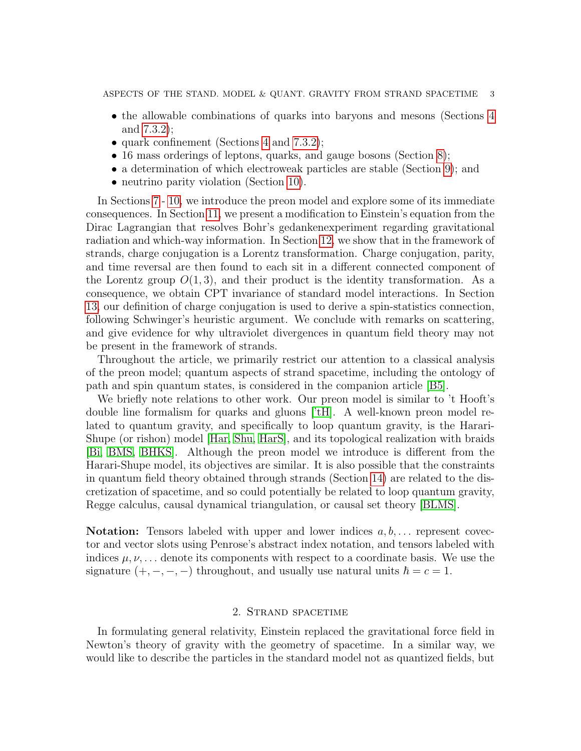- the allowable combinations of quarks into baryons and mesons (Sections 4 and 7.3.2);
- quark confinement (Sections 4 and 7.3.2);
- 16 mass orderings of leptons, quarks, and gauge bosons (Section 8);
- a determination of which electroweak particles are stable (Section 9); and
- neutrino parity violation (Section 10).

In Sections 7 - 10, we introduce the preon model and explore some of its immediate consequences. In Section 11, we present a modification to Einstein's equation from the Dirac Lagrangian that resolves Bohr's gedankenexperiment regarding gravitational radiation and which-way information. In Section 12, we show that in the framework of strands, charge conjugation is a Lorentz transformation. Charge conjugation, parity, and time reversal are then found to each sit in a different connected component of the Lorentz group $O(1,3)$, and their product is the identity transformation. As a consequence, we obtain CPT invariance of standard model interactions. In Section 13, our definition of charge conjugation is used to derive a spin-statistics connection, following Schwinger's heuristic argument. We conclude with remarks on scattering, and give evidence for why ultraviolet divergences in quantum field theory may not be present in the framework of strands.

Throughout the article, we primarily restrict our attention to a classical analysis of the preon model; quantum aspects of strand spacetime, including the ontology of path and spin quantum states, is considered in the companion article [B5].

We briefly note relations to other work. Our preon model is similar to 't Hooft's double line formalism for quarks and gluons ['tH]. A well-known preon model related to quantum gravity, and specifically to loop quantum gravity, is the Harari-Shupe (or rishon) model [Har, Shu, HarS], and its topological realization with braids [Bi, BMS, BHKS]. Although the preon model we introduce is different from the Harari-Shupe model, its objectives are similar. It is also possible that the constraints in quantum field theory obtained through strands (Section 14) are related to the discretization of spacetime, and so could potentially be related to loop quantum gravity, Regge calculus, causal dynamical triangulation, or causal set theory [BLMS].

**Notation:** Tensors labeled with upper and lower indices $a, b, \ldots$ represent covector and vector slots using Penrose's abstract index notation, and tensors labeled with indices $\mu, \nu, \ldots$ denote its components with respect to a coordinate basis. We use the signature $(+,-,-,-)$ throughout, and usually use natural units $\hbar = c = 1$.

## 2. Strand spacetime

In formulating general relativity, Einstein replaced the gravitational force field in Newton's theory of gravity with the geometry of spacetime. In a similar way, we would like to describe the particles in the standard model not as quantized fields, but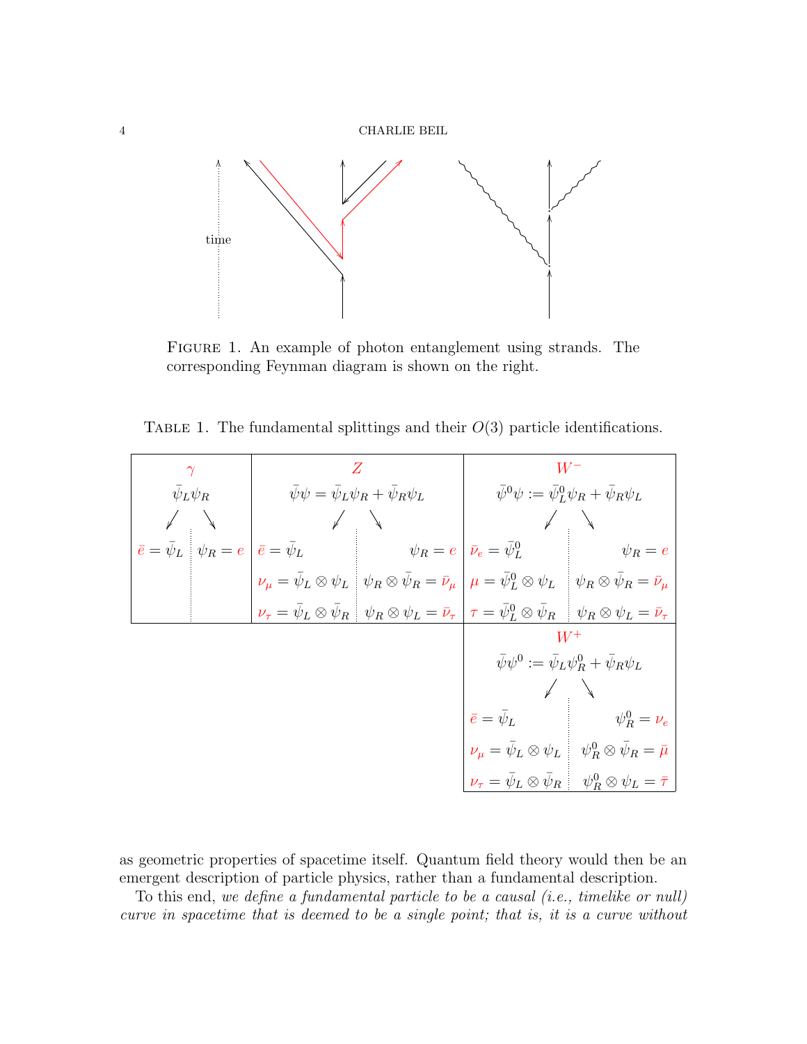FIGURE 1. An example of photon entanglement using strands. The corresponding Feynman diagram is shown on the right.

TABLE 1. The fundamental splittings and their $O(3)$ particle identifications.

| $\gamma$ | | $Z$ | | $W^-$ | |
|---|---|---|---|---|---|
| $\bar{\psi}_L \psi_R$ | | $\bar{\psi}\psi = \bar{\psi}_L \psi_R + \bar{\psi}_R \psi_L$ | | $\bar{\psi}^0 \psi := \bar{\psi}^0_L \psi_R + \bar{\psi}_R \psi_L$ | |
| $\bar{e} = \bar{\psi}_L$ | $\psi_R = e$ | $\bar{e} = \bar{\psi}_L$ | $\psi_R = e$ | $\bar{\nu}_e = \bar{\psi}^0_L$ | $\psi_R = e$ |
| | | $\nu_\mu = \bar{\psi}_L \otimes \psi_L$ | $\psi_R \otimes \bar{\psi}_R = \bar{\nu}_\mu$ | $\mu = \bar{\psi}^0_L \otimes \psi_L$ | $\psi_R \otimes \bar{\psi}_R = \bar{\nu}_\mu$ |
| | | $\nu_\tau = \bar{\psi}_L \otimes \bar{\psi}_R$ | $\psi_R \otimes \psi_L = \bar{\nu}_\tau$ | $\tau = \bar{\psi}^0_L \otimes \bar{\psi}_R$ | $\psi_R \otimes \psi_L = \bar{\nu}_\tau$ |
| | | | | $W^+$ | |
| | | | | $\bar{\psi}\psi^0 := \bar{\psi}_L \psi^0_R + \bar{\psi}_R \psi_L$ | |
| | | | | $\bar{e} = \bar{\psi}_L$ | $\psi^0_R = \nu_e$ |
| | | | | $\nu_\mu = \bar{\psi}_L \otimes \psi_L$ | $\psi^0_R \otimes \bar{\psi}_R = \bar{\mu}$ |
| | | | | $\nu_\tau = \bar{\psi}_L \otimes \bar{\psi}_R$ | $\psi^0_R \otimes \psi_L = \bar{\tau}$ |

as geometric properties of spacetime itself. Quantum field theory would then be an emergent description of particle physics, rather than a fundamental description.

To this end, *we define a fundamental particle to be a causal (i.e., timelike or null) curve in spacetime that is deemed to be a single point; that is, it is a curve without*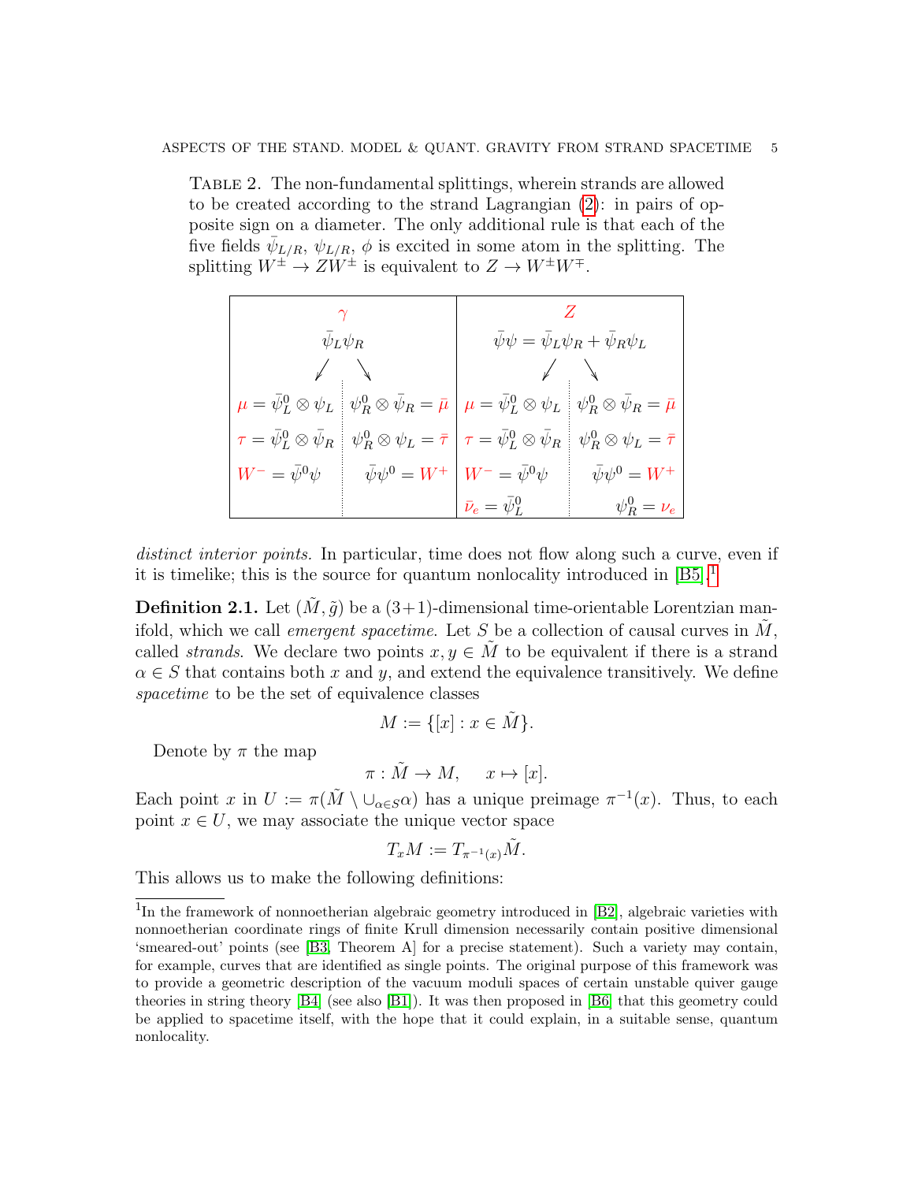TABLE 2. The non-fundamental splittings, wherein strands are allowed to be created according to the strand Lagrangian (2): in pairs of opposite sign on a diameter. The only additional rule is that each of the five fields $\bar{\psi}_{L/R}$, $\psi_{L/R}$, $\phi$ is excited in some atom in the splitting. The splitting $W^{\pm} \to ZW^{\pm}$ is equivalent to $Z \to W^{\pm}W^{\mp}$.

| $\gamma$ | | $Z$ | |
|---|---|---|---|
| $\bar{\psi}_L \psi_R$ | | $\bar{\psi}\psi = \bar{\psi}_L \psi_R + \bar{\psi}_R \psi_L$ | |
| $\swarrow$ | $\searrow$ | $\swarrow$ | $\searrow$ |
| $\mu = \bar{\psi}_L^0 \otimes \psi_L$ | $\psi_R^0 \otimes \bar{\psi}_R = \bar{\mu}$ | $\mu = \bar{\psi}_L^0 \otimes \psi_L$ | $\psi_R^0 \otimes \bar{\psi}_R = \bar{\mu}$ |
| $\tau = \bar{\psi}_L^0 \otimes \bar{\psi}_R$ | $\psi_R^0 \otimes \psi_L = \bar{\tau}$ | $\tau = \bar{\psi}_L^0 \otimes \bar{\psi}_R$ | $\psi_R^0 \otimes \psi_L = \bar{\tau}$ |
| $W^- = \bar{\psi}^0 \psi$ | $\bar{\psi}\psi^0 = W^+$ | $W^- = \bar{\psi}^0 \psi$ | $\bar{\psi}\psi^0 = W^+$ |
| | | $\bar{\nu}_e = \bar{\psi}_L^0$ | $\psi_R^0 = \nu_e$ |

distinct interior points. In particular, time does not flow along such a curve, even if it is timelike; this is the source for quantum nonlocality introduced in [B5].[1]

**Definition 2.1.** Let $(\tilde{M}, \tilde{g})$ be a $(3+1)$-dimensional time-orientable Lorentzian manifold, which we call *emergent spacetime*. Let $S$ be a collection of causal curves in $\tilde{M}$, called *strands*. We declare two points $x, y \in \tilde{M}$ to be equivalent if there is a strand $\alpha \in S$ that contains both $x$ and $y$, and extend the equivalence transitively. We define *spacetime* to be the set of equivalence classes

$$M := \{[x] : x \in \tilde{M}\}.$$

Denote by $\pi$ the map

$$\pi : \tilde{M} \to M, \quad x \mapsto [x].$$

Each point $x$ in $U := \pi(\tilde{M} \setminus \cup_{\alpha \in S} \alpha)$ has a unique preimage $\pi^{-1}(x)$. Thus, to each point $x \in U$, we may associate the unique vector space

$$T_x M := T_{\pi^{-1}(x)} \tilde{M}.$$

This allows us to make the following definitions:

[1] In the framework of nonnoetherian algebraic geometry introduced in [B2], algebraic varieties with nonnoetherian coordinate rings of finite Krull dimension necessarily contain positive dimensional 'smeared-out' points (see [B3, Theorem A] for a precise statement). Such a variety may contain, for example, curves that are identified as single points. The original purpose of this framework was to provide a geometric description of the vacuum moduli spaces of certain unstable quiver gauge theories in string theory [B4] (see also [B1]). It was then proposed in [B6] that this geometry could be applied to spacetime itself, with the hope that it could explain, in a suitable sense, quantum nonlocality.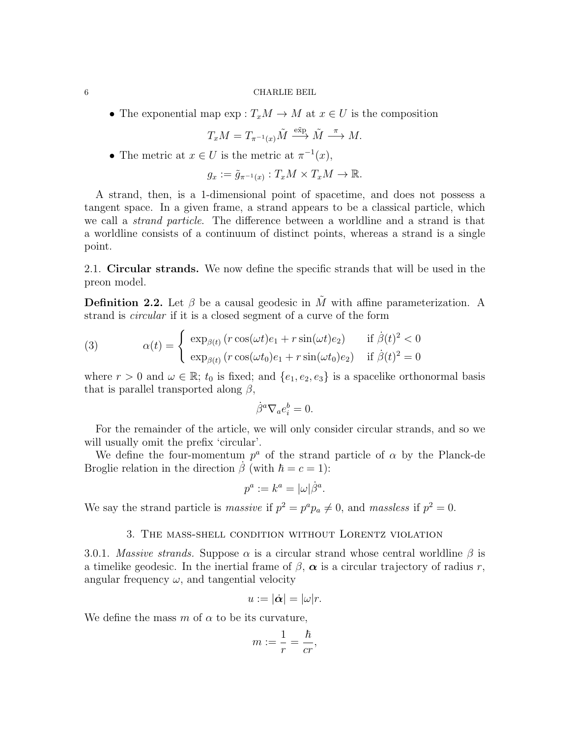- The exponential map $\exp : T_xM \to M$ at $x \in U$ is the composition

$$T_xM = T_{\pi^{-1}(x)}\tilde{M} \xrightarrow{\tilde{\exp}} \tilde{M} \xrightarrow{\pi} M.$$

- The metric at $x \in U$ is the metric at $\pi^{-1}(x)$,

$$g_x := \tilde{g}_{\pi^{-1}(x)} : T_xM \times T_xM \to \mathbb{R}.$$

A strand, then, is a 1-dimensional point of spacetime, and does not possess a tangent space. In a given frame, a strand appears to be a classical particle, which we call a *strand particle*. The difference between a worldline and a strand is that a worldline consists of a continuum of distinct points, whereas a strand is a single point.

### 2.1. Circular strands.

We now define the specific strands that will be used in the preon model.

**Definition 2.2.** Let $\beta$ be a causal geodesic in $\tilde{M}$ with affine parameterization. A strand is *circular* if it is a closed segment of a curve of the form

$$\alpha(t) = \begin{cases} \exp_{\beta(t)}\left(r\cos(\omega t)e_1 + r\sin(\omega t)e_2\right) & \text{if } \dot{\beta}(t)^2 < 0 \\ \exp_{\beta(t)}\left(r\cos(\omega t_0)e_1 + r\sin(\omega t_0)e_2\right) & \text{if } \dot{\beta}(t)^2 = 0 \end{cases} \tag{3}$$

where $r > 0$ and $\omega \in \mathbb{R}$; $t_0$ is fixed; and $\{e_1, e_2, e_3\}$ is a spacelike orthonormal basis that is parallel transported along $\beta$,

$$\dot{\beta}^a \nabla_a e_i^b = 0.$$

For the remainder of the article, we will only consider circular strands, and so we will usually omit the prefix 'circular'.

We define the four-momentum $p^a$ of the strand particle of $\alpha$ by the Planck-de Broglie relation in the direction $\dot{\beta}$ (with $\hbar = c = 1$):

$$p^a := k^a = |\omega|\dot{\beta}^a.$$

We say the strand particle is *massive* if $p^2 = p^a p_a \neq 0$, and *massless* if $p^2 = 0$.

## 3. The mass-shell condition without Lorentz violation

#### 3.0.1. *Massive strands.*

Suppose $\alpha$ is a circular strand whose central worldline $\beta$ is a timelike geodesic. In the inertial frame of $\beta$, $\boldsymbol{\alpha}$ is a circular trajectory of radius $r$, angular frequency $\omega$, and tangential velocity

$$u := |\dot{\boldsymbol{\alpha}}| = |\omega|r.$$

We define the mass $m$ of $\alpha$ to be its curvature,

$$m := \frac{1}{r} = \frac{\hbar}{cr},$$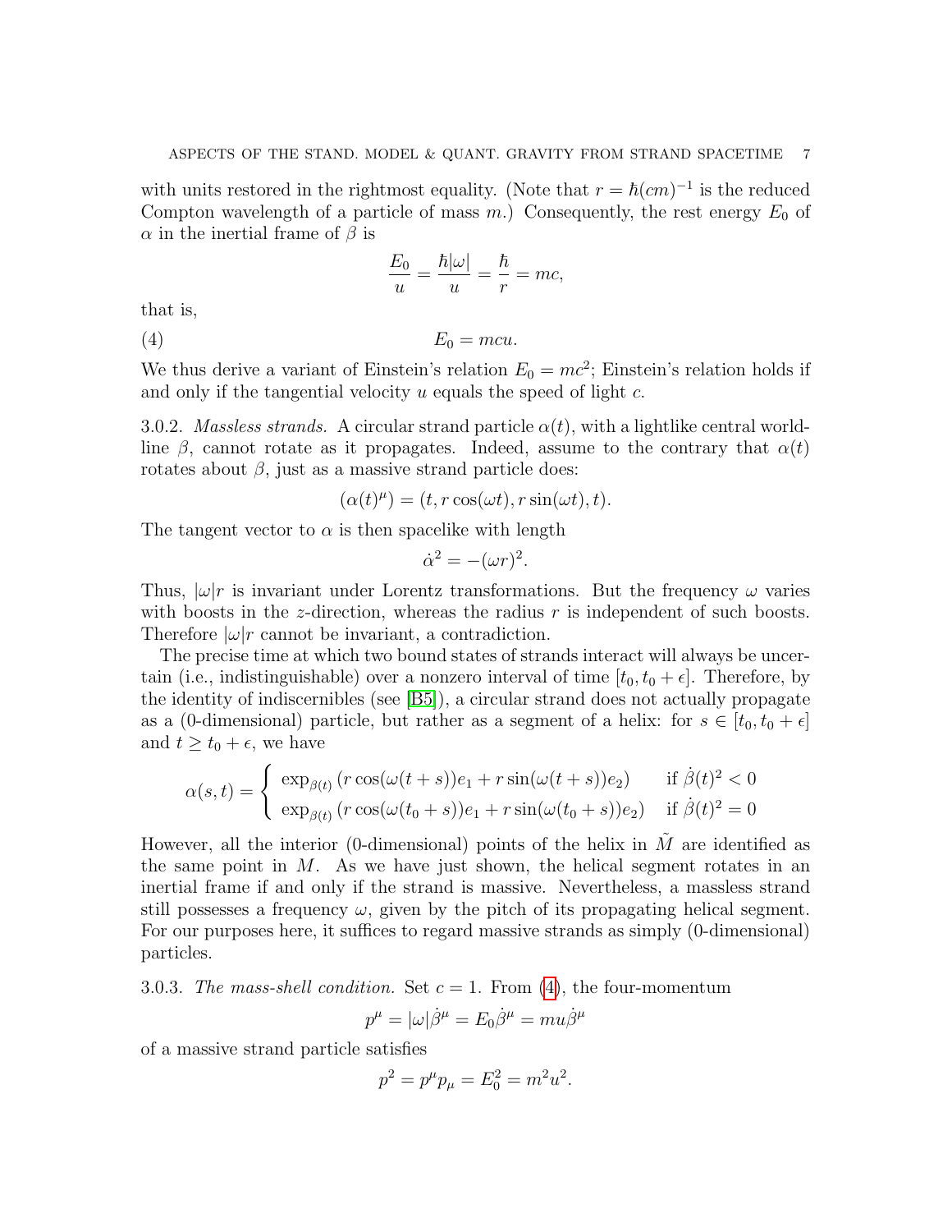with units restored in the rightmost equality. (Note that $r = \hbar(cm)^{-1}$ is the reduced Compton wavelength of a particle of mass $m$.) Consequently, the rest energy $E_0$ of $\alpha$ in the inertial frame of $\beta$ is

$$\frac{E_0}{u} = \frac{\hbar|\omega|}{u} = \frac{\hbar}{r} = mc,$$

that is,

$$E_0 = mcu. \tag{4}$$

We thus derive a variant of Einstein's relation $E_0 = mc^2$; Einstein's relation holds if and only if the tangential velocity $u$ equals the speed of light $c$.

3.0.2. *Massless strands.* A circular strand particle $\alpha(t)$, with a lightlike central worldline $\beta$, cannot rotate as it propagates. Indeed, assume to the contrary that $\alpha(t)$ rotates about $\beta$, just as a massive strand particle does:

$$(\alpha(t)^\mu) = (t, r\cos(\omega t), r\sin(\omega t), t).$$

The tangent vector to $\alpha$ is then spacelike with length

$$\dot{\alpha}^2 = -(\omega r)^2.$$

Thus, $|\omega|r$ is invariant under Lorentz transformations. But the frequency $\omega$ varies with boosts in the $z$-direction, whereas the radius $r$ is independent of such boosts. Therefore $|\omega|r$ cannot be invariant, a contradiction.

The precise time at which two bound states of strands interact will always be uncertain (i.e., indistinguishable) over a nonzero interval of time $[t_0, t_0 + \epsilon]$. Therefore, by the identity of indiscernibles (see [B5]), a circular strand does not actually propagate as a (0-dimensional) particle, but rather as a segment of a helix: for $s \in [t_0, t_0 + \epsilon]$ and $t \geq t_0 + \epsilon$, we have

$$\alpha(s,t) = \begin{cases} \exp_{\beta(t)}\left(r\cos(\omega(t+s))e_1 + r\sin(\omega(t+s))e_2\right) & \text{if } \dot{\beta}(t)^2 < 0 \\ \exp_{\beta(t)}\left(r\cos(\omega(t_0+s))e_1 + r\sin(\omega(t_0+s))e_2\right) & \text{if } \dot{\beta}(t)^2 = 0 \end{cases}$$

However, all the interior (0-dimensional) points of the helix in $\tilde{M}$ are identified as the same point in $M$. As we have just shown, the helical segment rotates in an inertial frame if and only if the strand is massive. Nevertheless, a massless strand still possesses a frequency $\omega$, given by the pitch of its propagating helical segment. For our purposes here, it suffices to regard massive strands as simply (0-dimensional) particles.

3.0.3. *The mass-shell condition.* Set $c = 1$. From (4), the four-momentum

$$p^\mu = |\omega|\dot{\beta}^\mu = E_0\dot{\beta}^\mu = mu\dot{\beta}^\mu$$

of a massive strand particle satisfies

$$p^2 = p^\mu p_\mu = E_0^2 = m^2u^2.$$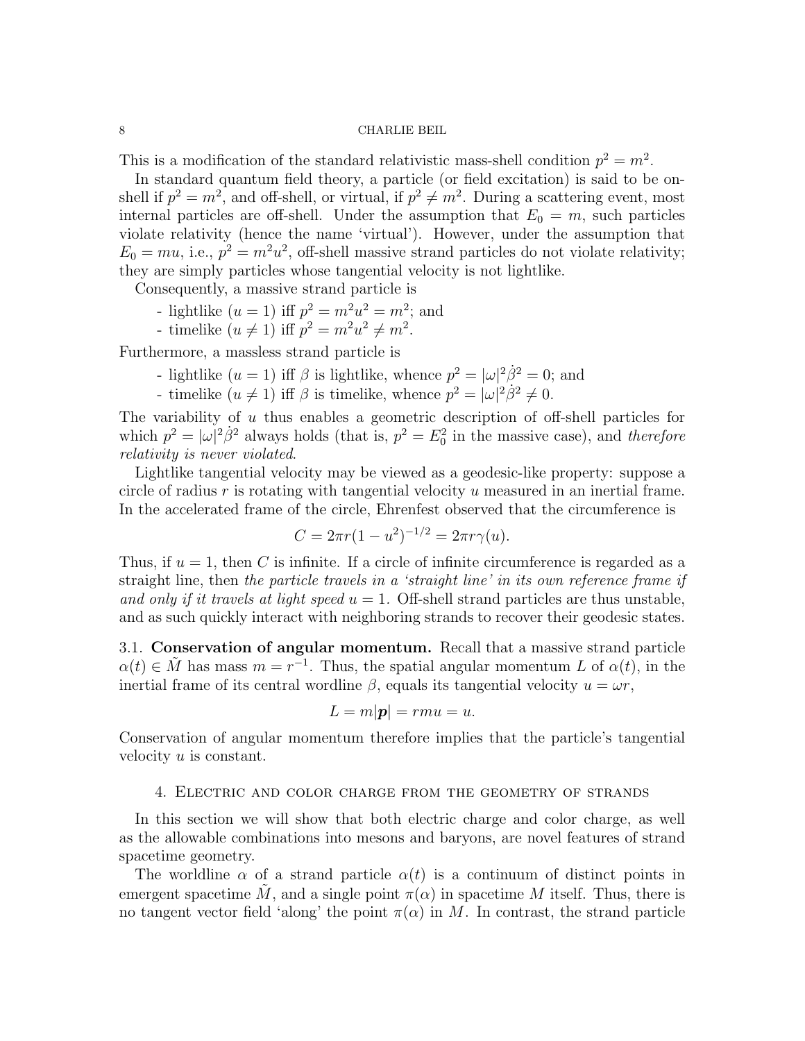This is a modification of the standard relativistic mass-shell condition $p^2 = m^2$.

In standard quantum field theory, a particle (or field excitation) is said to be on-shell if $p^2 = m^2$, and off-shell, or virtual, if $p^2 \neq m^2$. During a scattering event, most internal particles are off-shell. Under the assumption that $E_0 = m$, such particles violate relativity (hence the name 'virtual'). However, under the assumption that $E_0 = mu$, i.e., $p^2 = m^2u^2$, off-shell massive strand particles do not violate relativity; they are simply particles whose tangential velocity is not lightlike.

Consequently, a massive strand particle is

- lightlike ($u = 1$) iff $p^2 = m^2u^2 = m^2$; and
- timelike ($u \neq 1$) iff $p^2 = m^2u^2 \neq m^2$.

Furthermore, a massless strand particle is

- lightlike ($u = 1$) iff $\beta$ is lightlike, whence $p^2 = |\omega|^2\dot{\beta}^2 = 0$; and
- timelike ($u \neq 1$) iff $\beta$ is timelike, whence $p^2 = |\omega|^2\dot{\beta}^2 \neq 0$.

The variability of $u$ thus enables a geometric description of off-shell particles for which $p^2 = |\omega|^2\dot{\beta}^2$ always holds (that is, $p^2 = E_0^2$ in the massive case), and *therefore relativity is never violated*.

Lightlike tangential velocity may be viewed as a geodesic-like property: suppose a circle of radius $r$ is rotating with tangential velocity $u$ measured in an inertial frame. In the accelerated frame of the circle, Ehrenfest observed that the circumference is

$$C = 2\pi r(1 - u^2)^{-1/2} = 2\pi r\gamma(u).$$

Thus, if $u = 1$, then $C$ is infinite. If a circle of infinite circumference is regarded as a straight line, then *the particle travels in a 'straight line' in its own reference frame if and only if it travels at light speed* $u = 1$. Off-shell strand particles are thus unstable, and as such quickly interact with neighboring strands to recover their geodesic states.

### 3.1. Conservation of angular momentum.

Recall that a massive strand particle $\alpha(t) \in \tilde{M}$ has mass $m = r^{-1}$. Thus, the spatial angular momentum $L$ of $\alpha(t)$, in the inertial frame of its central wordline $\beta$, equals its tangential velocity $u = \omega r$,

$$L = m|\boldsymbol{p}| = rmu = u.$$

Conservation of angular momentum therefore implies that the particle's tangential velocity $u$ is constant.

## 4. Electric and color charge from the geometry of strands

In this section we will show that both electric charge and color charge, as well as the allowable combinations into mesons and baryons, are novel features of strand spacetime geometry.

The worldline $\alpha$ of a strand particle $\alpha(t)$ is a continuum of distinct points in emergent spacetime $\tilde{M}$, and a single point $\pi(\alpha)$ in spacetime $M$ itself. Thus, there is no tangent vector field 'along' the point $\pi(\alpha)$ in $M$. In contrast, the strand particle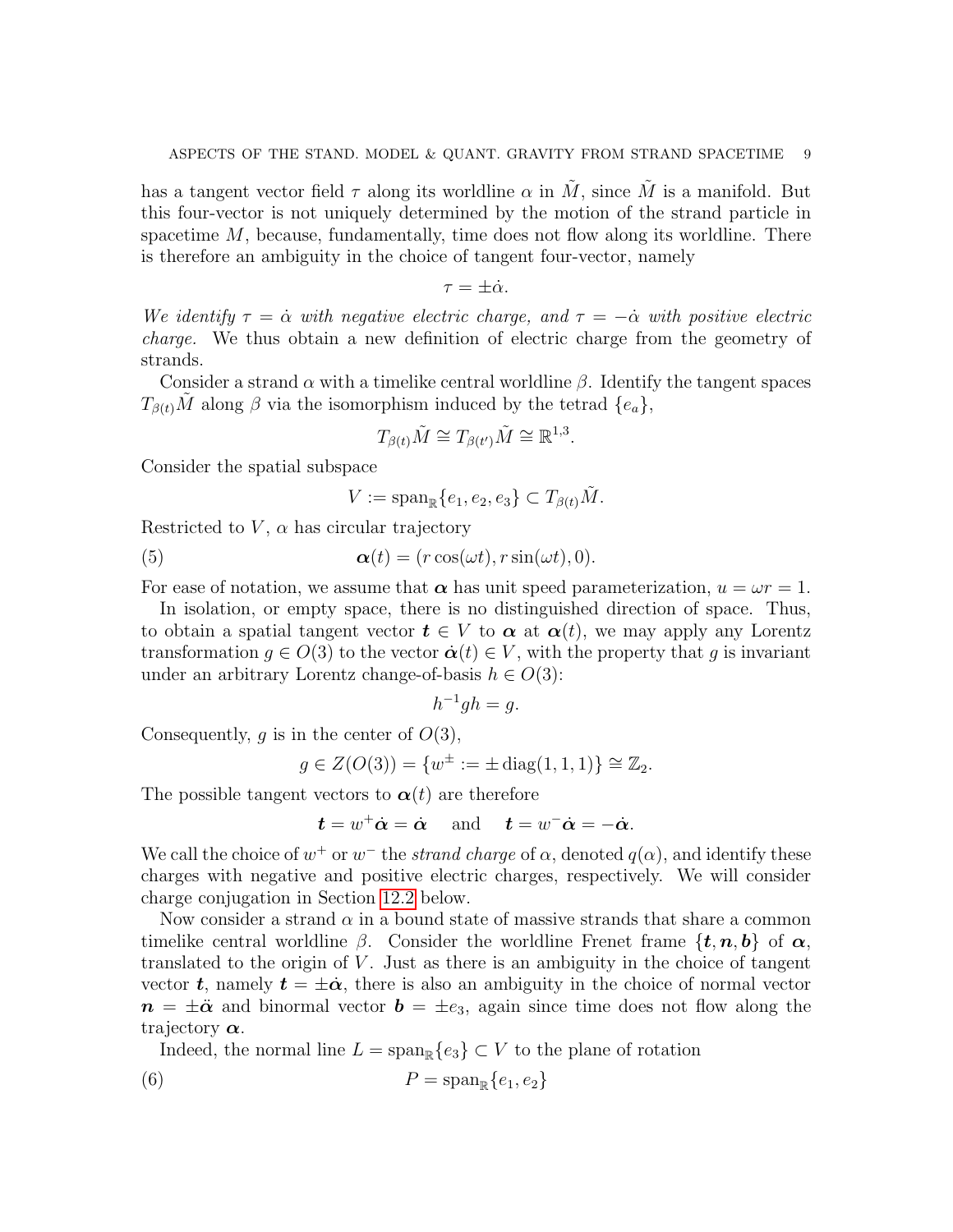has a tangent vector field $\tau$ along its worldline $\alpha$ in $\tilde{M}$, since $\tilde{M}$ is a manifold. But this four-vector is not uniquely determined by the motion of the strand particle in spacetime $M$, because, fundamentally, time does not flow along its worldline. There is therefore an ambiguity in the choice of tangent four-vector, namely

$$\tau = \pm \dot{\alpha}.$$

*We identify $\tau = \dot{\alpha}$ with negative electric charge, and $\tau = -\dot{\alpha}$ with positive electric charge.* We thus obtain a new definition of electric charge from the geometry of strands.

Consider a strand $\alpha$ with a timelike central worldline $\beta$. Identify the tangent spaces $T_{\beta(t)}\tilde{M}$ along $\beta$ via the isomorphism induced by the tetrad $\{e_a\}$,

$$T_{\beta(t)}\tilde{M} \cong T_{\beta(t')}\tilde{M} \cong \mathbb{R}^{1,3}.$$

Consider the spatial subspace

$$V := \operatorname{span}_{\mathbb{R}}\{e_1, e_2, e_3\} \subset T_{\beta(t)}\tilde{M}.$$

Restricted to $V$, $\alpha$ has circular trajectory

$$\boldsymbol{\alpha}(t) = (r\cos(\omega t), r\sin(\omega t), 0). \tag{5}$$

For ease of notation, we assume that $\boldsymbol{\alpha}$ has unit speed parameterization, $u = \omega r = 1$.

In isolation, or empty space, there is no distinguished direction of space. Thus, to obtain a spatial tangent vector $\boldsymbol{t} \in V$ to $\boldsymbol{\alpha}$ at $\boldsymbol{\alpha}(t)$, we may apply any Lorentz transformation $g \in O(3)$ to the vector $\dot{\boldsymbol{\alpha}}(t) \in V$, with the property that $g$ is invariant under an arbitrary Lorentz change-of-basis $h \in O(3)$:

$$h^{-1}gh = g.$$

Consequently, $g$ is in the center of $O(3)$,

$$g \in Z(O(3)) = \{w^{\pm} := \pm \operatorname{diag}(1,1,1)\} \cong \mathbb{Z}_2.$$

The possible tangent vectors to $\boldsymbol{\alpha}(t)$ are therefore

$$\boldsymbol{t} = w^{+}\dot{\boldsymbol{\alpha}} = \dot{\boldsymbol{\alpha}} \quad \text{ and } \quad \boldsymbol{t} = w^{-}\dot{\boldsymbol{\alpha}} = -\dot{\boldsymbol{\alpha}}.$$

We call the choice of $w^{+}$ or $w^{-}$ the *strand charge* of $\alpha$, denoted $q(\alpha)$, and identify these charges with negative and positive electric charges, respectively. We will consider charge conjugation in Section 12.2 below.

Now consider a strand $\alpha$ in a bound state of massive strands that share a common timelike central worldline $\beta$. Consider the worldline Frenet frame $\{\boldsymbol{t}, \boldsymbol{n}, \boldsymbol{b}\}$ of $\boldsymbol{\alpha}$, translated to the origin of $V$. Just as there is an ambiguity in the choice of tangent vector $\boldsymbol{t}$, namely $\boldsymbol{t} = \pm\dot{\boldsymbol{\alpha}}$, there is also an ambiguity in the choice of normal vector $\boldsymbol{n} = \pm\ddot{\boldsymbol{\alpha}}$ and binormal vector $\boldsymbol{b} = \pm e_3$, again since time does not flow along the trajectory $\boldsymbol{\alpha}$.

Indeed, the normal line $L = \operatorname{span}_{\mathbb{R}}\{e_3\} \subset V$ to the plane of rotation

$$P = \operatorname{span}_{\mathbb{R}}\{e_1, e_2\} \tag{6}$$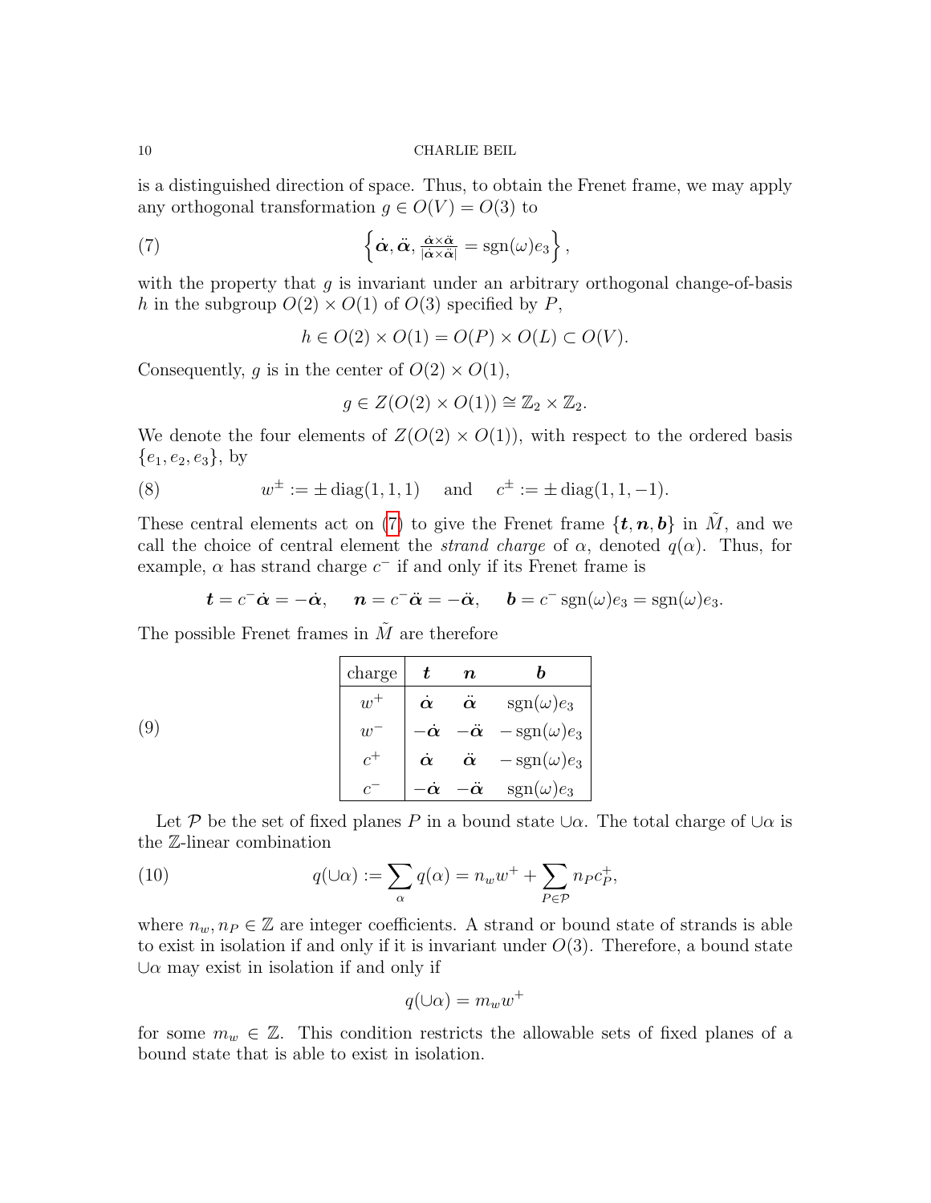is a distinguished direction of space. Thus, to obtain the Frenet frame, we may apply any orthogonal transformation $g \in O(V) = O(3)$ to

$$\left\{ \dot{\boldsymbol{\alpha}}, \ddot{\boldsymbol{\alpha}}, \tfrac{\dot{\boldsymbol{\alpha}} \times \ddot{\boldsymbol{\alpha}}}{|\dot{\boldsymbol{\alpha}} \times \ddot{\boldsymbol{\alpha}}|} = \operatorname{sgn}(\omega) e_3 \right\}, \tag{7}$$

with the property that $g$ is invariant under an arbitrary orthogonal change-of-basis $h$ in the subgroup $O(2) \times O(1)$ of $O(3)$ specified by $P$,

$$h \in O(2) \times O(1) = O(P) \times O(L) \subset O(V).$$

Consequently, $g$ is in the center of $O(2) \times O(1)$,

$$g \in Z(O(2) \times O(1)) \cong \mathbb{Z}_2 \times \mathbb{Z}_2.$$

We denote the four elements of $Z(O(2) \times O(1))$, with respect to the ordered basis $\{e_1, e_2, e_3\}$, by

$$w^{\pm} := \pm \operatorname{diag}(1, 1, 1) \quad \text{and} \quad c^{\pm} := \pm \operatorname{diag}(1, 1, -1). \tag{8}$$

These central elements act on (7) to give the Frenet frame $\{\boldsymbol{t}, \boldsymbol{n}, \boldsymbol{b}\}$ in $\tilde{M}$, and we call the choice of central element the *strand charge* of $\alpha$, denoted $q(\alpha)$. Thus, for example, $\alpha$ has strand charge $c^-$ if and only if its Frenet frame is

$$\boldsymbol{t} = c^- \dot{\boldsymbol{\alpha}} = -\dot{\boldsymbol{\alpha}}, \quad \boldsymbol{n} = c^- \ddot{\boldsymbol{\alpha}} = -\ddot{\boldsymbol{\alpha}}, \quad \boldsymbol{b} = c^- \operatorname{sgn}(\omega) e_3 = \operatorname{sgn}(\omega) e_3.$$

The possible Frenet frames in $\tilde{M}$ are therefore

(9)

| charge | $\boldsymbol{t}$ | $\boldsymbol{n}$ | $\boldsymbol{b}$ |
|---|---|---|---|
| $w^+$ | $\dot{\boldsymbol{\alpha}}$ | $\ddot{\boldsymbol{\alpha}}$ | $\operatorname{sgn}(\omega) e_3$ |
| $w^-$ | $-\dot{\boldsymbol{\alpha}}$ | $-\ddot{\boldsymbol{\alpha}}$ | $-\operatorname{sgn}(\omega) e_3$ |
| $c^+$ | $\dot{\boldsymbol{\alpha}}$ | $\ddot{\boldsymbol{\alpha}}$ | $-\operatorname{sgn}(\omega) e_3$ |
| $c^-$ | $-\dot{\boldsymbol{\alpha}}$ | $-\ddot{\boldsymbol{\alpha}}$ | $\operatorname{sgn}(\omega) e_3$ |

Let $\mathcal{P}$ be the set of fixed planes $P$ in a bound state $\cup\alpha$. The total charge of $\cup\alpha$ is the $\mathbb{Z}$-linear combination

$$q(\cup\alpha) := \sum_{\alpha} q(\alpha) = n_w w^+ + \sum_{P \in \mathcal{P}} n_P c_P^+, \tag{10}$$

where $n_w, n_P \in \mathbb{Z}$ are integer coefficients. A strand or bound state of strands is able to exist in isolation if and only if it is invariant under $O(3)$. Therefore, a bound state $\cup\alpha$ may exist in isolation if and only if

$$q(\cup\alpha) = m_w w^+$$

for some $m_w \in \mathbb{Z}$. This condition restricts the allowable sets of fixed planes of a bound state that is able to exist in isolation.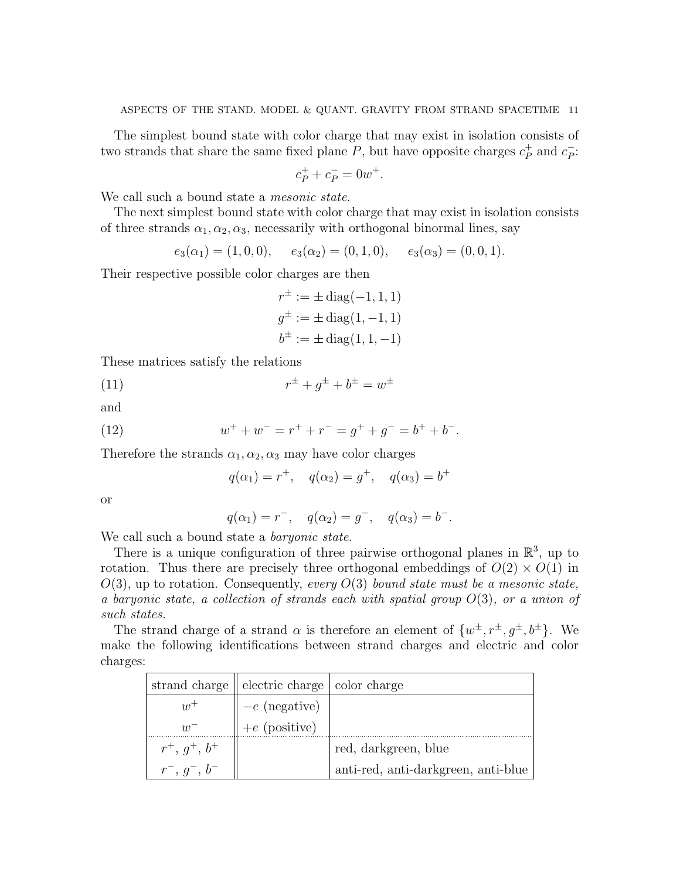The simplest bound state with color charge that may exist in isolation consists of two strands that share the same fixed plane $P$, but have opposite charges $c_P^+$ and $c_P^-$:

$$c_P^+ + c_P^- = 0w^+.$$

We call such a bound state a *mesonic state*.

The next simplest bound state with color charge that may exist in isolation consists of three strands $\alpha_1, \alpha_2, \alpha_3$, necessarily with orthogonal binormal lines, say

$$e_3(\alpha_1) = (1,0,0), \quad e_3(\alpha_2) = (0,1,0), \quad e_3(\alpha_3) = (0,0,1).$$

Their respective possible color charges are then

$$\begin{aligned} r^{\pm} &:= \pm \operatorname{diag}(-1,1,1) \\ g^{\pm} &:= \pm \operatorname{diag}(1,-1,1) \\ b^{\pm} &:= \pm \operatorname{diag}(1,1,-1) \end{aligned}$$

These matrices satisfy the relations

$$r^{\pm} + g^{\pm} + b^{\pm} = w^{\pm} \tag{11}$$

and

$$w^+ + w^- = r^+ + r^- = g^+ + g^- = b^+ + b^-. \tag{12}$$

Therefore the strands $\alpha_1, \alpha_2, \alpha_3$ may have color charges

$$q(\alpha_1) = r^+, \quad q(\alpha_2) = g^+, \quad q(\alpha_3) = b^+$$

or

$$q(\alpha_1) = r^-, \quad q(\alpha_2) = g^-, \quad q(\alpha_3) = b^-.$$

We call such a bound state a *baryonic state*.

There is a unique configuration of three pairwise orthogonal planes in $\mathbb{R}^3$, up to rotation. Thus there are precisely three orthogonal embeddings of $O(2) \times O(1)$ in $O(3)$, up to rotation. Consequently, *every $O(3)$ bound state must be a mesonic state, a baryonic state, a collection of strands each with spatial group $O(3)$, or a union of such states.*

The strand charge of a strand $\alpha$ is therefore an element of $\{w^{\pm}, r^{\pm}, g^{\pm}, b^{\pm}\}$. We make the following identifications between strand charges and electric and color charges:

| strand charge | electric charge | color charge |
|---|---|---|
| $w^+$ | $-e$ (negative) | |
| $w^-$ | $+e$ (positive) | |
| $r^+$, $g^+$, $b^+$ | | red, darkgreen, blue |
| $r^-$, $g^-$, $b^-$ | | anti-red, anti-darkgreen, anti-blue |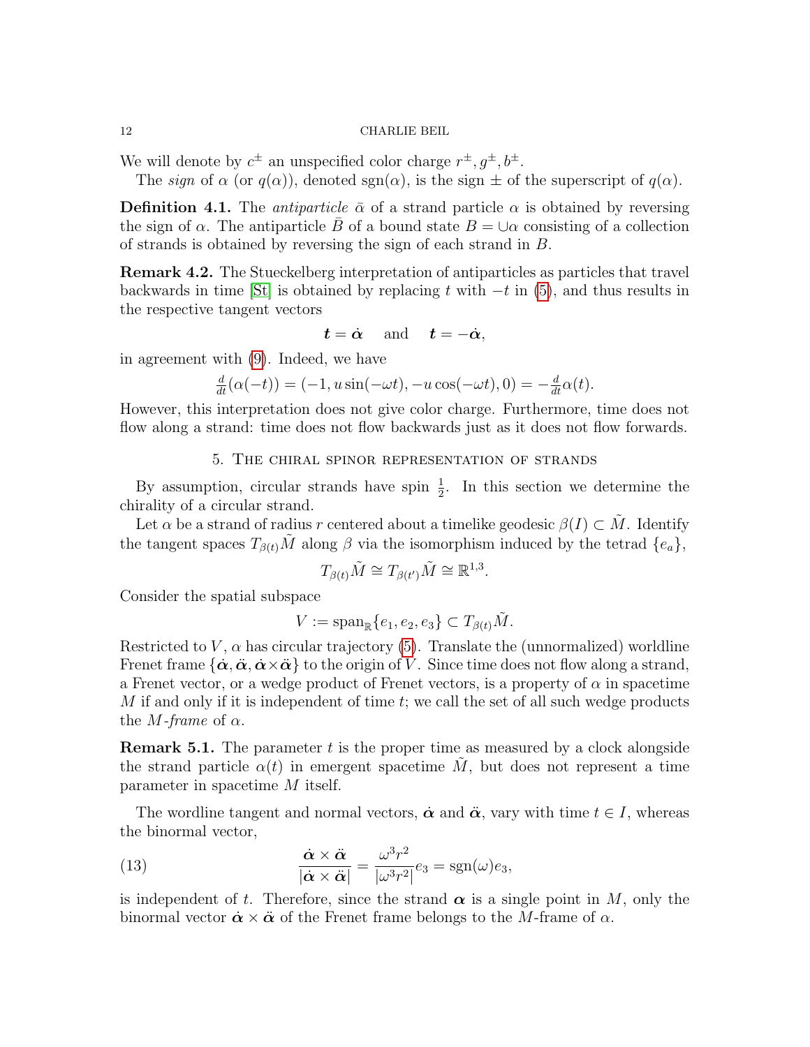We will denote by $c^{\pm}$ an unspecified color charge $r^{\pm}, g^{\pm}, b^{\pm}$.

The *sign* of $\alpha$ (or $q(\alpha)$), denoted $\operatorname{sgn}(\alpha)$, is the sign $\pm$ of the superscript of $q(\alpha)$.

**Definition 4.1.** The *antiparticle* $\bar{\alpha}$ of a strand particle $\alpha$ is obtained by reversing the sign of $\alpha$. The antiparticle $\bar{B}$ of a bound state $B = \cup \alpha$ consisting of a collection of strands is obtained by reversing the sign of each strand in $B$.

**Remark 4.2.** The Stueckelberg interpretation of antiparticles as particles that travel backwards in time [St] is obtained by replacing $t$ with $-t$ in (5), and thus results in the respective tangent vectors

$$\boldsymbol{t} = \dot{\boldsymbol{\alpha}} \quad \text{and} \quad \boldsymbol{t} = -\dot{\boldsymbol{\alpha}},$$

in agreement with (9). Indeed, we have

$$\tfrac{d}{dt}(\alpha(-t)) = (-1, u\sin(-\omega t), -u\cos(-\omega t), 0) = -\tfrac{d}{dt}\alpha(t).$$

However, this interpretation does not give color charge. Furthermore, time does not flow along a strand: time does not flow backwards just as it does not flow forwards.

## 5. The chiral spinor representation of strands

By assumption, circular strands have spin $\frac{1}{2}$. In this section we determine the chirality of a circular strand.

Let $\alpha$ be a strand of radius $r$ centered about a timelike geodesic $\beta(I) \subset \tilde{M}$. Identify the tangent spaces $T_{\beta(t)}\tilde{M}$ along $\beta$ via the isomorphism induced by the tetrad $\{e_a\}$,

$$T_{\beta(t)}\tilde{M} \cong T_{\beta(t')}\tilde{M} \cong \mathbb{R}^{1,3}.$$

Consider the spatial subspace

$$V := \operatorname{span}_{\mathbb{R}}\{e_1, e_2, e_3\} \subset T_{\beta(t)}\tilde{M}.$$

Restricted to $V$, $\alpha$ has circular trajectory (5). Translate the (unnormalized) worldline Frenet frame $\{\dot{\boldsymbol{\alpha}}, \ddot{\boldsymbol{\alpha}}, \dot{\boldsymbol{\alpha}} \times \ddot{\boldsymbol{\alpha}}\}$ to the origin of $V$. Since time does not flow along a strand, a Frenet vector, or a wedge product of Frenet vectors, is a property of $\alpha$ in spacetime $M$ if and only if it is independent of time $t$; we call the set of all such wedge products the *$M$-frame* of $\alpha$.

**Remark 5.1.** The parameter $t$ is the proper time as measured by a clock alongside the strand particle $\alpha(t)$ in emergent spacetime $\tilde{M}$, but does not represent a time parameter in spacetime $M$ itself.

The wordline tangent and normal vectors, $\dot{\boldsymbol{\alpha}}$ and $\ddot{\boldsymbol{\alpha}}$, vary with time $t \in I$, whereas the binormal vector,

$$\frac{\dot{\boldsymbol{\alpha}} \times \ddot{\boldsymbol{\alpha}}}{|\dot{\boldsymbol{\alpha}} \times \ddot{\boldsymbol{\alpha}}|} = \frac{\omega^3 r^2}{|\omega^3 r^2|} e_3 = \operatorname{sgn}(\omega) e_3, \tag{13}$$

is independent of $t$. Therefore, since the strand $\boldsymbol{\alpha}$ is a single point in $M$, only the binormal vector $\dot{\boldsymbol{\alpha}} \times \ddot{\boldsymbol{\alpha}}$ of the Frenet frame belongs to the $M$-frame of $\alpha$.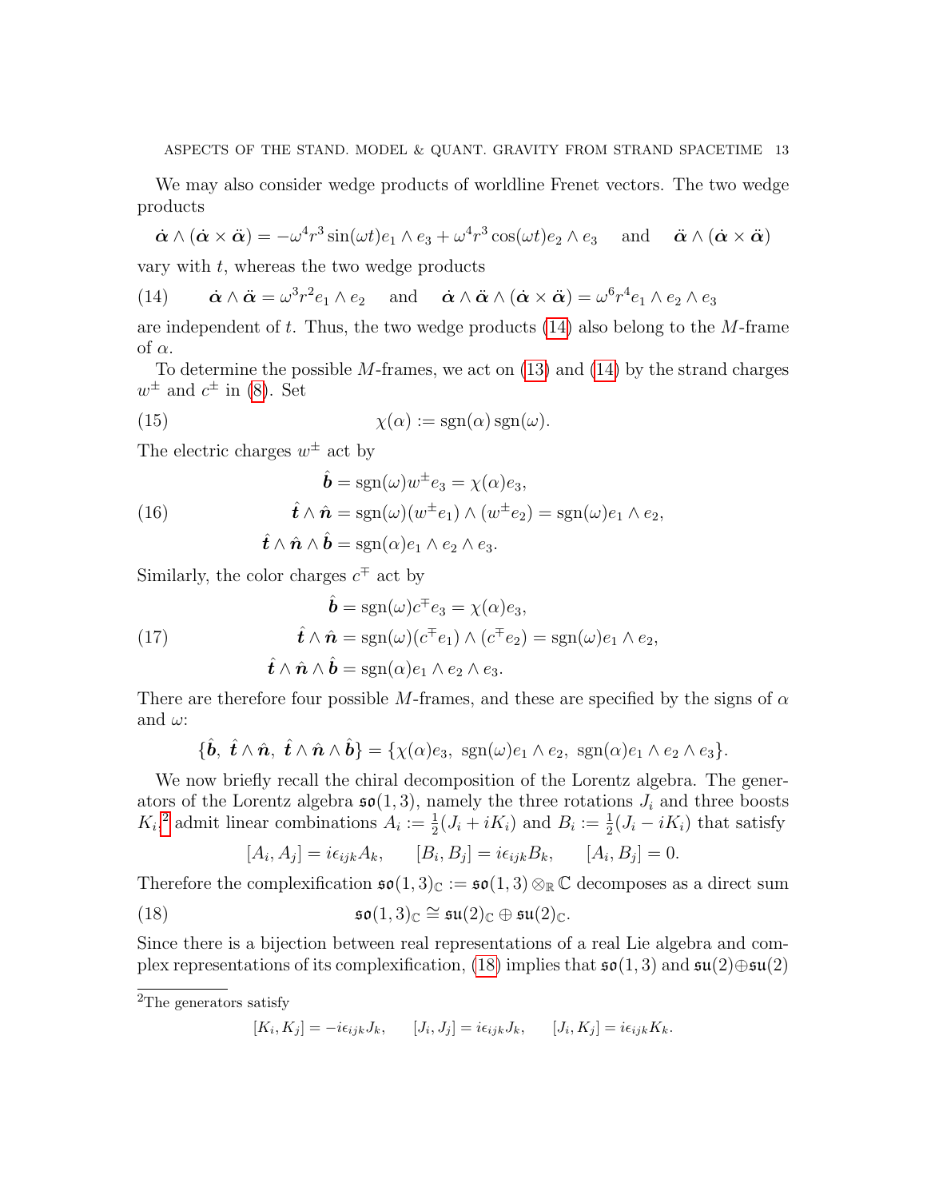We may also consider wedge products of worldline Frenet vectors. The two wedge products

$$\dot{\boldsymbol{\alpha}} \wedge (\dot{\boldsymbol{\alpha}} \times \ddot{\boldsymbol{\alpha}}) = -\omega^4 r^3 \sin(\omega t) e_1 \wedge e_3 + \omega^4 r^3 \cos(\omega t) e_2 \wedge e_3 \quad \text{and} \quad \ddot{\boldsymbol{\alpha}} \wedge (\dot{\boldsymbol{\alpha}} \times \ddot{\boldsymbol{\alpha}})$$

vary with $t$, whereas the two wedge products

$$\dot{\boldsymbol{\alpha}} \wedge \ddot{\boldsymbol{\alpha}} = \omega^3 r^2 e_1 \wedge e_2 \quad \text{and} \quad \dot{\boldsymbol{\alpha}} \wedge \ddot{\boldsymbol{\alpha}} \wedge (\dot{\boldsymbol{\alpha}} \times \ddot{\boldsymbol{\alpha}}) = \omega^6 r^4 e_1 \wedge e_2 \wedge e_3 \tag{14}$$

are independent of $t$. Thus, the two wedge products (14) also belong to the $M$-frame of $\alpha$.

To determine the possible $M$-frames, we act on (13) and (14) by the strand charges $w^{\pm}$ and $c^{\pm}$ in (8). Set

$$\chi(\alpha) := \operatorname{sgn}(\alpha)\operatorname{sgn}(\omega). \tag{15}$$

The electric charges $w^{\pm}$ act by

$$\begin{aligned} \hat{\boldsymbol{b}} &= \operatorname{sgn}(\omega) w^{\pm} e_3 = \chi(\alpha) e_3, \\ \hat{\boldsymbol{t}} \wedge \hat{\boldsymbol{n}} &= \operatorname{sgn}(\omega)(w^{\pm} e_1) \wedge (w^{\pm} e_2) = \operatorname{sgn}(\omega) e_1 \wedge e_2, \\ \hat{\boldsymbol{t}} \wedge \hat{\boldsymbol{n}} \wedge \hat{\boldsymbol{b}} &= \operatorname{sgn}(\alpha) e_1 \wedge e_2 \wedge e_3. \end{aligned} \tag{16}$$

Similarly, the color charges $c^{\mp}$ act by

$$\begin{aligned} \hat{\boldsymbol{b}} &= \operatorname{sgn}(\omega) c^{\mp} e_3 = \chi(\alpha) e_3, \\ \hat{\boldsymbol{t}} \wedge \hat{\boldsymbol{n}} &= \operatorname{sgn}(\omega)(c^{\mp} e_1) \wedge (c^{\mp} e_2) = \operatorname{sgn}(\omega) e_1 \wedge e_2, \\ \hat{\boldsymbol{t}} \wedge \hat{\boldsymbol{n}} \wedge \hat{\boldsymbol{b}} &= \operatorname{sgn}(\alpha) e_1 \wedge e_2 \wedge e_3. \end{aligned} \tag{17}$$

There are therefore four possible $M$-frames, and these are specified by the signs of $\alpha$ and $\omega$:

$$\{\hat{\boldsymbol{b}},\ \hat{\boldsymbol{t}} \wedge \hat{\boldsymbol{n}},\ \hat{\boldsymbol{t}} \wedge \hat{\boldsymbol{n}} \wedge \hat{\boldsymbol{b}}\} = \{\chi(\alpha) e_3,\ \operatorname{sgn}(\omega) e_1 \wedge e_2,\ \operatorname{sgn}(\alpha) e_1 \wedge e_2 \wedge e_3\}.$$

We now briefly recall the chiral decomposition of the Lorentz algebra. The generators of the Lorentz algebra $\mathfrak{so}(1,3)$, namely the three rotations $J_i$ and three boosts $K_i$,[2] admit linear combinations $A_i := \frac{1}{2}(J_i + iK_i)$ and $B_i := \frac{1}{2}(J_i - iK_i)$ that satisfy

$$[A_i, A_j] = i\epsilon_{ijk} A_k, \qquad [B_i, B_j] = i\epsilon_{ijk} B_k, \qquad [A_i, B_j] = 0.$$

Therefore the complexification $\mathfrak{so}(1,3)_{\mathbb{C}} := \mathfrak{so}(1,3) \otimes_{\mathbb{R}} \mathbb{C}$ decomposes as a direct sum

$$\mathfrak{so}(1,3)_{\mathbb{C}} \cong \mathfrak{su}(2)_{\mathbb{C}} \oplus \mathfrak{su}(2)_{\mathbb{C}}. \tag{18}$$

Since there is a bijection between real representations of a real Lie algebra and complex representations of its complexification, (18) implies that $\mathfrak{so}(1,3)$ and $\mathfrak{su}(2) \oplus \mathfrak{su}(2)$

---

[2] The generators satisfy

$$[K_i, K_j] = -i\epsilon_{ijk} J_k, \qquad [J_i, J_j] = i\epsilon_{ijk} J_k, \qquad [J_i, K_j] = i\epsilon_{ijk} K_k.$$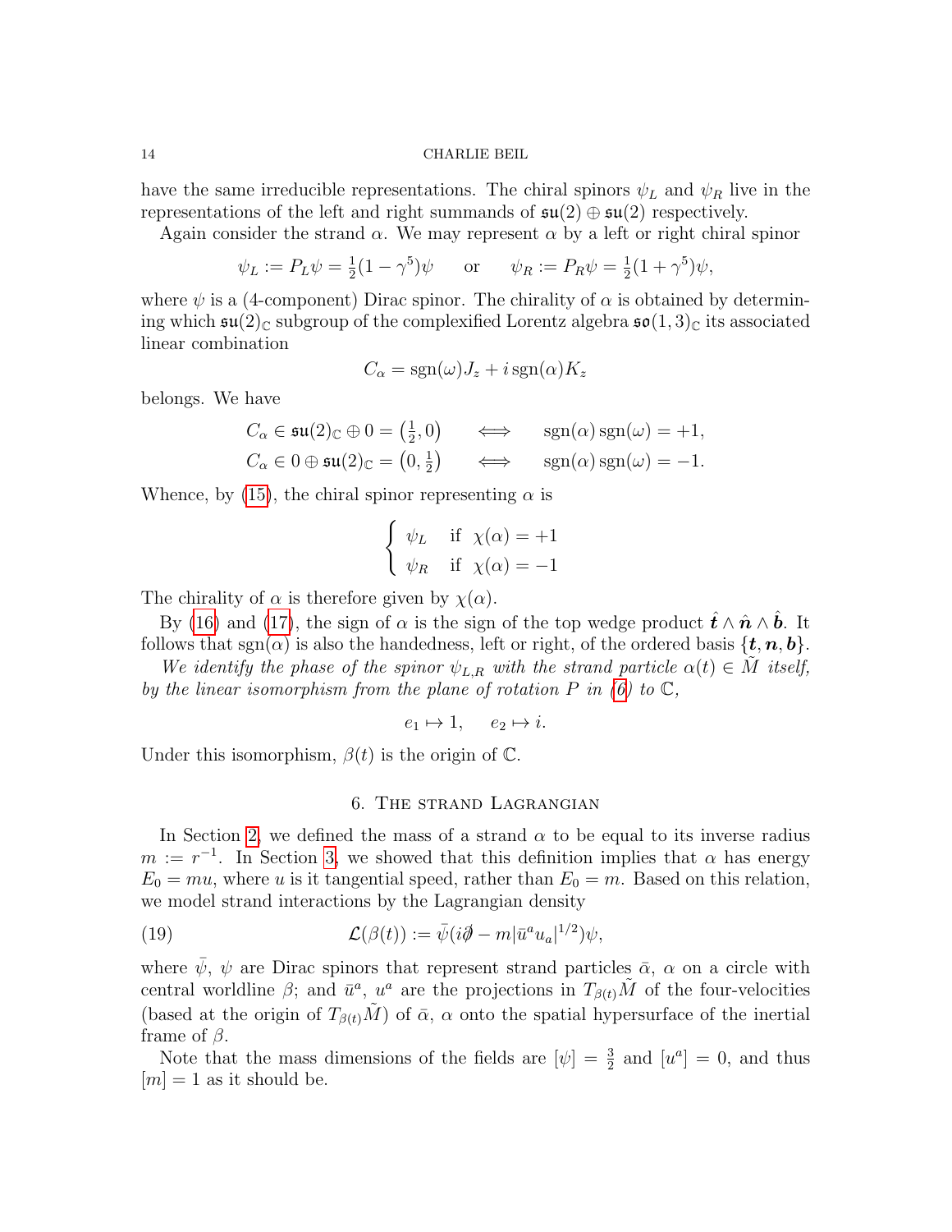have the same irreducible representations. The chiral spinors $\psi_L$ and $\psi_R$ live in the representations of the left and right summands of $\mathfrak{su}(2) \oplus \mathfrak{su}(2)$ respectively.

Again consider the strand $\alpha$. We may represent $\alpha$ by a left or right chiral spinor

$$\psi_L := P_L \psi = \tfrac{1}{2}(1 - \gamma^5)\psi \qquad \text{or} \qquad \psi_R := P_R \psi = \tfrac{1}{2}(1 + \gamma^5)\psi,$$

where $\psi$ is a (4-component) Dirac spinor. The chirality of $\alpha$ is obtained by determining which $\mathfrak{su}(2)_{\mathbb{C}}$ subgroup of the complexified Lorentz algebra $\mathfrak{so}(1,3)_{\mathbb{C}}$ its associated linear combination

$$C_\alpha = \operatorname{sgn}(\omega) J_z + i \operatorname{sgn}(\alpha) K_z$$

belongs. We have

$$\begin{aligned} C_\alpha \in \mathfrak{su}(2)_{\mathbb{C}} \oplus 0 = \left(\tfrac{1}{2}, 0\right) \qquad &\Longleftrightarrow \qquad \operatorname{sgn}(\alpha)\operatorname{sgn}(\omega) = +1, \\ C_\alpha \in 0 \oplus \mathfrak{su}(2)_{\mathbb{C}} = \left(0, \tfrac{1}{2}\right) \qquad &\Longleftrightarrow \qquad \operatorname{sgn}(\alpha)\operatorname{sgn}(\omega) = -1. \end{aligned}$$

Whence, by (15), the chiral spinor representing $\alpha$ is

$$\begin{cases} \psi_L & \text{if } \ \chi(\alpha) = +1 \\ \psi_R & \text{if } \ \chi(\alpha) = -1 \end{cases}$$

The chirality of $\alpha$ is therefore given by $\chi(\alpha)$.

By (16) and (17), the sign of $\alpha$ is the sign of the top wedge product $\hat{\boldsymbol{t}} \wedge \hat{\boldsymbol{n}} \wedge \hat{\boldsymbol{b}}$. It follows that $\operatorname{sgn}(\alpha)$ is also the handedness, left or right, of the ordered basis $\{\boldsymbol{t}, \boldsymbol{n}, \boldsymbol{b}\}$.

*We identify the phase of the spinor $\psi_{L,R}$ with the strand particle $\alpha(t) \in \tilde{M}$ itself, by the linear isomorphism from the plane of rotation $P$ in (6) to $\mathbb{C}$,*

$$e_1 \mapsto 1, \qquad e_2 \mapsto i.$$

Under this isomorphism, $\beta(t)$ is the origin of $\mathbb{C}$.

## 6. The strand Lagrangian

In Section 2, we defined the mass of a strand $\alpha$ to be equal to its inverse radius $m := r^{-1}$. In Section 3, we showed that this definition implies that $\alpha$ has energy $E_0 = mu$, where $u$ is it tangential speed, rather than $E_0 = m$. Based on this relation, we model strand interactions by the Lagrangian density

$$\mathcal{L}(\beta(t)) := \bar{\psi}(i\partial\!\!\!/ - m|\bar{u}^a u_a|^{1/2})\psi, \tag{19}$$

where $\bar{\psi}$, $\psi$ are Dirac spinors that represent strand particles $\bar{\alpha}$, $\alpha$ on a circle with central worldline $\beta$; and $\bar{u}^a$, $u^a$ are the projections in $T_{\beta(t)}\tilde{M}$ of the four-velocities (based at the origin of $T_{\beta(t)}\tilde{M}$) of $\bar{\alpha}$, $\alpha$ onto the spatial hypersurface of the inertial frame of $\beta$.

Note that the mass dimensions of the fields are $[\psi] = \frac{3}{2}$ and $[u^a] = 0$, and thus $[m] = 1$ as it should be.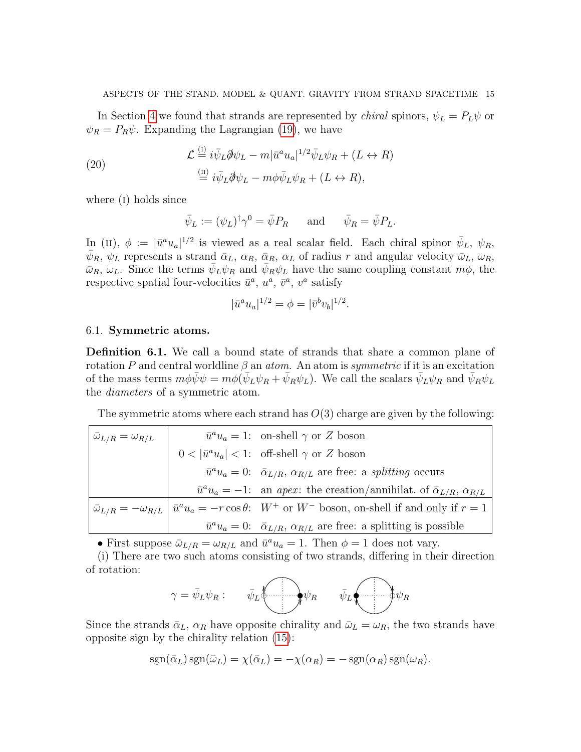In Section 4 we found that strands are represented by *chiral* spinors, $\psi_L = P_L\psi$ or $\psi_R = P_R\psi$. Expanding the Lagrangian (19), we have

$$
\begin{aligned}
\mathcal{L} &\overset{(\text{I})}{=} i\bar{\psi}_L \partial\!\!\!/ \psi_L - m|\bar{u}^a u_a|^{1/2}\bar{\psi}_L\psi_R + (L \leftrightarrow R)\\
&\overset{(\text{II})}{=} i\bar{\psi}_L \partial\!\!\!/ \psi_L - m\phi\bar{\psi}_L\psi_R + (L \leftrightarrow R),
\end{aligned} \tag{20}
$$

where (I) holds since

$$
\bar{\psi}_L := (\psi_L)^\dagger \gamma^0 = \bar{\psi}P_R \qquad \text{and} \qquad \bar{\psi}_R = \bar{\psi}P_L.
$$

In (II), $\phi := |\bar{u}^a u_a|^{1/2}$ is viewed as a real scalar field. Each chiral spinor $\bar{\psi}_L$, $\psi_R$, $\bar{\psi}_R$, $\psi_L$ represents a strand $\bar{\alpha}_L$, $\alpha_R$, $\bar{\alpha}_R$, $\alpha_L$ of radius $r$ and angular velocity $\bar{\omega}_L$, $\omega_R$, $\bar{\omega}_R$, $\omega_L$. Since the terms $\bar{\psi}_L\psi_R$ and $\bar{\psi}_R\psi_L$ have the same coupling constant $m\phi$, the respective spatial four-velocities $\bar{u}^a$, $u^a$, $\bar{v}^a$, $v^a$ satisfy

$$
|\bar{u}^a u_a|^{1/2} = \phi = |\bar{v}^b v_b|^{1/2}.
$$

### 6.1. **Symmetric atoms.**

**Definition 6.1.** We call a bound state of strands that share a common plane of rotation $P$ and central worldline $\beta$ an *atom*. An atom is *symmetric* if it is an excitation of the mass terms $m\phi\bar{\psi}\psi = m\phi(\bar{\psi}_L\psi_R + \bar{\psi}_R\psi_L)$. We call the scalars $\bar{\psi}_L\psi_R$ and $\bar{\psi}_R\psi_L$ the *diameters* of a symmetric atom.

The symmetric atoms where each strand has $O(3)$ charge are given by the following:

| | | |
|---|---|---|
| $\bar{\omega}_{L/R} = \omega_{R/L}$ | $\bar{u}^a u_a = 1$: | on-shell $\gamma$ or $Z$ boson |
| | $0 < \lvert\bar{u}^a u_a\rvert < 1$: | off-shell $\gamma$ or $Z$ boson |
| | $\bar{u}^a u_a = 0$: | $\bar{\alpha}_{L/R}$, $\alpha_{R/L}$ are free: a *splitting* occurs |
| | $\bar{u}^a u_a = -1$: | an *apex*: the creation/annihilat. of $\bar{\alpha}_{L/R}$, $\alpha_{R/L}$ |
| $\bar{\omega}_{L/R} = -\omega_{R/L}$ | $\bar{u}^a u_a = -r\cos\theta$: | $W^+$ or $W^-$ boson, on-shell if and only if $r = 1$ |
| | $\bar{u}^a u_a = 0$: | $\bar{\alpha}_{L/R}$, $\alpha_{R/L}$ are free: a splitting is possible |

- First suppose $\bar{\omega}_{L/R} = \omega_{R/L}$ and $\bar{u}^a u_a = 1$. Then $\phi = 1$ does not vary.

(i) There are two such atoms consisting of two strands, differing in their direction of rotation:

$$
\gamma = \bar{\psi}_L\psi_R : \qquad \bar{\psi}_L \bigcirc \psi_R \qquad \bar{\psi}_L \bigcirc \psi_R
$$

Since the strands $\bar{\alpha}_L$, $\alpha_R$ have opposite chirality and $\bar{\omega}_L = \omega_R$, the two strands have opposite sign by the chirality relation (15):

$$
\operatorname{sgn}(\bar{\alpha}_L)\operatorname{sgn}(\bar{\omega}_L) = \chi(\bar{\alpha}_L) = -\chi(\alpha_R) = -\operatorname{sgn}(\alpha_R)\operatorname{sgn}(\omega_R).
$$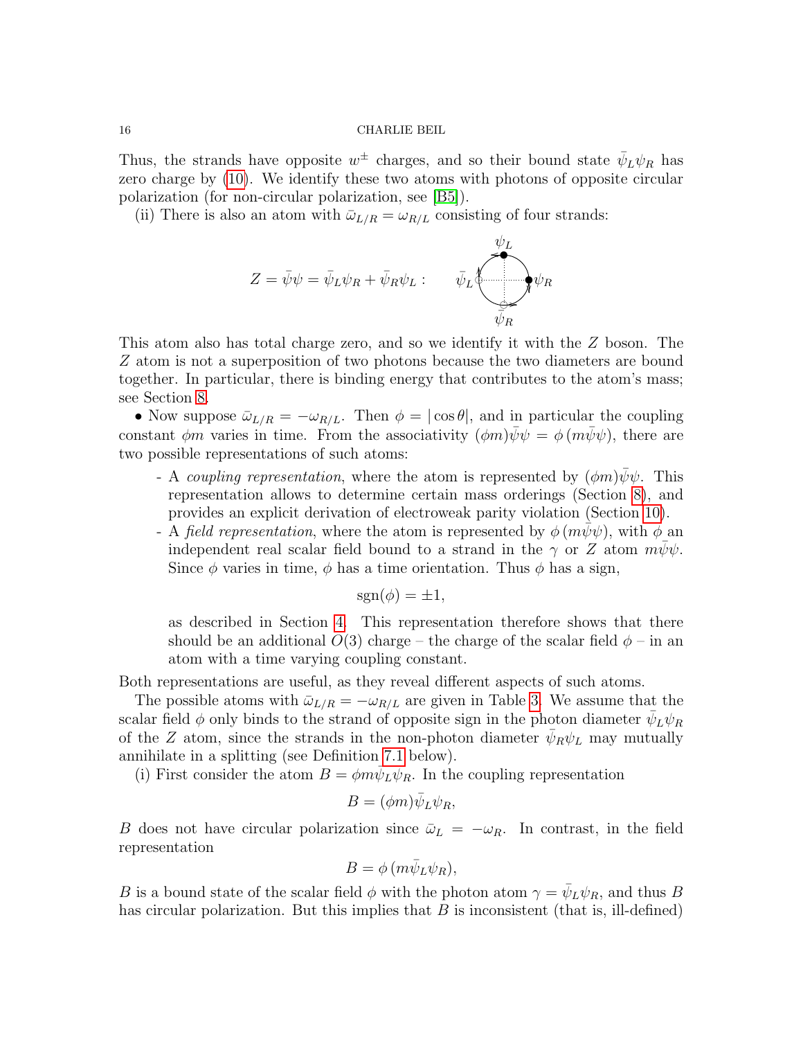Thus, the strands have opposite $w^{\pm}$ charges, and so their bound state $\bar{\psi}_L\psi_R$ has zero charge by (10). We identify these two atoms with photons of opposite circular polarization (for non-circular polarization, see [B5]).

(ii) There is also an atom with $\bar{\omega}_{L/R} = \omega_{R/L}$ consisting of four strands:

$$Z = \bar{\psi}\psi = \bar{\psi}_L\psi_R + \bar{\psi}_R\psi_L :$$

This atom also has total charge zero, and so we identify it with the $Z$ boson. The $Z$ atom is not a superposition of two photons because the two diameters are bound together. In particular, there is binding energy that contributes to the atom's mass; see Section 8.

• Now suppose $\bar{\omega}_{L/R} = -\omega_{R/L}$. Then $\phi = |\cos\theta|$, and in particular the coupling constant $\phi m$ varies in time. From the associativity $(\phi m)\bar{\psi}\psi = \phi\,(m\bar{\psi}\psi)$, there are two possible representations of such atoms:

- A *coupling representation*, where the atom is represented by $(\phi m)\bar{\psi}\psi$. This representation allows to determine certain mass orderings (Section 8), and provides an explicit derivation of electroweak parity violation (Section 10).
- A *field representation*, where the atom is represented by $\phi\,(m\bar{\psi}\psi)$, with $\phi$ an independent real scalar field bound to a strand in the $\gamma$ or $Z$ atom $m\bar{\psi}\psi$. Since $\phi$ varies in time, $\phi$ has a time orientation. Thus $\phi$ has a sign,

$$\operatorname{sgn}(\phi) = \pm 1,$$

as described in Section 4. This representation therefore shows that there should be an additional $O(3)$ charge – the charge of the scalar field $\phi$ – in an atom with a time varying coupling constant.

Both representations are useful, as they reveal different aspects of such atoms.

The possible atoms with $\bar{\omega}_{L/R} = -\omega_{R/L}$ are given in Table 3. We assume that the scalar field $\phi$ only binds to the strand of opposite sign in the photon diameter $\bar{\psi}_L\psi_R$ of the $Z$ atom, since the strands in the non-photon diameter $\bar{\psi}_R\psi_L$ may mutually annihilate in a splitting (see Definition 7.1 below).

(i) First consider the atom $B = \phi m\bar{\psi}_L\psi_R$. In the coupling representation

$$B = (\phi m)\bar{\psi}_L\psi_R,$$

$B$ does not have circular polarization since $\bar{\omega}_L = -\omega_R$. In contrast, in the field representation

$$B = \phi\,(m\bar{\psi}_L\psi_R),$$

$B$ is a bound state of the scalar field $\phi$ with the photon atom $\gamma = \bar{\psi}_L\psi_R$, and thus $B$ has circular polarization. But this implies that $B$ is inconsistent (that is, ill-defined)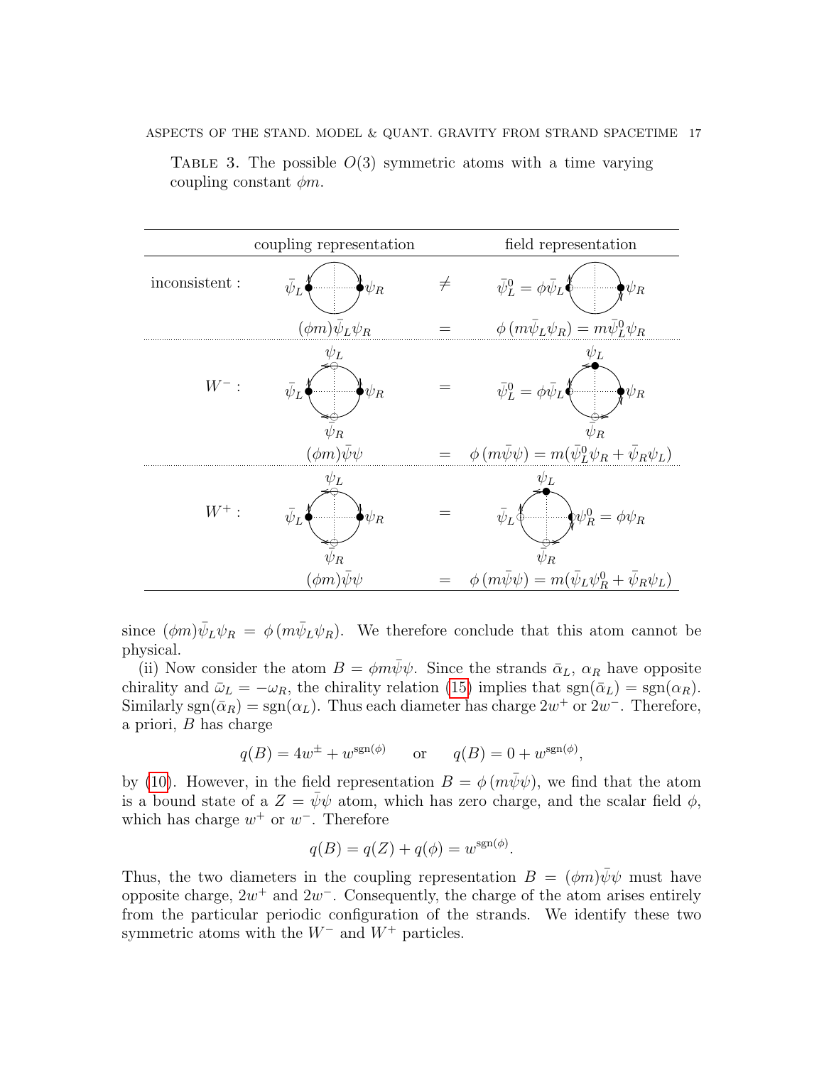Table 3. The possible $O(3)$ symmetric atoms with a time varying coupling constant $\phi m$.

| | coupling representation | | field representation |
|---|---|---|---|
| inconsistent : | $\bar{\psi}_L$ ● ● $\psi_R$ | $\neq$ | $\bar{\psi}^0_L = \phi\bar{\psi}_L$ ● ● $\psi_R$ |
| | $(\phi m)\bar{\psi}_L\psi_R$ | $=$ | $\phi\,(m\bar{\psi}_L\psi_R) = m\bar{\psi}^0_L\psi_R$ |
| $W^-$ : | $\psi_L$, $\bar{\psi}_L$, $\psi_R$, $\bar{\psi}_R$ | $=$ | $\psi_L$, $\bar{\psi}^0_L = \phi\bar{\psi}_L$, $\psi_R$, $\bar{\psi}_R$ |
| | $(\phi m)\bar{\psi}\psi$ | $=$ | $\phi\,(m\bar{\psi}\psi) = m(\bar{\psi}^0_L\psi_R + \bar{\psi}_R\psi_L)$ |
| $W^+$ : | $\psi_L$, $\bar{\psi}_L$, $\psi_R$, $\bar{\psi}_R$ | $=$ | $\psi_L$, $\bar{\psi}_L$, $\psi^0_R = \phi\psi_R$, $\bar{\psi}_R$ |
| | $(\phi m)\bar{\psi}\psi$ | $=$ | $\phi\,(m\bar{\psi}\psi) = m(\bar{\psi}_L\psi^0_R + \bar{\psi}_R\psi_L)$ |

since $(\phi m)\bar{\psi}_L\psi_R = \phi\,(m\bar{\psi}_L\psi_R)$. We therefore conclude that this atom cannot be physical.

(ii) Now consider the atom $B = \phi m\bar{\psi}\psi$. Since the strands $\bar{\alpha}_L$, $\alpha_R$ have opposite chirality and $\bar{\omega}_L = -\omega_R$, the chirality relation (15) implies that $\operatorname{sgn}(\bar{\alpha}_L) = \operatorname{sgn}(\alpha_R)$. Similarly $\operatorname{sgn}(\bar{\alpha}_R) = \operatorname{sgn}(\alpha_L)$. Thus each diameter has charge $2w^+$ or $2w^-$. Therefore, a priori, $B$ has charge

$$q(B) = 4w^{\pm} + w^{\operatorname{sgn}(\phi)} \qquad \text{or} \qquad q(B) = 0 + w^{\operatorname{sgn}(\phi)},$$

by (10). However, in the field representation $B = \phi\,(m\bar{\psi}\psi)$, we find that the atom is a bound state of a $Z = \bar{\psi}\psi$ atom, which has zero charge, and the scalar field $\phi$, which has charge $w^+$ or $w^-$. Therefore

$$q(B) = q(Z) + q(\phi) = w^{\operatorname{sgn}(\phi)}.$$

Thus, the two diameters in the coupling representation $B = (\phi m)\bar{\psi}\psi$ must have opposite charge, $2w^+$ and $2w^-$. Consequently, the charge of the atom arises entirely from the particular periodic configuration of the strands. We identify these two symmetric atoms with the $W^-$ and $W^+$ particles.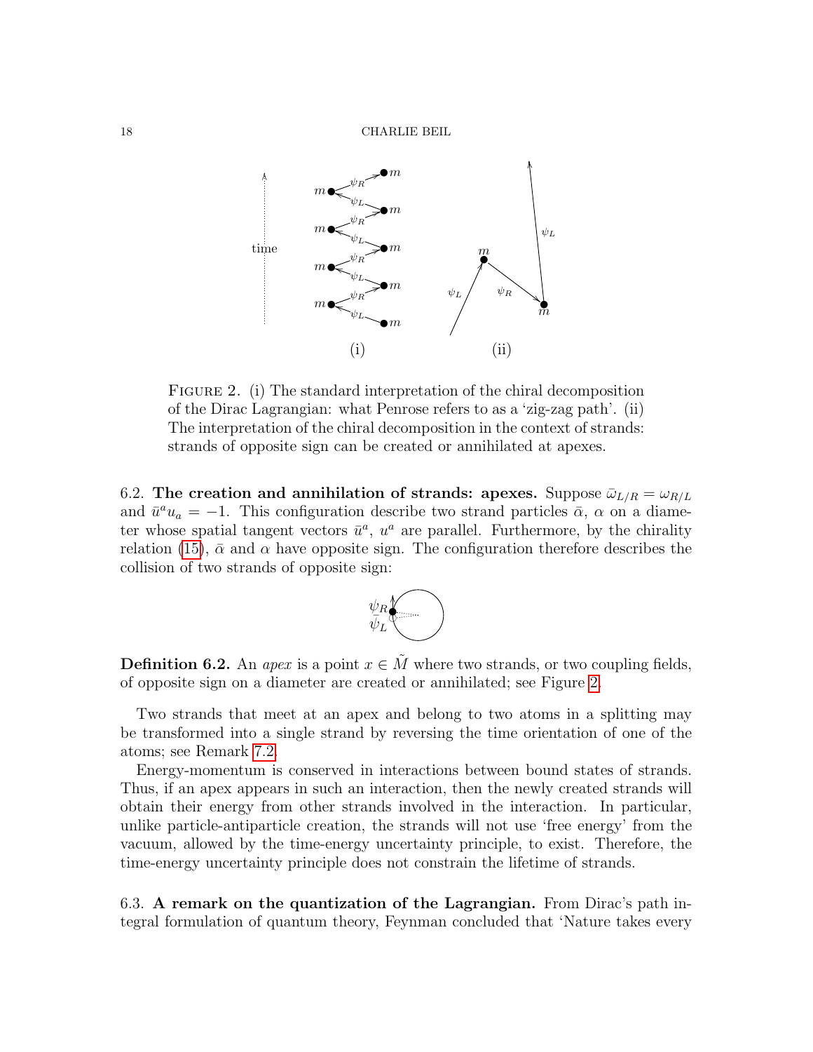FIGURE 2. (i) The standard interpretation of the chiral decomposition of the Dirac Lagrangian: what Penrose refers to as a 'zig-zag path'. (ii) The interpretation of the chiral decomposition in the context of strands: strands of opposite sign can be created or annihilated at apexes.

6.2. **The creation and annihilation of strands: apexes.** Suppose $\bar{\omega}_{L/R} = \omega_{R/L}$ and $\bar{u}^a u_a = -1$. This configuration describe two strand particles $\bar{\alpha}$, $\alpha$ on a diameter whose spatial tangent vectors $\bar{u}^a$, $u^a$ are parallel. Furthermore, by the chirality relation (15), $\bar{\alpha}$ and $\alpha$ have opposite sign. The configuration therefore describes the collision of two strands of opposite sign:

**Definition 6.2.** An *apex* is a point $x \in \tilde{M}$ where two strands, or two coupling fields, of opposite sign on a diameter are created or annihilated; see Figure 2.

Two strands that meet at an apex and belong to two atoms in a splitting may be transformed into a single strand by reversing the time orientation of one of the atoms; see Remark 7.2.

Energy-momentum is conserved in interactions between bound states of strands. Thus, if an apex appears in such an interaction, then the newly created strands will obtain their energy from other strands involved in the interaction. In particular, unlike particle-antiparticle creation, the strands will not use 'free energy' from the vacuum, allowed by the time-energy uncertainty principle, to exist. Therefore, the time-energy uncertainty principle does not constrain the lifetime of strands.

6.3. **A remark on the quantization of the Lagrangian.** From Dirac's path integral formulation of quantum theory, Feynman concluded that 'Nature takes every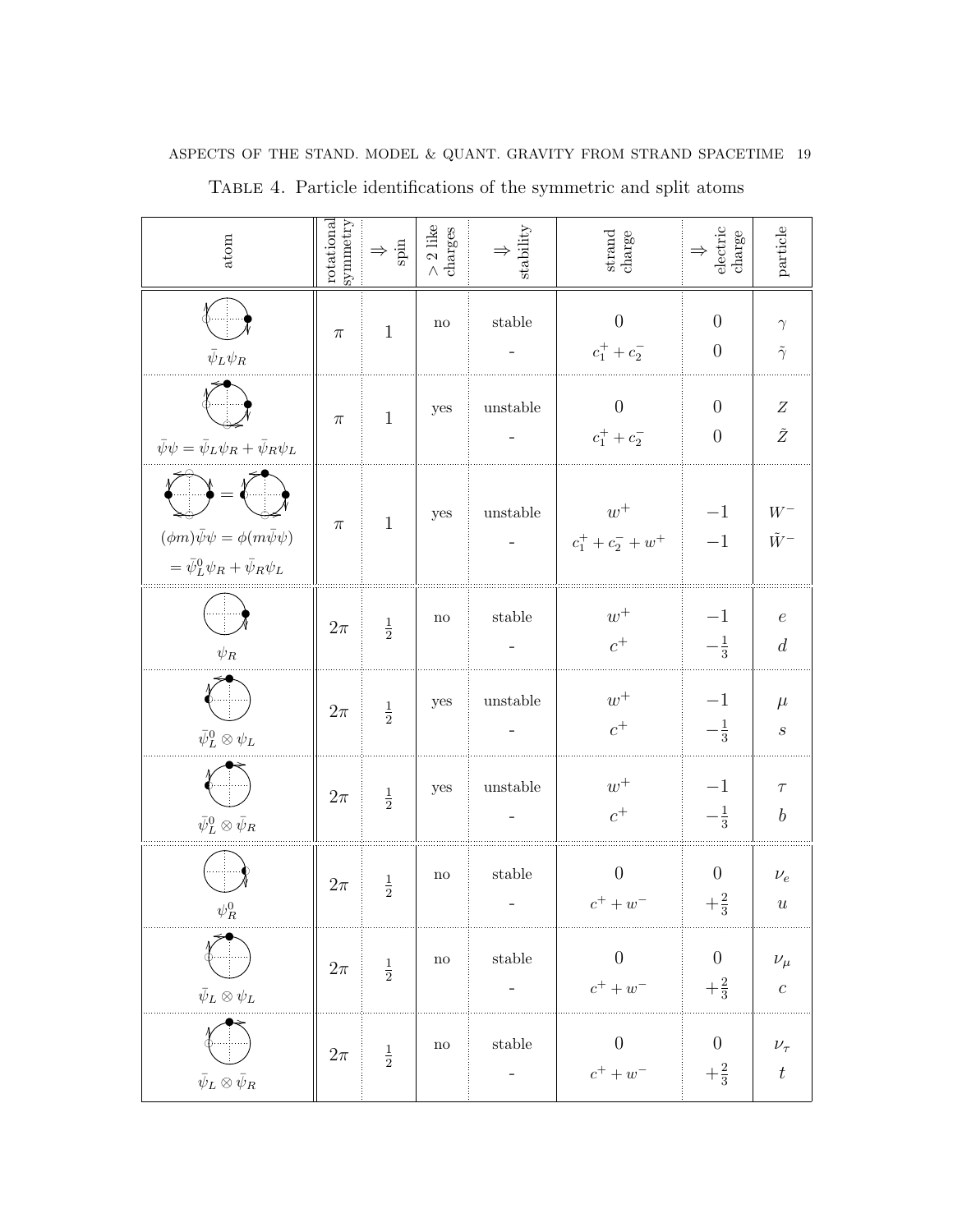Table 4. Particle identifications of the symmetric and split atoms

| atom | rotational symmetry | ⇒ spin | > 2 like charges | ⇒ stability | strand charge | ⇒ electric charge | particle |
|---|---|---|---|---|---|---|---|
| $\bar{\psi}_L\psi_R$ | $\pi$ | 1 | no | stable | $0$ | $0$ | $\gamma$ |
| | | | | - | $c_1^+ + c_2^-$ | $0$ | $\tilde{\gamma}$ |
| $\bar{\psi}\psi = \bar{\psi}_L\psi_R + \bar{\psi}_R\psi_L$ | $\pi$ | 1 | yes | unstable | $0$ | $0$ | $Z$ |
| | | | | - | $c_1^+ + c_2^-$ | $0$ | $\tilde{Z}$ |
| $(\phi m)\bar{\psi}\psi = \phi(m\bar{\psi}\psi) = \bar{\psi}_L^0\psi_R + \bar{\psi}_R\psi_L$ | $\pi$ | 1 | yes | unstable | $w^+$ | $-1$ | $W^-$ |
| | | | | - | $c_1^+ + c_2^- + w^+$ | $-1$ | $\tilde{W}^-$ |
| $\psi_R$ | $2\pi$ | $\frac{1}{2}$ | no | stable | $w^+$ | $-1$ | $e$ |
| | | | | - | $c^+$ | $-\frac{1}{3}$ | $d$ |
| $\bar{\psi}_L^0 \otimes \psi_L$ | $2\pi$ | $\frac{1}{2}$ | yes | unstable | $w^+$ | $-1$ | $\mu$ |
| | | | | - | $c^+$ | $-\frac{1}{3}$ | $s$ |
| $\bar{\psi}_L^0 \otimes \bar{\psi}_R$ | $2\pi$ | $\frac{1}{2}$ | yes | unstable | $w^+$ | $-1$ | $\tau$ |
| | | | | - | $c^+$ | $-\frac{1}{3}$ | $b$ |
| $\psi_R^0$ | $2\pi$ | $\frac{1}{2}$ | no | stable | $0$ | $0$ | $\nu_e$ |
| | | | | - | $c^+ + w^-$ | $+\frac{2}{3}$ | $u$ |
| $\bar{\psi}_L \otimes \psi_L$ | $2\pi$ | $\frac{1}{2}$ | no | stable | $0$ | $0$ | $\nu_\mu$ |
| | | | | - | $c^+ + w^-$ | $+\frac{2}{3}$ | $c$ |
| $\bar{\psi}_L \otimes \bar{\psi}_R$ | $2\pi$ | $\frac{1}{2}$ | no | stable | $0$ | $0$ | $\nu_\tau$ |
| | | | | - | $c^+ + w^-$ | $+\frac{2}{3}$ | $t$ |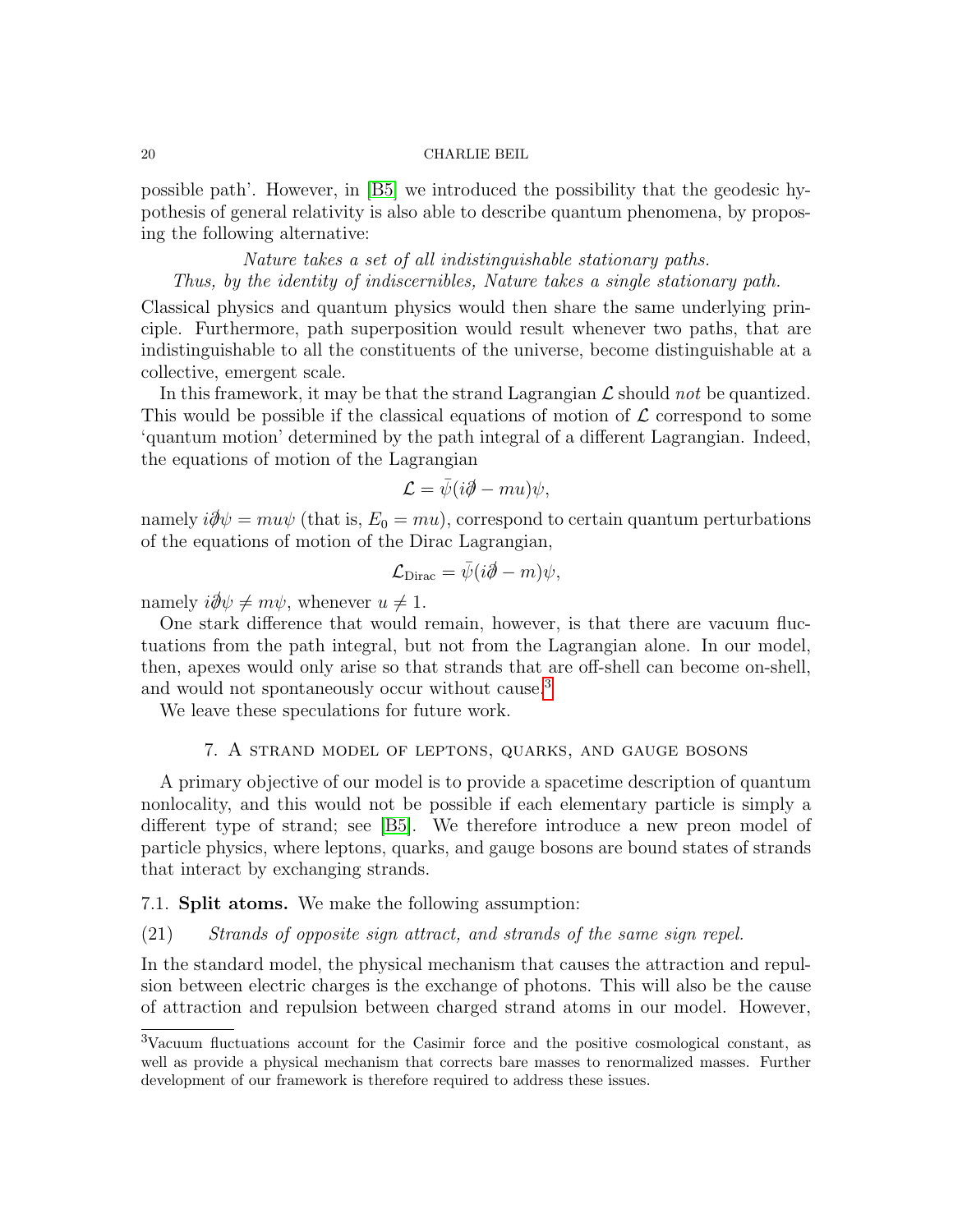possible path'. However, in [B5] we introduced the possibility that the geodesic hypothesis of general relativity is also able to describe quantum phenomena, by proposing the following alternative:

*Nature takes a set of all indistinguishable stationary paths.*
*Thus, by the identity of indiscernibles, Nature takes a single stationary path.*

Classical physics and quantum physics would then share the same underlying principle. Furthermore, path superposition would result whenever two paths, that are indistinguishable to all the constituents of the universe, become distinguishable at a collective, emergent scale.

In this framework, it may be that the strand Lagrangian $\mathcal{L}$ should *not* be quantized. This would be possible if the classical equations of motion of $\mathcal{L}$ correspond to some 'quantum motion' determined by the path integral of a different Lagrangian. Indeed, the equations of motion of the Lagrangian

$$\mathcal{L} = \bar{\psi}(i\partial\!\!\!/ - mu)\psi,$$

namely $i\partial\!\!\!/\psi = mu\psi$ (that is, $E_0 = mu$), correspond to certain quantum perturbations of the equations of motion of the Dirac Lagrangian,

$$\mathcal{L}_{\text{Dirac}} = \bar{\psi}(i\partial\!\!\!/ - m)\psi,$$

namely $i\partial\!\!\!/\psi \neq m\psi$, whenever $u \neq 1$.

One stark difference that would remain, however, is that there are vacuum fluctuations from the path integral, but not from the Lagrangian alone. In our model, then, apexes would only arise so that strands that are off-shell can become on-shell, and would not spontaneously occur without cause.[3]

We leave these speculations for future work.

## 7. A strand model of leptons, quarks, and gauge bosons

A primary objective of our model is to provide a spacetime description of quantum nonlocality, and this would not be possible if each elementary particle is simply a different type of strand; see [B5]. We therefore introduce a new preon model of particle physics, where leptons, quarks, and gauge bosons are bound states of strands that interact by exchanging strands.

### 7.1. Split atoms.

We make the following assumption:

(21) *Strands of opposite sign attract, and strands of the same sign repel.*

In the standard model, the physical mechanism that causes the attraction and repulsion between electric charges is the exchange of photons. This will also be the cause of attraction and repulsion between charged strand atoms in our model. However,

---

[3] Vacuum fluctuations account for the Casimir force and the positive cosmological constant, as well as provide a physical mechanism that corrects bare masses to renormalized masses. Further development of our framework is therefore required to address these issues.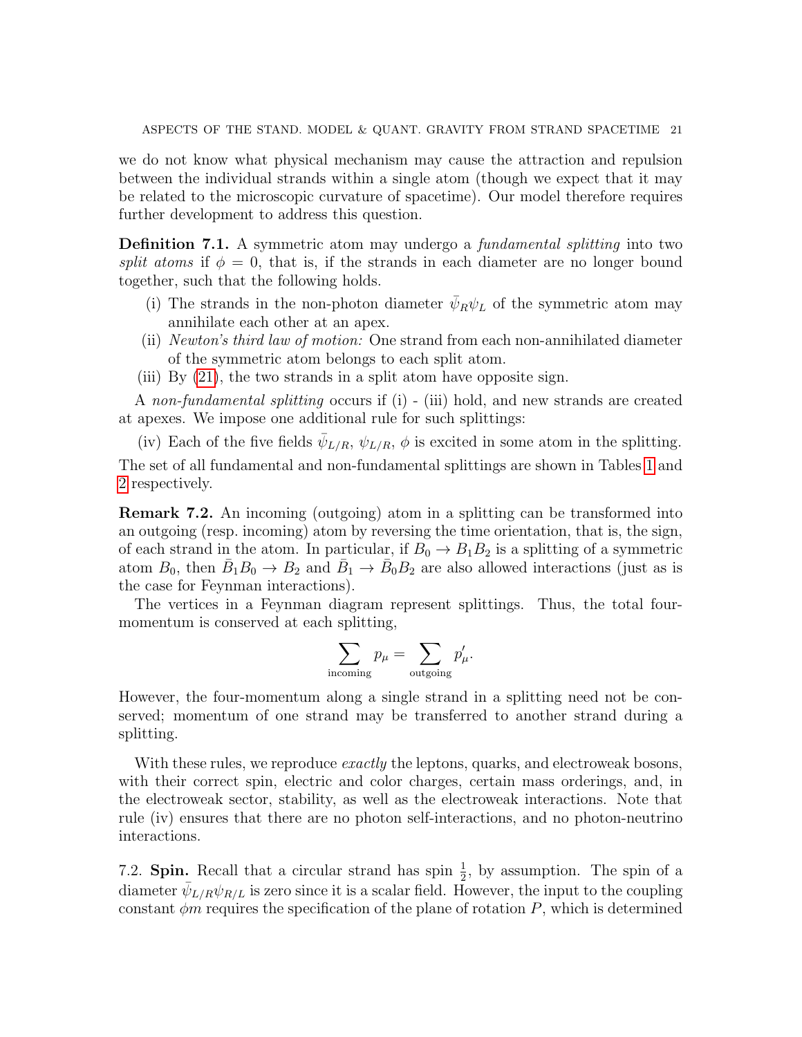we do not know what physical mechanism may cause the attraction and repulsion between the individual strands within a single atom (though we expect that it may be related to the microscopic curvature of spacetime). Our model therefore requires further development to address this question.

**Definition 7.1.** A symmetric atom may undergo a *fundamental splitting* into two *split atoms* if $\phi = 0$, that is, if the strands in each diameter are no longer bound together, such that the following holds.

- (i) The strands in the non-photon diameter $\bar{\psi}_R \psi_L$ of the symmetric atom may annihilate each other at an apex.
- (ii) *Newton's third law of motion:* One strand from each non-annihilated diameter of the symmetric atom belongs to each split atom.
- (iii) By (21), the two strands in a split atom have opposite sign.

A *non-fundamental splitting* occurs if (i) - (iii) hold, and new strands are created at apexes. We impose one additional rule for such splittings:

- (iv) Each of the five fields $\bar{\psi}_{L/R}$, $\psi_{L/R}$, $\phi$ is excited in some atom in the splitting.

The set of all fundamental and non-fundamental splittings are shown in Tables 1 and 2 respectively.

**Remark 7.2.** An incoming (outgoing) atom in a splitting can be transformed into an outgoing (resp. incoming) atom by reversing the time orientation, that is, the sign, of each strand in the atom. In particular, if $B_0 \to B_1 B_2$ is a splitting of a symmetric atom $B_0$, then $\bar{B}_1 B_0 \to B_2$ and $\bar{B}_1 \to \bar{B}_0 B_2$ are also allowed interactions (just as is the case for Feynman interactions).

The vertices in a Feynman diagram represent splittings. Thus, the total four-momentum is conserved at each splitting,

$$\sum_{\text{incoming}} p_\mu = \sum_{\text{outgoing}} p'_\mu.$$

However, the four-momentum along a single strand in a splitting need not be conserved; momentum of one strand may be transferred to another strand during a splitting.

With these rules, we reproduce *exactly* the leptons, quarks, and electroweak bosons, with their correct spin, electric and color charges, certain mass orderings, and, in the electroweak sector, stability, as well as the electroweak interactions. Note that rule (iv) ensures that there are no photon self-interactions, and no photon-neutrino interactions.

7.2. **Spin.** Recall that a circular strand has spin $\frac{1}{2}$, by assumption. The spin of a diameter $\bar{\psi}_{L/R} \psi_{R/L}$ is zero since it is a scalar field. However, the input to the coupling constant $\phi m$ requires the specification of the plane of rotation $P$, which is determined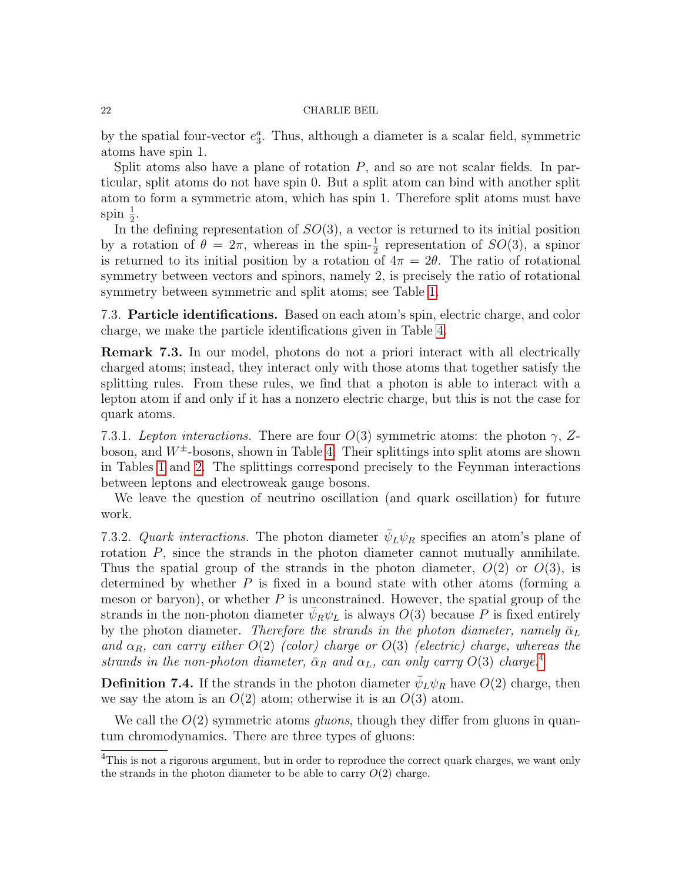by the spatial four-vector $e_3^a$. Thus, although a diameter is a scalar field, symmetric atoms have spin 1.

Split atoms also have a plane of rotation $P$, and so are not scalar fields. In particular, split atoms do not have spin 0. But a split atom can bind with another split atom to form a symmetric atom, which has spin 1. Therefore split atoms must have spin $\frac{1}{2}$.

In the defining representation of $SO(3)$, a vector is returned to its initial position by a rotation of $\theta = 2\pi$, whereas in the spin-$\frac{1}{2}$ representation of $SO(3)$, a spinor is returned to its initial position by a rotation of $4\pi = 2\theta$. The ratio of rotational symmetry between vectors and spinors, namely 2, is precisely the ratio of rotational symmetry between symmetric and split atoms; see Table 1.

7.3. **Particle identifications.** Based on each atom's spin, electric charge, and color charge, we make the particle identifications given in Table 4.

**Remark 7.3.** In our model, photons do not a priori interact with all electrically charged atoms; instead, they interact only with those atoms that together satisfy the splitting rules. From these rules, we find that a photon is able to interact with a lepton atom if and only if it has a nonzero electric charge, but this is not the case for quark atoms.

7.3.1. *Lepton interactions.* There are four $O(3)$ symmetric atoms: the photon $\gamma$, $Z$-boson, and $W^{\pm}$-bosons, shown in Table 4. Their splittings into split atoms are shown in Tables 1 and 2. The splittings correspond precisely to the Feynman interactions between leptons and electroweak gauge bosons.

We leave the question of neutrino oscillation (and quark oscillation) for future work.

7.3.2. *Quark interactions.* The photon diameter $\bar{\psi}_L \psi_R$ specifies an atom's plane of rotation $P$, since the strands in the photon diameter cannot mutually annihilate. Thus the spatial group of the strands in the photon diameter, $O(2)$ or $O(3)$, is determined by whether $P$ is fixed in a bound state with other atoms (forming a meson or baryon), or whether $P$ is unconstrained. However, the spatial group of the strands in the non-photon diameter $\bar{\psi}_R \psi_L$ is always $O(3)$ because $P$ is fixed entirely by the photon diameter. *Therefore the strands in the photon diameter, namely $\bar{\alpha}_L$ and $\alpha_R$, can carry either $O(2)$ (color) charge or $O(3)$ (electric) charge, whereas the strands in the non-photon diameter, $\bar{\alpha}_R$ and $\alpha_L$, can only carry $O(3)$ charge.*[4]

**Definition 7.4.** If the strands in the photon diameter $\bar{\psi}_L \psi_R$ have $O(2)$ charge, then we say the atom is an $O(2)$ atom; otherwise it is an $O(3)$ atom.

We call the $O(2)$ symmetric atoms *gluons*, though they differ from gluons in quantum chromodynamics. There are three types of gluons:

[4]This is not a rigorous argument, but in order to reproduce the correct quark charges, we want only the strands in the photon diameter to be able to carry $O(2)$ charge.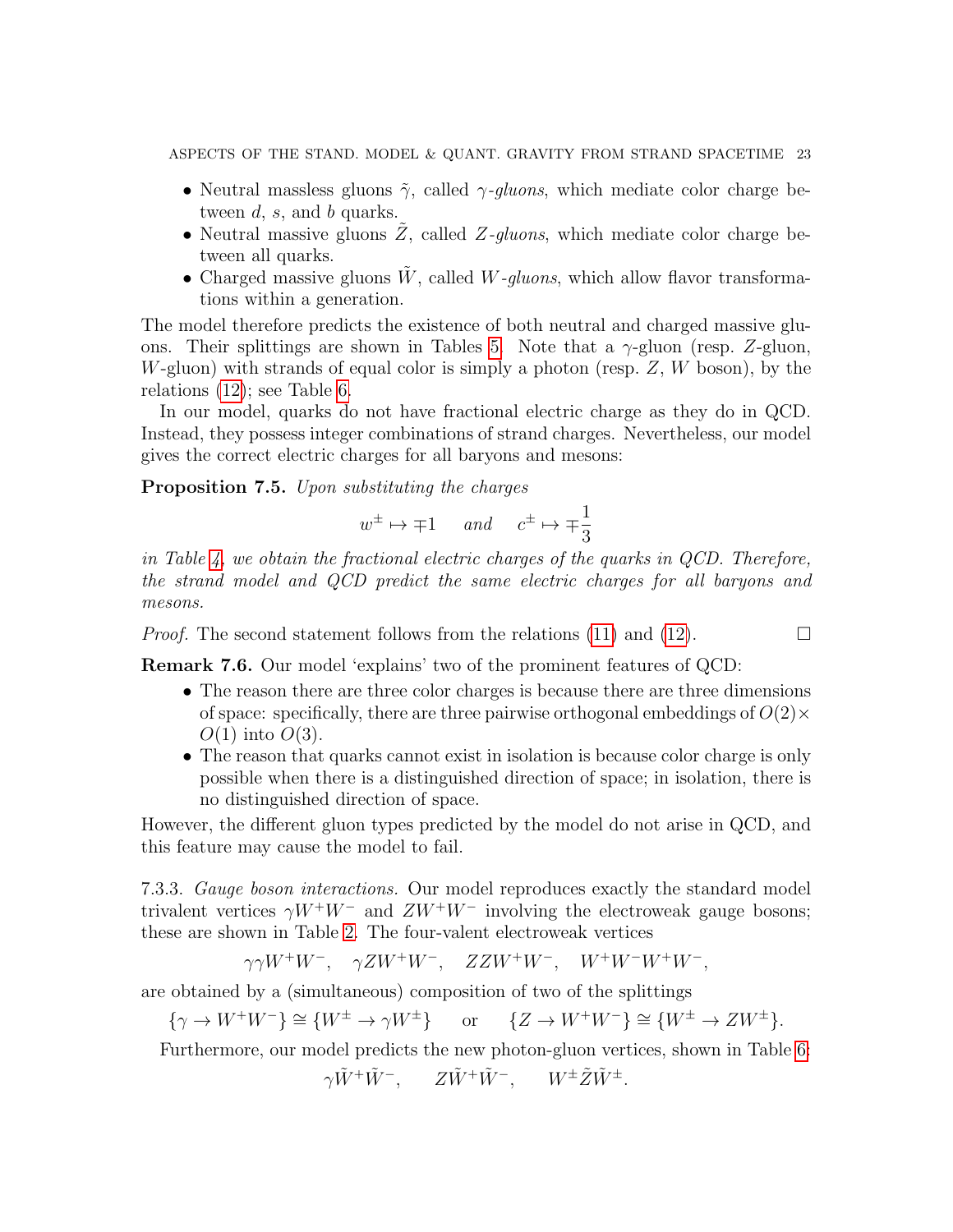- Neutral massless gluons $\tilde{\gamma}$, called *$\gamma$-gluons*, which mediate color charge between $d$, $s$, and $b$ quarks.
- Neutral massive gluons $\tilde{Z}$, called *$Z$-gluons*, which mediate color charge between all quarks.
- Charged massive gluons $\tilde{W}$, called *$W$-gluons*, which allow flavor transformations within a generation.

The model therefore predicts the existence of both neutral and charged massive gluons. Their splittings are shown in Tables 5. Note that a $\gamma$-gluon (resp. $Z$-gluon, $W$-gluon) with strands of equal color is simply a photon (resp. $Z$, $W$ boson), by the relations (12); see Table 6.

In our model, quarks do not have fractional electric charge as they do in QCD. Instead, they possess integer combinations of strand charges. Nevertheless, our model gives the correct electric charges for all baryons and mesons:

**Proposition 7.5.** *Upon substituting the charges*

$$w^{\pm} \mapsto \mp 1 \quad \text{and} \quad c^{\pm} \mapsto \mp \frac{1}{3}$$

*in Table 4, we obtain the fractional electric charges of the quarks in QCD. Therefore, the strand model and QCD predict the same electric charges for all baryons and mesons.*

*Proof.* The second statement follows from the relations (11) and (12). □

**Remark 7.6.** Our model 'explains' two of the prominent features of QCD:

- The reason there are three color charges is because there are three dimensions of space: specifically, there are three pairwise orthogonal embeddings of $O(2) \times O(1)$ into $O(3)$.
- The reason that quarks cannot exist in isolation is because color charge is only possible when there is a distinguished direction of space; in isolation, there is no distinguished direction of space.

However, the different gluon types predicted by the model do not arise in QCD, and this feature may cause the model to fail.

7.3.3. *Gauge boson interactions.* Our model reproduces exactly the standard model trivalent vertices $\gamma W^+W^-$ and $ZW^+W^-$ involving the electroweak gauge bosons; these are shown in Table 2. The four-valent electroweak vertices

$$\gamma\gamma W^+W^-, \quad \gamma Z W^+W^-, \quad ZZW^+W^-, \quad W^+W^-W^+W^-,$$

are obtained by a (simultaneous) composition of two of the splittings

$$\{\gamma \to W^+W^-\} \cong \{W^{\pm} \to \gamma W^{\pm}\} \quad \text{or} \quad \{Z \to W^+W^-\} \cong \{W^{\pm} \to ZW^{\pm}\}.$$

Furthermore, our model predicts the new photon-gluon vertices, shown in Table 6:

$$\gamma \tilde{W}^+\tilde{W}^-, \quad Z\tilde{W}^+\tilde{W}^-, \quad W^{\pm}\tilde{Z}\tilde{W}^{\pm}.$$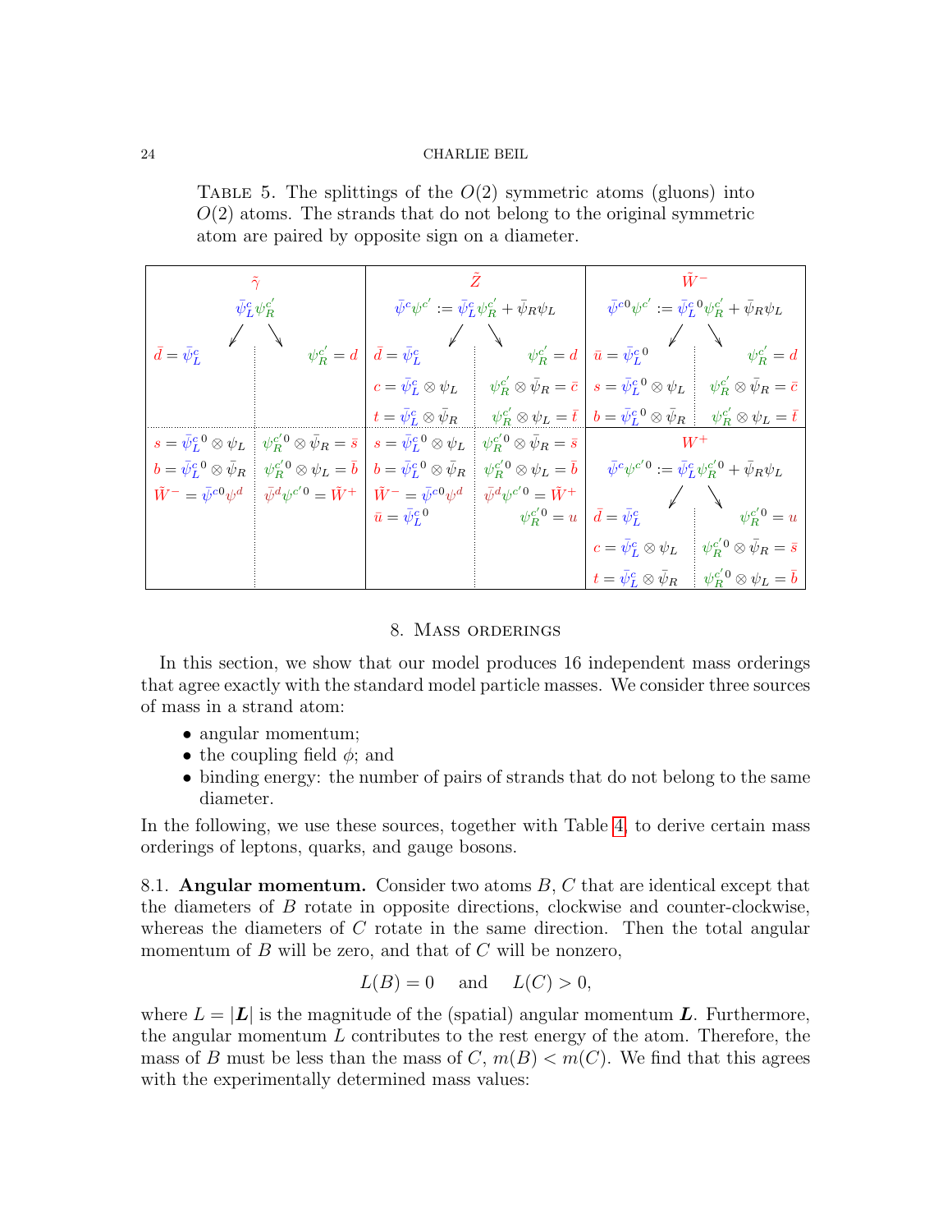TABLE 5. The splittings of the $O(2)$ symmetric atoms (gluons) into $O(2)$ atoms. The strands that do not belong to the original symmetric atom are paired by opposite sign on a diameter.

| $\tilde{\gamma}$ | | $\tilde{Z}$ | | $\tilde{W}^-$ | |
|---|---|---|---|---|---|
| $\bar{\psi}_L^c \psi_R^{c'}$ | | $\bar{\psi}^c \psi^{c'} := \bar{\psi}_L^c \psi_R^{c'} + \bar{\psi}_R \psi_L$ | | $\bar{\psi}^{c0} \psi^{c'} := \bar{\psi}_L^{c\,0} \psi_R^{c'} + \bar{\psi}_R \psi_L$ | |
| $\swarrow$ | $\searrow$ | $\swarrow$ | $\searrow$ | $\swarrow$ | $\searrow$ |
| $\bar{d} = \bar{\psi}_L^c$ | $\psi_R^{c'} = d$ | $\bar{d} = \bar{\psi}_L^c$ | $\psi_R^{c'} = d$ | $\bar{u} = \bar{\psi}_L^{c\,0}$ | $\psi_R^{c'} = d$ |
| | | $c = \bar{\psi}_L^c \otimes \psi_L$ | $\psi_R^{c'} \otimes \bar{\psi}_R = \bar{c}$ | $s = \bar{\psi}_L^{c\,0} \otimes \psi_L$ | $\psi_R^{c'} \otimes \bar{\psi}_R = \bar{c}$ |
| | | $t = \bar{\psi}_L^c \otimes \bar{\psi}_R$ | $\psi_R^{c'} \otimes \psi_L = \bar{t}$ | $b = \bar{\psi}_L^{c\,0} \otimes \bar{\psi}_R$ | $\psi_R^{c'} \otimes \psi_L = \bar{t}$ |
| $s = \bar{\psi}_L^{c\,0} \otimes \psi_L$ | $\psi_R^{c'0} \otimes \bar{\psi}_R = \bar{s}$ | $s = \bar{\psi}_L^{c\,0} \otimes \psi_L$ | $\psi_R^{c'0} \otimes \bar{\psi}_R = \bar{s}$ | $W^+$ | |
| $b = \bar{\psi}_L^{c\,0} \otimes \bar{\psi}_R$ | $\psi_R^{c'0} \otimes \psi_L = \bar{b}$ | $b = \bar{\psi}_L^{c\,0} \otimes \bar{\psi}_R$ | $\psi_R^{c'0} \otimes \psi_L = \bar{b}$ | $\bar{\psi}^c \psi^{c'0} := \bar{\psi}_L^c \psi_R^{c'0} + \bar{\psi}_R \psi_L$ | |
| $\tilde{W}^- = \bar{\psi}^{c0} \psi^d$ | $\bar{\psi}^d \psi^{c'0} = \tilde{W}^+$ | $\tilde{W}^- = \bar{\psi}^{c0} \psi^d$ | $\bar{\psi}^d \psi^{c'0} = \tilde{W}^+$ | $\swarrow$ | $\searrow$ |
| | | $\bar{u} = \bar{\psi}_L^{c\,0}$ | $\psi_R^{c'0} = u$ | $\bar{d} = \bar{\psi}_L^c$ | $\psi_R^{c'0} = u$ |
| | | | | $c = \bar{\psi}_L^c \otimes \psi_L$ | $\psi_R^{c'0} \otimes \bar{\psi}_R = \bar{s}$ |
| | | | | $t = \bar{\psi}_L^c \otimes \bar{\psi}_R$ | $\psi_R^{c'0} \otimes \psi_L = \bar{b}$ |

## 8. Mass orderings

In this section, we show that our model produces 16 independent mass orderings that agree exactly with the standard model particle masses. We consider three sources of mass in a strand atom:

- angular momentum;
- the coupling field $\phi$; and
- binding energy: the number of pairs of strands that do not belong to the same diameter.

In the following, we use these sources, together with Table 4, to derive certain mass orderings of leptons, quarks, and gauge bosons.

### 8.1. Angular momentum.

Consider two atoms $B$, $C$ that are identical except that the diameters of $B$ rotate in opposite directions, clockwise and counter-clockwise, whereas the diameters of $C$ rotate in the same direction. Then the total angular momentum of $B$ will be zero, and that of $C$ will be nonzero,

$$L(B) = 0 \quad \text{and} \quad L(C) > 0,$$

where $L = |\boldsymbol{L}|$ is the magnitude of the (spatial) angular momentum $\boldsymbol{L}$. Furthermore, the angular momentum $L$ contributes to the rest energy of the atom. Therefore, the mass of $B$ must be less than the mass of $C$, $m(B) < m(C)$. We find that this agrees with the experimentally determined mass values: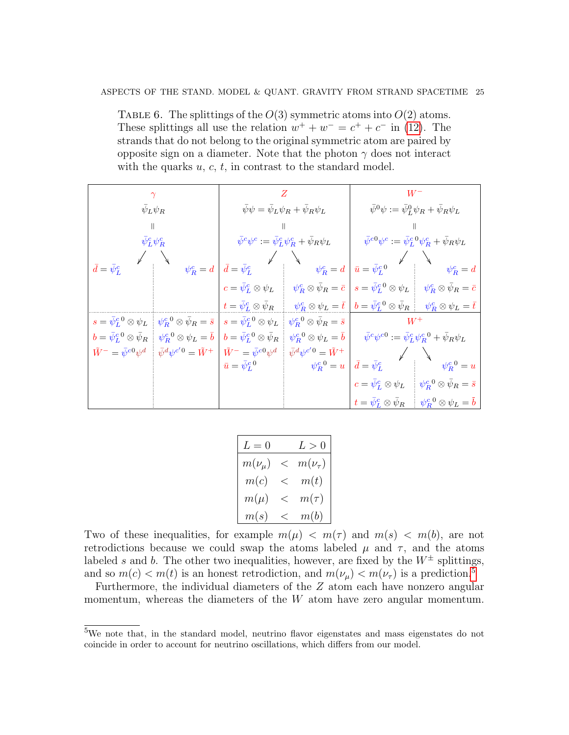TABLE 6. The splittings of the $O(3)$ symmetric atoms into $O(2)$ atoms. These splittings all use the relation $w^+ + w^- = c^+ + c^-$ in (12). The strands that do not belong to the original symmetric atom are paired by opposite sign on a diameter. Note that the photon $\gamma$ does not interact with the quarks $u$, $c$, $t$, in contrast to the standard model.

| $\gamma$ | | $Z$ | | $W^-$ | |
|---|---|---|---|---|---|
| $\bar{\psi}_L \psi_R$ | | $\bar{\psi}\psi = \bar{\psi}_L \psi_R + \bar{\psi}_R \psi_L$ | | $\bar{\psi}^0 \psi := \bar{\psi}_L^0 \psi_R + \bar{\psi}_R \psi_L$ | |
| $\parallel$ | | $\parallel$ | | $\parallel$ | |
| $\bar{\psi}_L^c \psi_R^c$ | | $\bar{\psi}^c \psi^c := \bar{\psi}_L^c \psi_R^c + \bar{\psi}_R \psi_L$ | | $\bar{\psi}^{c0} \psi^c := \bar{\psi}_L^{c\,0} \psi_R^c + \bar{\psi}_R \psi_L$ | |
| $\swarrow$ | $\searrow$ | $\swarrow$ | $\searrow$ | $\swarrow$ | $\searrow$ |
| $\bar{d} = \bar{\psi}_L^c$ | $\psi_R^c = d$ | $\bar{d} = \bar{\psi}_L^c$ | $\psi_R^c = d$ | $\bar{u} = \bar{\psi}_L^{c\,0}$ | $\psi_R^c = d$ |
| | | $c = \bar{\psi}_L^c \otimes \psi_L$ | $\psi_R^c \otimes \bar{\psi}_R = \bar{c}$ | $s = \bar{\psi}_L^{c\,0} \otimes \psi_L$ | $\psi_R^c \otimes \bar{\psi}_R = \bar{c}$ |
| | | $t = \bar{\psi}_L^c \otimes \bar{\psi}_R$ | $\psi_R^c \otimes \psi_L = \bar{t}$ | $b = \bar{\psi}_L^{c\,0} \otimes \bar{\psi}_R$ | $\psi_R^c \otimes \psi_L = \bar{t}$ |
| $s = \bar{\psi}_L^{c\,0} \otimes \psi_L$ | $\psi_R^{c\,0} \otimes \bar{\psi}_R = \bar{s}$ | $s = \bar{\psi}_L^{c\,0} \otimes \psi_L$ | $\psi_R^{c\,0} \otimes \bar{\psi}_R = \bar{s}$ | $W^+$ | |
| $b = \bar{\psi}_L^{c\,0} \otimes \bar{\psi}_R$ | $\psi_R^{c\,0} \otimes \psi_L = \bar{b}$ | $b = \bar{\psi}_L^{c\,0} \otimes \bar{\psi}_R$ | $\psi_R^{c\,0} \otimes \psi_L = \bar{b}$ | $\bar{\psi}^c \psi^{c0} := \bar{\psi}_L^c \psi_R^{c\,0} + \bar{\psi}_R \psi_L$ | |
| $\tilde{W}^- = \bar{\psi}^{c0} \psi^d$ | $\bar{\psi}^d \psi^{c'0} = \tilde{W}^+$ | $\tilde{W}^- = \bar{\psi}^{c0} \psi^d$ | $\bar{\psi}^d \psi^{c'0} = \tilde{W}^+$ | $\swarrow$ | $\searrow$ |
| | | $\bar{u} = \bar{\psi}_L^{c\,0}$ | $\psi_R^{c\,0} = u$ | $\bar{d} = \bar{\psi}_L^c$ | $\psi_R^{c\,0} = u$ |
| | | | | $c = \bar{\psi}_L^c \otimes \psi_L$ | $\psi_R^{c\,0} \otimes \bar{\psi}_R = \bar{s}$ |
| | | | | $t = \bar{\psi}_L^c \otimes \bar{\psi}_R$ | $\psi_R^{c\,0} \otimes \psi_L = \bar{b}$ |

| $L = 0$ | | $L > 0$ |
|---|---|---|
| $m(\nu_\mu)$ | $<$ | $m(\nu_\tau)$ |
| $m(c)$ | $<$ | $m(t)$ |
| $m(\mu)$ | $<$ | $m(\tau)$ |
| $m(s)$ | $<$ | $m(b)$ |

Two of these inequalities, for example $m(\mu) < m(\tau)$ and $m(s) < m(b)$, are not retrodictions because we could swap the atoms labeled $\mu$ and $\tau$, and the atoms labeled $s$ and $b$. The other two inequalities, however, are fixed by the $W^\pm$ splittings, and so $m(c) < m(t)$ is an honest retrodiction, and $m(\nu_\mu) < m(\nu_\tau)$ is a prediction.[5]

Furthermore, the individual diameters of the $Z$ atom each have nonzero angular momentum, whereas the diameters of the $W$ atom have zero angular momentum.

[5]We note that, in the standard model, neutrino flavor eigenstates and mass eigenstates do not coincide in order to account for neutrino oscillations, which differs from our model.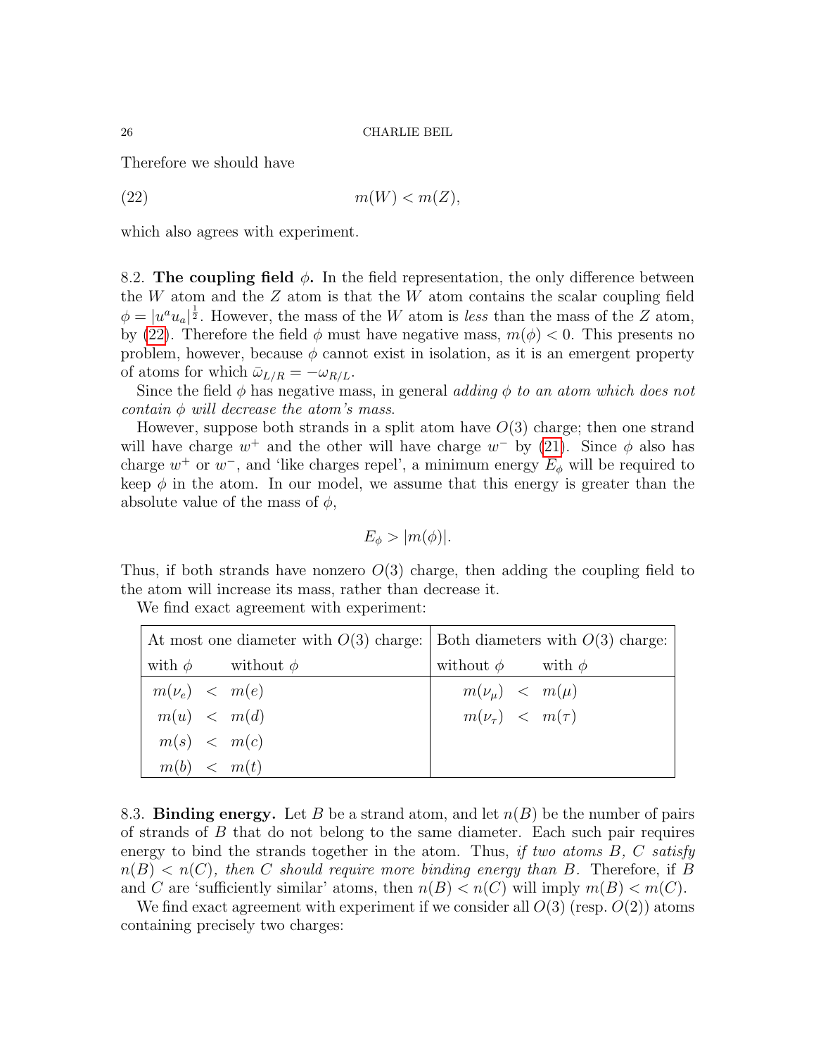Therefore we should have

$$m(W) < m(Z), \tag{22}$$

which also agrees with experiment.

8.2. **The coupling field** $\phi$**.** In the field representation, the only difference between the $W$ atom and the $Z$ atom is that the $W$ atom contains the scalar coupling field $\phi = |u^a u_a|^{\frac{1}{2}}$. However, the mass of the $W$ atom is *less* than the mass of the $Z$ atom, by (22). Therefore the field $\phi$ must have negative mass, $m(\phi) < 0$. This presents no problem, however, because $\phi$ cannot exist in isolation, as it is an emergent property of atoms for which $\bar{\omega}_{L/R} = -\omega_{R/L}$.

Since the field $\phi$ has negative mass, in general *adding* $\phi$ *to an atom which does not contain* $\phi$ *will decrease the atom's mass.*

However, suppose both strands in a split atom have $O(3)$ charge; then one strand will have charge $w^+$ and the other will have charge $w^-$ by (21). Since $\phi$ also has charge $w^+$ or $w^-$, and 'like charges repel', a minimum energy $E_\phi$ will be required to keep $\phi$ in the atom. In our model, we assume that this energy is greater than the absolute value of the mass of $\phi$,

$$E_\phi > |m(\phi)|.$$

Thus, if both strands have nonzero $O(3)$ charge, then adding the coupling field to the atom will increase its mass, rather than decrease it.

We find exact agreement with experiment:

| At most one diameter with $O(3)$ charge: | | | Both diameters with $O(3)$ charge: | | |
|---|---|---|---|---|---|
| with $\phi$ | | without $\phi$ | without $\phi$ | | with $\phi$ |
| $m(\nu_e)$ | $<$ | $m(e)$ | $m(\nu_\mu)$ | $<$ | $m(\mu)$ |
| $m(u)$ | $<$ | $m(d)$ | $m(\nu_\tau)$ | $<$ | $m(\tau)$ |
| $m(s)$ | $<$ | $m(c)$ | | | |
| $m(b)$ | $<$ | $m(t)$ | | | |

8.3. **Binding energy.** Let $B$ be a strand atom, and let $n(B)$ be the number of pairs of strands of $B$ that do not belong to the same diameter. Each such pair requires energy to bind the strands together in the atom. Thus, *if two atoms* $B$*,* $C$ *satisfy* $n(B) < n(C)$*, then* $C$ *should require more binding energy than* $B$*.* Therefore, if $B$ and $C$ are 'sufficiently similar' atoms, then $n(B) < n(C)$ will imply $m(B) < m(C)$.

We find exact agreement with experiment if we consider all $O(3)$ (resp. $O(2)$) atoms containing precisely two charges: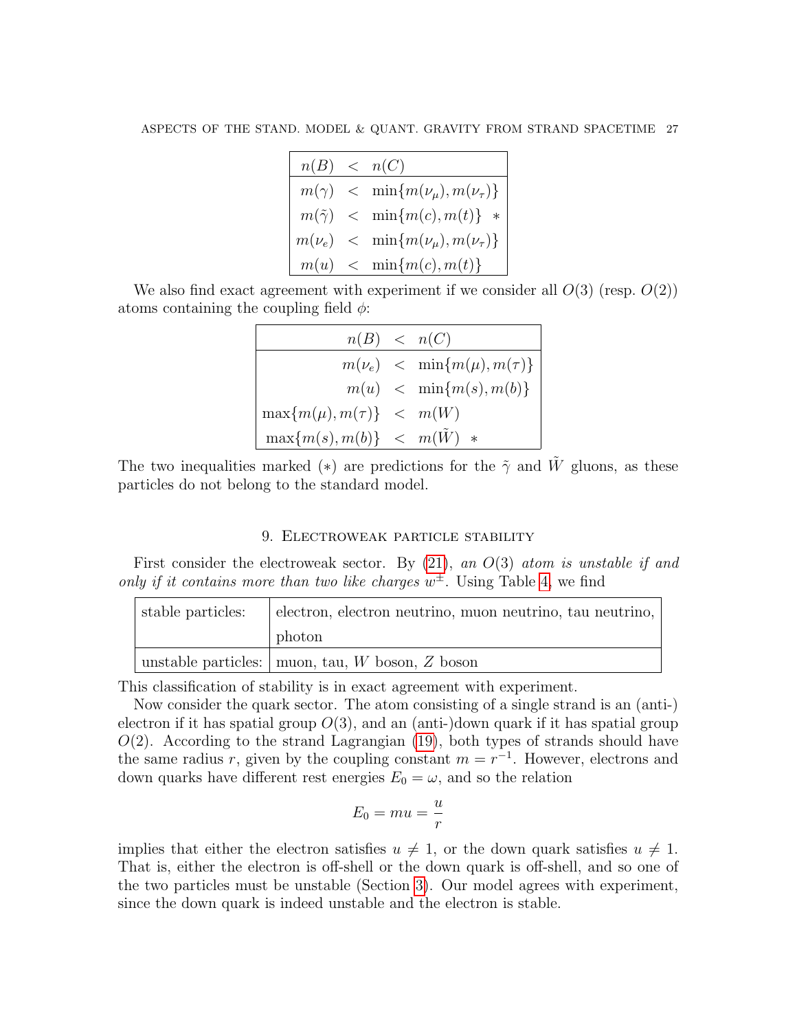| $n(B)$ | $<$ | $n(C)$ |
|---|---|---|
| $m(\gamma)$ | $<$ | $\min\{m(\nu_\mu), m(\nu_\tau)\}$ |
| $m(\tilde{\gamma})$ | $<$ | $\min\{m(c), m(t)\}$ * |
| $m(\nu_e)$ | $<$ | $\min\{m(\nu_\mu), m(\nu_\tau)\}$ |
| $m(u)$ | $<$ | $\min\{m(c), m(t)\}$ |

We also find exact agreement with experiment if we consider all $O(3)$ (resp. $O(2)$) atoms containing the coupling field $\phi$:

| $n(B)$ | $<$ | $n(C)$ |
|---|---|---|
| $m(\nu_e)$ | $<$ | $\min\{m(\mu), m(\tau)\}$ |
| $m(u)$ | $<$ | $\min\{m(s), m(b)\}$ |
| $\max\{m(\mu), m(\tau)\}$ | $<$ | $m(W)$ |
| $\max\{m(s), m(b)\}$ | $<$ | $m(\tilde{W})$ * |

The two inequalities marked (*) are predictions for the $\tilde{\gamma}$ and $\tilde{W}$ gluons, as these particles do not belong to the standard model.

## 9. Electroweak particle stability

First consider the electroweak sector. By (21), *an $O(3)$ atom is unstable if and only if it contains more than two like charges $w^{\pm}$*. Using Table 4, we find

| stable particles: | electron, electron neutrino, muon neutrino, tau neutrino, photon |
|---|---|
| unstable particles: | muon, tau, $W$ boson, $Z$ boson |

This classification of stability is in exact agreement with experiment.

Now consider the quark sector. The atom consisting of a single strand is an (anti-) electron if it has spatial group $O(3)$, and an (anti-)down quark if it has spatial group $O(2)$. According to the strand Lagrangian (19), both types of strands should have the same radius $r$, given by the coupling constant $m = r^{-1}$. However, electrons and down quarks have different rest energies $E_0 = \omega$, and so the relation

$$E_0 = mu = \frac{u}{r}$$

implies that either the electron satisfies $u \neq 1$, or the down quark satisfies $u \neq 1$. That is, either the electron is off-shell or the down quark is off-shell, and so one of the two particles must be unstable (Section 3). Our model agrees with experiment, since the down quark is indeed unstable and the electron is stable.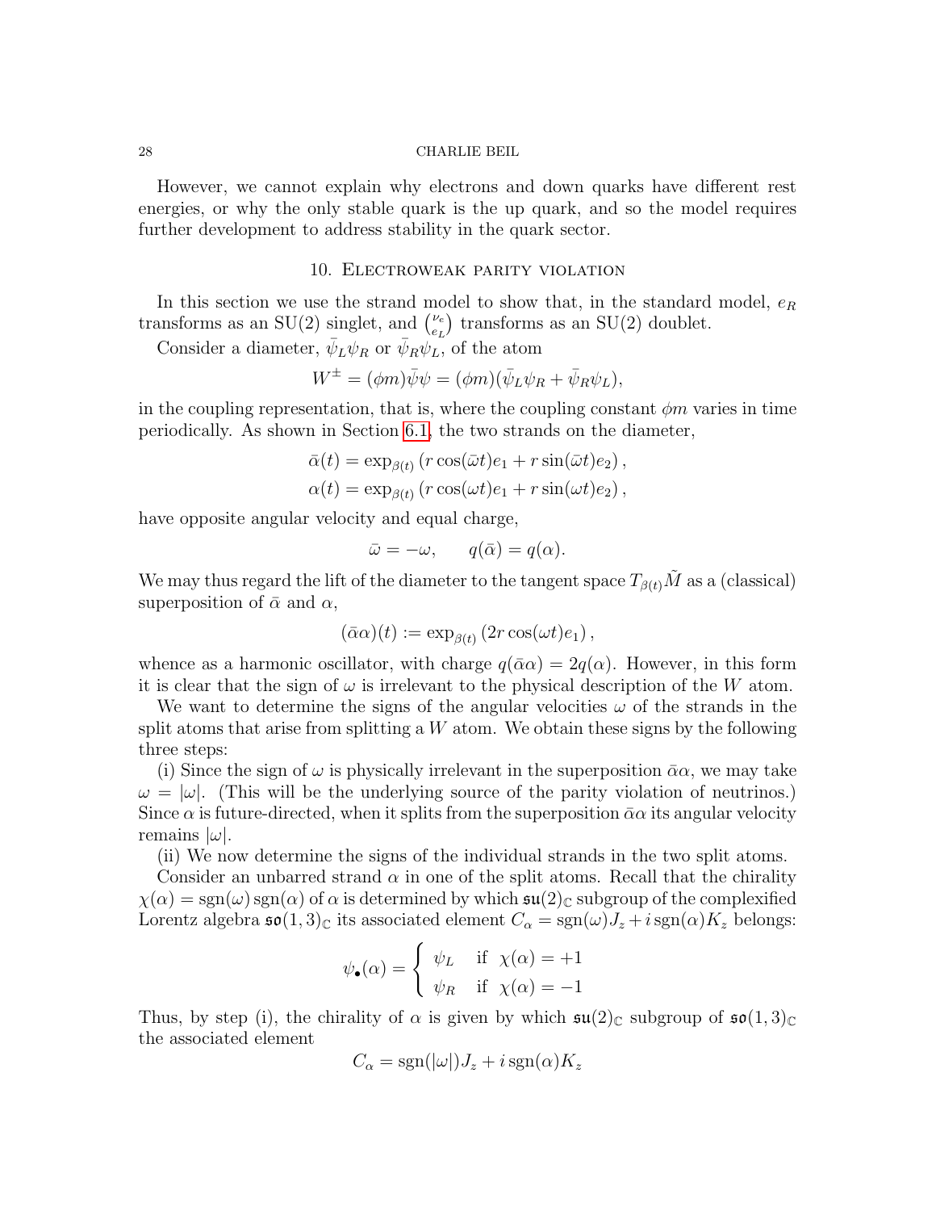However, we cannot explain why electrons and down quarks have different rest energies, or why the only stable quark is the up quark, and so the model requires further development to address stability in the quark sector.

## 10. Electroweak parity violation

In this section we use the strand model to show that, in the standard model, $e_R$ transforms as an SU(2) singlet, and $\binom{\nu_e}{e_L}$ transforms as an SU(2) doublet.

Consider a diameter, $\bar{\psi}_L \psi_R$ or $\bar{\psi}_R \psi_L$, of the atom

$$W^{\pm} = (\phi m)\bar{\psi}\psi = (\phi m)(\bar{\psi}_L \psi_R + \bar{\psi}_R \psi_L),$$

in the coupling representation, that is, where the coupling constant $\phi m$ varies in time periodically. As shown in Section 6.1, the two strands on the diameter,

$$\bar{\alpha}(t) = \exp_{\beta(t)} \left( r \cos(\bar{\omega} t) e_1 + r \sin(\bar{\omega} t) e_2 \right),$$
$$\alpha(t) = \exp_{\beta(t)} \left( r \cos(\omega t) e_1 + r \sin(\omega t) e_2 \right),$$

have opposite angular velocity and equal charge,

$$\bar{\omega} = -\omega, \qquad q(\bar{\alpha}) = q(\alpha).$$

We may thus regard the lift of the diameter to the tangent space $T_{\beta(t)}\tilde{M}$ as a (classical) superposition of $\bar{\alpha}$ and $\alpha$,

$$(\bar{\alpha}\alpha)(t) := \exp_{\beta(t)} \left( 2r \cos(\omega t) e_1 \right),$$

whence as a harmonic oscillator, with charge $q(\bar{\alpha}\alpha) = 2q(\alpha)$. However, in this form it is clear that the sign of $\omega$ is irrelevant to the physical description of the $W$ atom.

We want to determine the signs of the angular velocities $\omega$ of the strands in the split atoms that arise from splitting a $W$ atom. We obtain these signs by the following three steps:

(i) Since the sign of $\omega$ is physically irrelevant in the superposition $\bar{\alpha}\alpha$, we may take $\omega = |\omega|$. (This will be the underlying source of the parity violation of neutrinos.) Since $\alpha$ is future-directed, when it splits from the superposition $\bar{\alpha}\alpha$ its angular velocity remains $|\omega|$.

(ii) We now determine the signs of the individual strands in the two split atoms.

Consider an unbarred strand $\alpha$ in one of the split atoms. Recall that the chirality $\chi(\alpha) = \operatorname{sgn}(\omega) \operatorname{sgn}(\alpha)$ of $\alpha$ is determined by which $\mathfrak{su}(2)_{\mathbb{C}}$ subgroup of the complexified Lorentz algebra $\mathfrak{so}(1,3)_{\mathbb{C}}$ its associated element $C_{\alpha} = \operatorname{sgn}(\omega) J_z + i \operatorname{sgn}(\alpha) K_z$ belongs:

$$\psi_{\bullet}(\alpha) = \begin{cases} \psi_L & \text{if } \ \chi(\alpha) = +1 \\ \psi_R & \text{if } \ \chi(\alpha) = -1 \end{cases}$$

Thus, by step (i), the chirality of $\alpha$ is given by which $\mathfrak{su}(2)_{\mathbb{C}}$ subgroup of $\mathfrak{so}(1,3)_{\mathbb{C}}$ the associated element

$$C_{\alpha} = \operatorname{sgn}(|\omega|) J_z + i \operatorname{sgn}(\alpha) K_z$$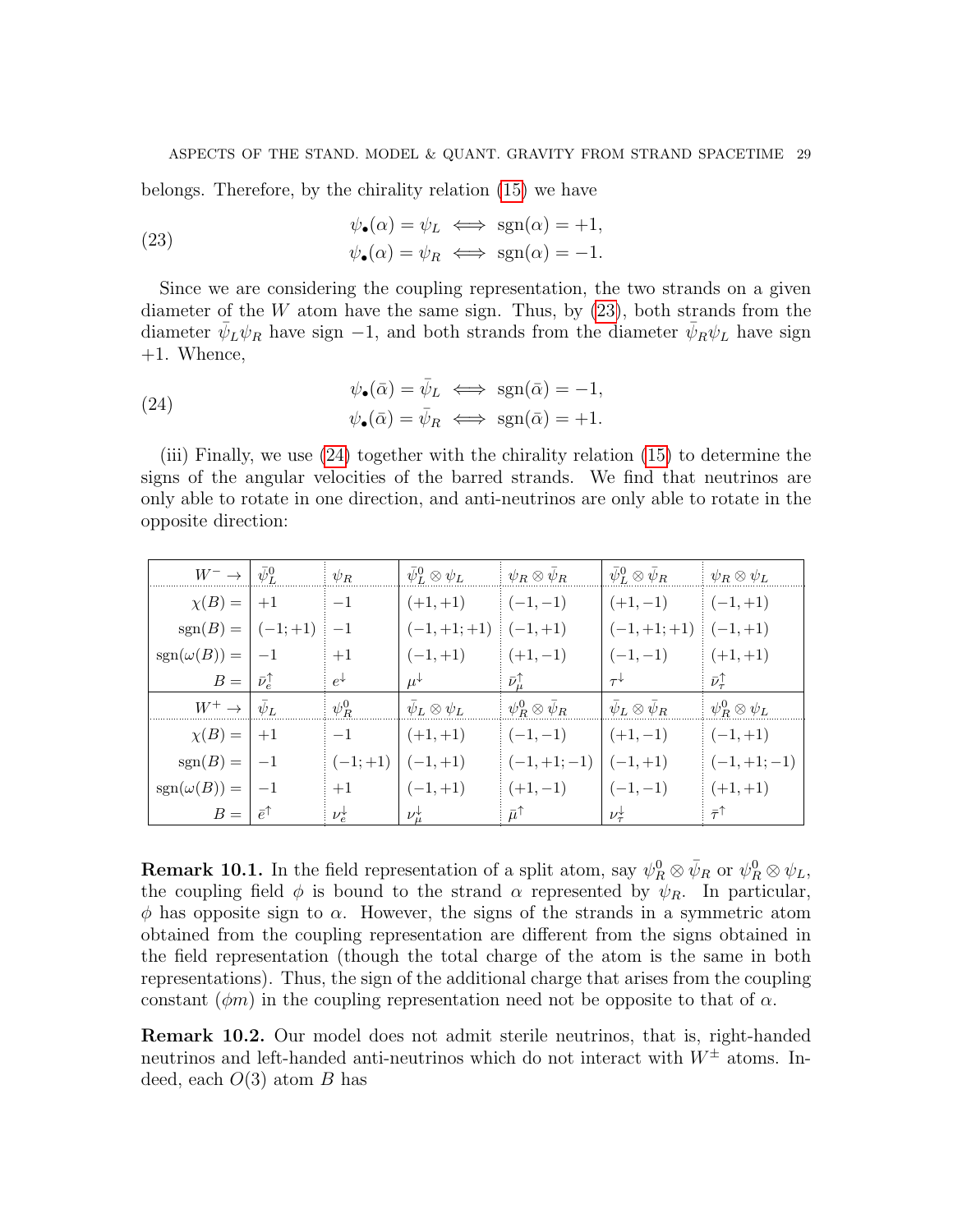belongs. Therefore, by the chirality relation (15) we have

$$
\begin{aligned}
\psi_\bullet(\alpha) = \psi_L &\iff \operatorname{sgn}(\alpha) = +1, \\
\psi_\bullet(\alpha) = \psi_R &\iff \operatorname{sgn}(\alpha) = -1.
\end{aligned}
\tag{23}
$$

Since we are considering the coupling representation, the two strands on a given diameter of the $W$ atom have the same sign. Thus, by (23), both strands from the diameter $\bar{\psi}_L \psi_R$ have sign $-1$, and both strands from the diameter $\bar{\psi}_R \psi_L$ have sign $+1$. Whence,

$$
\begin{aligned}
\psi_\bullet(\bar{\alpha}) = \bar{\psi}_L &\iff \operatorname{sgn}(\bar{\alpha}) = -1, \\
\psi_\bullet(\bar{\alpha}) = \bar{\psi}_R &\iff \operatorname{sgn}(\bar{\alpha}) = +1.
\end{aligned}
\tag{24}
$$

(iii) Finally, we use (24) together with the chirality relation (15) to determine the signs of the angular velocities of the barred strands. We find that neutrinos are only able to rotate in one direction, and anti-neutrinos are only able to rotate in the opposite direction:

| $W^- \to$ | $\bar{\psi}^0_L$ | $\psi_R$ | $\bar{\psi}^0_L \otimes \psi_L$ | $\psi_R \otimes \bar{\psi}_R$ | $\bar{\psi}^0_L \otimes \bar{\psi}_R$ | $\psi_R \otimes \psi_L$ |
|---|---|---|---|---|---|---|
| $\chi(B) =$ | $+1$ | $-1$ | $(+1, +1)$ | $(-1, -1)$ | $(+1, -1)$ | $(-1, +1)$ |
| $\operatorname{sgn}(B) =$ | $(-1; +1)$ | $-1$ | $(-1, +1; +1)$ | $(-1, +1)$ | $(-1, +1; +1)$ | $(-1, +1)$ |
| $\operatorname{sgn}(\omega(B)) =$ | $-1$ | $+1$ | $(-1, +1)$ | $(+1, -1)$ | $(-1, -1)$ | $(+1, +1)$ |
| $B =$ | $\bar{\nu}_e^\uparrow$ | $e^\downarrow$ | $\mu^\downarrow$ | $\bar{\nu}_\mu^\uparrow$ | $\tau^\downarrow$ | $\bar{\nu}_\tau^\uparrow$ |
| $W^+ \to$ | $\bar{\psi}_L$ | $\psi^0_R$ | $\bar{\psi}_L \otimes \psi_L$ | $\psi^0_R \otimes \bar{\psi}_R$ | $\bar{\psi}_L \otimes \bar{\psi}_R$ | $\psi^0_R \otimes \psi_L$ |
| $\chi(B) =$ | $+1$ | $-1$ | $(+1, +1)$ | $(-1, -1)$ | $(+1, -1)$ | $(-1, +1)$ |
| $\operatorname{sgn}(B) =$ | $-1$ | $(-1; +1)$ | $(-1, +1)$ | $(-1, +1; -1)$ | $(-1, +1)$ | $(-1, +1; -1)$ |
| $\operatorname{sgn}(\omega(B)) =$ | $-1$ | $+1$ | $(-1, +1)$ | $(+1, -1)$ | $(-1, -1)$ | $(+1, +1)$ |
| $B =$ | $\bar{e}^\uparrow$ | $\nu_e^\downarrow$ | $\nu_\mu^\downarrow$ | $\bar{\mu}^\uparrow$ | $\nu_\tau^\downarrow$ | $\bar{\tau}^\uparrow$ |

**Remark 10.1.** In the field representation of a split atom, say $\psi^0_R \otimes \bar{\psi}_R$ or $\psi^0_R \otimes \psi_L$, the coupling field $\phi$ is bound to the strand $\alpha$ represented by $\psi_R$. In particular, $\phi$ has opposite sign to $\alpha$. However, the signs of the strands in a symmetric atom obtained from the coupling representation are different from the signs obtained in the field representation (though the total charge of the atom is the same in both representations). Thus, the sign of the additional charge that arises from the coupling constant $(\phi m)$ in the coupling representation need not be opposite to that of $\alpha$.

**Remark 10.2.** Our model does not admit sterile neutrinos, that is, right-handed neutrinos and left-handed anti-neutrinos which do not interact with $W^\pm$ atoms. Indeed, each $O(3)$ atom $B$ has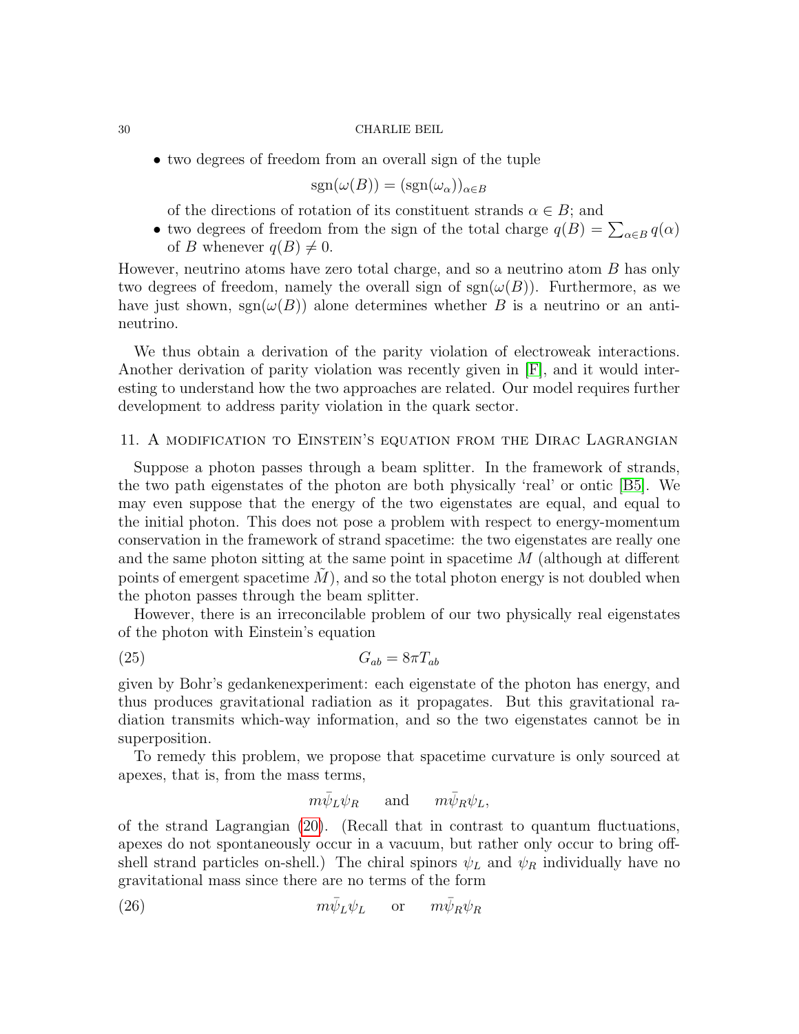- two degrees of freedom from an overall sign of the tuple

$$\operatorname{sgn}(\omega(B)) = (\operatorname{sgn}(\omega_\alpha))_{\alpha \in B}$$

of the directions of rotation of its constituent strands $\alpha \in B$; and
- two degrees of freedom from the sign of the total charge $q(B) = \sum_{\alpha \in B} q(\alpha)$ of $B$ whenever $q(B) \neq 0$.

However, neutrino atoms have zero total charge, and so a neutrino atom $B$ has only two degrees of freedom, namely the overall sign of $\operatorname{sgn}(\omega(B))$. Furthermore, as we have just shown, $\operatorname{sgn}(\omega(B))$ alone determines whether $B$ is a neutrino or an antineutrino.

We thus obtain a derivation of the parity violation of electroweak interactions. Another derivation of parity violation was recently given in [F], and it would interesting to understand how the two approaches are related. Our model requires further development to address parity violation in the quark sector.

## 11. A modification to Einstein's equation from the Dirac Lagrangian

Suppose a photon passes through a beam splitter. In the framework of strands, the two path eigenstates of the photon are both physically 'real' or ontic [B5]. We may even suppose that the energy of the two eigenstates are equal, and equal to the initial photon. This does not pose a problem with respect to energy-momentum conservation in the framework of strand spacetime: the two eigenstates are really one and the same photon sitting at the same point in spacetime $M$ (although at different points of emergent spacetime $\tilde{M}$), and so the total photon energy is not doubled when the photon passes through the beam splitter.

However, there is an irreconcilable problem of our two physically real eigenstates of the photon with Einstein's equation

$$G_{ab} = 8\pi T_{ab} \tag{25}$$

given by Bohr's gedankenexperiment: each eigenstate of the photon has energy, and thus produces gravitational radiation as it propagates. But this gravitational radiation transmits which-way information, and so the two eigenstates cannot be in superposition.

To remedy this problem, we propose that spacetime curvature is only sourced at apexes, that is, from the mass terms,

$$m\bar{\psi}_L \psi_R \quad \text{and} \quad m\bar{\psi}_R \psi_L,$$

of the strand Lagrangian (20). (Recall that in contrast to quantum fluctuations, apexes do not spontaneously occur in a vacuum, but rather only occur to bring off-shell strand particles on-shell.) The chiral spinors $\psi_L$ and $\psi_R$ individually have no gravitational mass since there are no terms of the form

$$m\bar{\psi}_L \psi_L \quad \text{or} \quad m\bar{\psi}_R \psi_R \tag{26}$$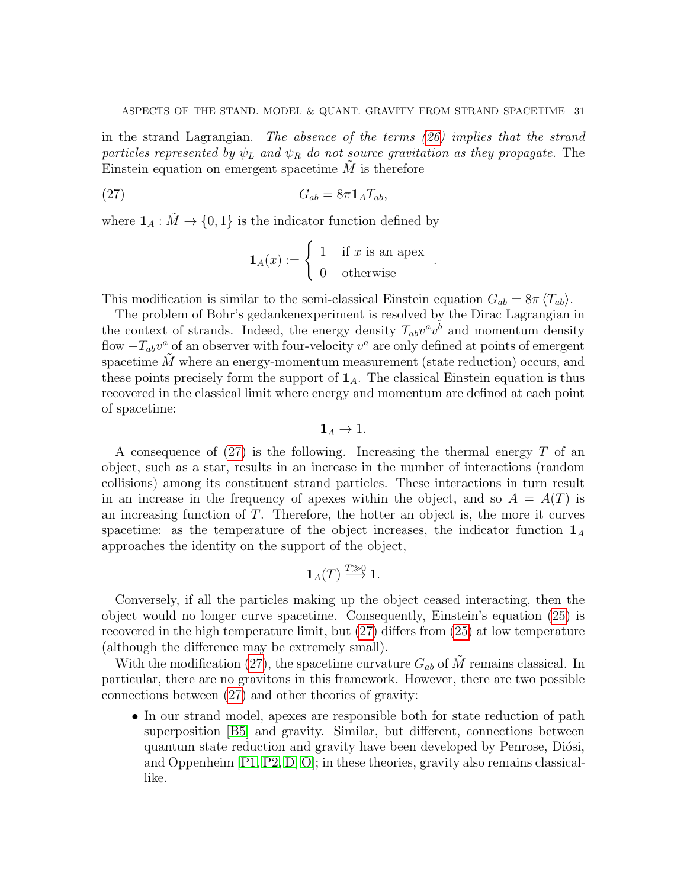in the strand Lagrangian. *The absence of the terms (26) implies that the strand particles represented by $\psi_L$ and $\psi_R$ do not source gravitation as they propagate.* The Einstein equation on emergent spacetime $\tilde{M}$ is therefore

$$G_{ab} = 8\pi \mathbf{1}_A T_{ab}, \tag{27}$$

where $\mathbf{1}_A : \tilde{M} \to \{0,1\}$ is the indicator function defined by

$$\mathbf{1}_A(x) := \begin{cases} 1 & \text{if } x \text{ is an apex} \\ 0 & \text{otherwise} \end{cases}.$$

This modification is similar to the semi-classical Einstein equation $G_{ab} = 8\pi \langle T_{ab} \rangle$.

The problem of Bohr's gedankenexperiment is resolved by the Dirac Lagrangian in the context of strands. Indeed, the energy density $T_{ab}v^a v^b$ and momentum density flow $-T_{ab}v^a$ of an observer with four-velocity $v^a$ are only defined at points of emergent spacetime $\tilde{M}$ where an energy-momentum measurement (state reduction) occurs, and these points precisely form the support of $\mathbf{1}_A$. The classical Einstein equation is thus recovered in the classical limit where energy and momentum are defined at each point of spacetime:

$$\mathbf{1}_A \to 1.$$

A consequence of (27) is the following. Increasing the thermal energy $T$ of an object, such as a star, results in an increase in the number of interactions (random collisions) among its constituent strand particles. These interactions in turn result in an increase in the frequency of apexes within the object, and so $A = A(T)$ is an increasing function of $T$. Therefore, the hotter an object is, the more it curves spacetime: as the temperature of the object increases, the indicator function $\mathbf{1}_A$ approaches the identity on the support of the object,

$$\mathbf{1}_A(T) \overset{T \gg 0}{\longrightarrow} 1.$$

Conversely, if all the particles making up the object ceased interacting, then the object would no longer curve spacetime. Consequently, Einstein's equation (25) is recovered in the high temperature limit, but (27) differs from (25) at low temperature (although the difference may be extremely small).

With the modification (27), the spacetime curvature $G_{ab}$ of $\tilde{M}$ remains classical. In particular, there are no gravitons in this framework. However, there are two possible connections between (27) and other theories of gravity:

- In our strand model, apexes are responsible both for state reduction of path superposition [B5] and gravity. Similar, but different, connections between quantum state reduction and gravity have been developed by Penrose, Diósi, and Oppenheim [P1, P2, D, O]; in these theories, gravity also remains classical-like.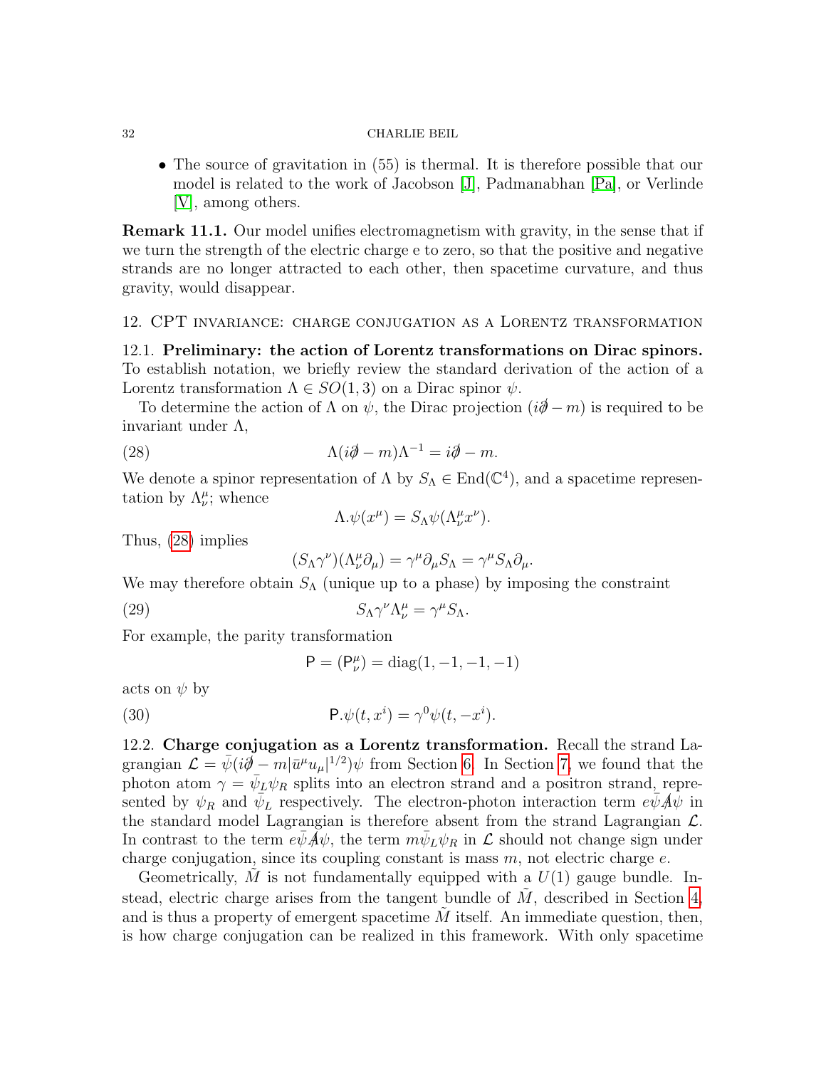- The source of gravitation in (55) is thermal. It is therefore possible that our model is related to the work of Jacobson [J], Padmanabhan [Pa], or Verlinde [V], among others.

**Remark 11.1.** Our model unifies electromagnetism with gravity, in the sense that if we turn the strength of the electric charge e to zero, so that the positive and negative strands are no longer attracted to each other, then spacetime curvature, and thus gravity, would disappear.

## 12. CPT invariance: charge conjugation as a Lorentz transformation

**12.1. Preliminary: the action of Lorentz transformations on Dirac spinors.** To establish notation, we briefly review the standard derivation of the action of a Lorentz transformation $\Lambda \in SO(1,3)$ on a Dirac spinor $\psi$.

To determine the action of $\Lambda$ on $\psi$, the Dirac projection $(i\partial\!\!\!/ - m)$ is required to be invariant under $\Lambda$,

$$\Lambda(i\partial\!\!\!/ - m)\Lambda^{-1} = i\partial\!\!\!/ - m. \tag{28}$$

We denote a spinor representation of $\Lambda$ by $S_\Lambda \in \operatorname{End}(\mathbb{C}^4)$, and a spacetime representation by $\Lambda^\mu_\nu$; whence

$$\Lambda.\psi(x^\mu) = S_\Lambda \psi(\Lambda^\mu_\nu x^\nu).$$

Thus, (28) implies

$$(S_\Lambda \gamma^\nu)(\Lambda^\mu_\nu \partial_\mu) = \gamma^\mu \partial_\mu S_\Lambda = \gamma^\mu S_\Lambda \partial_\mu.$$

We may therefore obtain $S_\Lambda$ (unique up to a phase) by imposing the constraint

$$S_\Lambda \gamma^\nu \Lambda^\mu_\nu = \gamma^\mu S_\Lambda. \tag{29}$$

For example, the parity transformation

$$\mathsf{P} = (\mathsf{P}^\mu_\nu) = \operatorname{diag}(1,-1,-1,-1)$$

acts on $\psi$ by

$$\mathsf{P}.\psi(t,x^i) = \gamma^0 \psi(t,-x^i). \tag{30}$$

**12.2. Charge conjugation as a Lorentz transformation.** Recall the strand Lagrangian $\mathcal{L} = \bar{\psi}(i\partial\!\!\!/ - m|\bar{u}^\mu u_\mu|^{1/2})\psi$ from Section 6. In Section 7, we found that the photon atom $\gamma = \bar{\psi}_L \psi_R$ splits into an electron strand and a positron strand, represented by $\psi_R$ and $\bar{\psi}_L$ respectively. The electron-photon interaction term $e\bar{\psi}A\!\!\!/\psi$ in the standard model Lagrangian is therefore absent from the strand Lagrangian $\mathcal{L}$. In contrast to the term $e\bar{\psi}A\!\!\!/\psi$, the term $m\bar{\psi}_L\psi_R$ in $\mathcal{L}$ should not change sign under charge conjugation, since its coupling constant is mass $m$, not electric charge $e$.

Geometrically, $\tilde{M}$ is not fundamentally equipped with a $U(1)$ gauge bundle. Instead, electric charge arises from the tangent bundle of $\tilde{M}$, described in Section 4, and is thus a property of emergent spacetime $\tilde{M}$ itself. An immediate question, then, is how charge conjugation can be realized in this framework. With only spacetime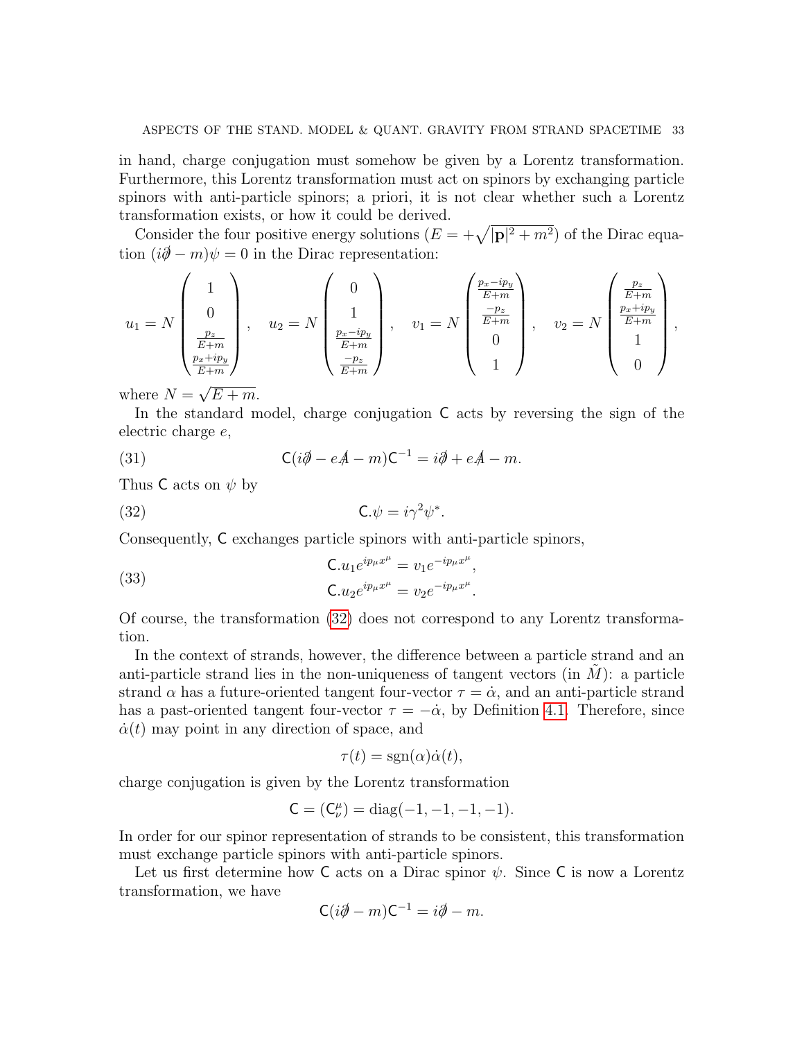in hand, charge conjugation must somehow be given by a Lorentz transformation. Furthermore, this Lorentz transformation must act on spinors by exchanging particle spinors with anti-particle spinors; a priori, it is not clear whether such a Lorentz transformation exists, or how it could be derived.

Consider the four positive energy solutions ($E = +\sqrt{|\mathbf{p}|^2 + m^2}$) of the Dirac equation $(i\partial\!\!\!/ - m)\psi = 0$ in the Dirac representation:

$$u_1 = N \begin{pmatrix} 1 \\ 0 \\ \frac{p_z}{E+m} \\ \frac{p_x + ip_y}{E+m} \end{pmatrix}, \quad u_2 = N \begin{pmatrix} 0 \\ 1 \\ \frac{p_x - ip_y}{E+m} \\ \frac{-p_z}{E+m} \end{pmatrix}, \quad v_1 = N \begin{pmatrix} \frac{p_x - ip_y}{E+m} \\ \frac{-p_z}{E+m} \\ 0 \\ 1 \end{pmatrix}, \quad v_2 = N \begin{pmatrix} \frac{p_z}{E+m} \\ \frac{p_x + ip_y}{E+m} \\ 1 \\ 0 \end{pmatrix},$$

where $N = \sqrt{E+m}$.

In the standard model, charge conjugation $\mathsf{C}$ acts by reversing the sign of the electric charge $e$,

$$\mathsf{C}(i\partial\!\!\!/ - eA\!\!\!/ - m)\mathsf{C}^{-1} = i\partial\!\!\!/ + eA\!\!\!/ - m. \tag{31}$$

Thus $\mathsf{C}$ acts on $\psi$ by

$$\mathsf{C}.\psi = i\gamma^2\psi^*. \tag{32}$$

Consequently, $\mathsf{C}$ exchanges particle spinors with anti-particle spinors,

$$\begin{aligned} \mathsf{C}.u_1 e^{ip_\mu x^\mu} &= v_1 e^{-ip_\mu x^\mu}, \\ \mathsf{C}.u_2 e^{ip_\mu x^\mu} &= v_2 e^{-ip_\mu x^\mu}. \end{aligned} \tag{33}$$

Of course, the transformation (32) does not correspond to any Lorentz transformation.

In the context of strands, however, the difference between a particle strand and an anti-particle strand lies in the non-uniqueness of tangent vectors (in $\tilde{M}$): a particle strand $\alpha$ has a future-oriented tangent four-vector $\tau = \dot{\alpha}$, and an anti-particle strand has a past-oriented tangent four-vector $\tau = -\dot{\alpha}$, by Definition 4.1. Therefore, since $\dot{\alpha}(t)$ may point in any direction of space, and

$$\tau(t) = \operatorname{sgn}(\alpha)\dot{\alpha}(t),$$

charge conjugation is given by the Lorentz transformation

$$\mathsf{C} = (\mathsf{C}^\mu_\nu) = \operatorname{diag}(-1, -1, -1, -1).$$

In order for our spinor representation of strands to be consistent, this transformation must exchange particle spinors with anti-particle spinors.

Let us first determine how $\mathsf{C}$ acts on a Dirac spinor $\psi$. Since $\mathsf{C}$ is now a Lorentz transformation, we have

$$\mathsf{C}(i\partial\!\!\!/ - m)\mathsf{C}^{-1} = i\partial\!\!\!/ - m.$$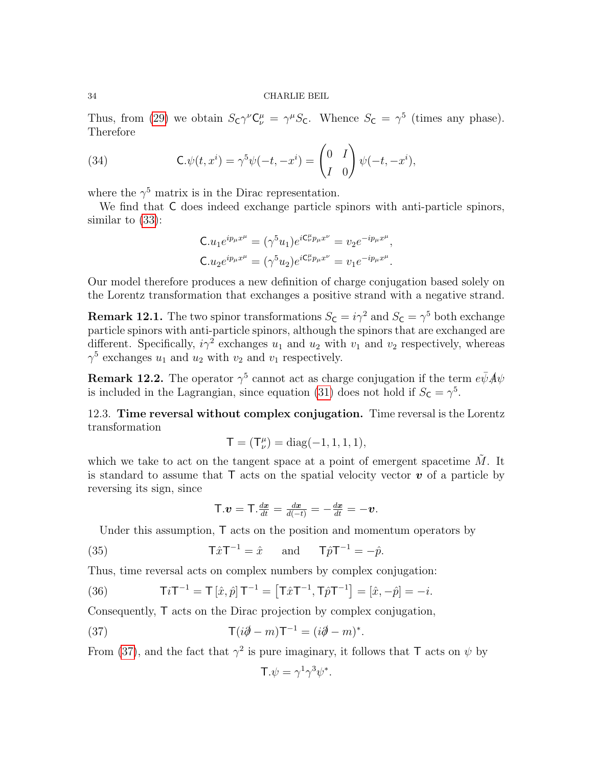Thus, from (29) we obtain $S_{\mathsf{C}}\gamma^{\nu}\mathsf{C}^{\mu}_{\nu} = \gamma^{\mu}S_{\mathsf{C}}$. Whence $S_{\mathsf{C}} = \gamma^5$ (times any phase). Therefore

$$\mathsf{C}.\psi(t,x^i) = \gamma^5\psi(-t,-x^i) = \begin{pmatrix} 0 & I \\ I & 0 \end{pmatrix}\psi(-t,-x^i), \tag{34}$$

where the $\gamma^5$ matrix is in the Dirac representation.

We find that $\mathsf{C}$ does indeed exchange particle spinors with anti-particle spinors, similar to (33):

$$\mathsf{C}.u_1 e^{ip_\mu x^\mu} = (\gamma^5 u_1)e^{i\mathsf{C}^{\mu}_{\nu}p_\mu x^\nu} = v_2 e^{-ip_\mu x^\mu},$$
$$\mathsf{C}.u_2 e^{ip_\mu x^\mu} = (\gamma^5 u_2)e^{i\mathsf{C}^{\mu}_{\nu}p_\mu x^\nu} = v_1 e^{-ip_\mu x^\mu}.$$

Our model therefore produces a new definition of charge conjugation based solely on the Lorentz transformation that exchanges a positive strand with a negative strand.

**Remark 12.1.** The two spinor transformations $S_{\mathsf{C}} = i\gamma^2$ and $S_{\mathsf{C}} = \gamma^5$ both exchange particle spinors with anti-particle spinors, although the spinors that are exchanged are different. Specifically, $i\gamma^2$ exchanges $u_1$ and $u_2$ with $v_1$ and $v_2$ respectively, whereas $\gamma^5$ exchanges $u_1$ and $u_2$ with $v_2$ and $v_1$ respectively.

**Remark 12.2.** The operator $\gamma^5$ cannot act as charge conjugation if the term $e\bar{\psi}\not{A}\psi$ is included in the Lagrangian, since equation (31) does not hold if $S_{\mathsf{C}} = \gamma^5$.

12.3. **Time reversal without complex conjugation.** Time reversal is the Lorentz transformation

$$\mathsf{T} = (\mathsf{T}^{\mu}_{\nu}) = \operatorname{diag}(-1,1,1,1),$$

which we take to act on the tangent space at a point of emergent spacetime $\tilde{M}$. It is standard to assume that $\mathsf{T}$ acts on the spatial velocity vector $\boldsymbol{v}$ of a particle by reversing its sign, since

$$\mathsf{T}.\boldsymbol{v} = \mathsf{T}.\tfrac{d\boldsymbol{x}}{dt} = \tfrac{d\boldsymbol{x}}{d(-t)} = -\tfrac{d\boldsymbol{x}}{dt} = -\boldsymbol{v}.$$

Under this assumption, $\mathsf{T}$ acts on the position and momentum operators by

$$\mathsf{T}\hat{x}\mathsf{T}^{-1} = \hat{x} \quad \text{and} \quad \mathsf{T}\hat{p}\mathsf{T}^{-1} = -\hat{p}. \tag{35}$$

Thus, time reversal acts on complex numbers by complex conjugation:

$$\mathsf{T}i\mathsf{T}^{-1} = \mathsf{T}\left[\hat{x},\hat{p}\right]\mathsf{T}^{-1} = \left[\mathsf{T}\hat{x}\mathsf{T}^{-1},\mathsf{T}\hat{p}\mathsf{T}^{-1}\right] = [\hat{x},-\hat{p}] = -i. \tag{36}$$

Consequently, $\mathsf{T}$ acts on the Dirac projection by complex conjugation,

$$\mathsf{T}(i\not{\partial}-m)\mathsf{T}^{-1} = (i\not{\partial}-m)^*. \tag{37}$$

From (37), and the fact that $\gamma^2$ is pure imaginary, it follows that $\mathsf{T}$ acts on $\psi$ by

$$\mathsf{T}.\psi = \gamma^1\gamma^3\psi^*.$$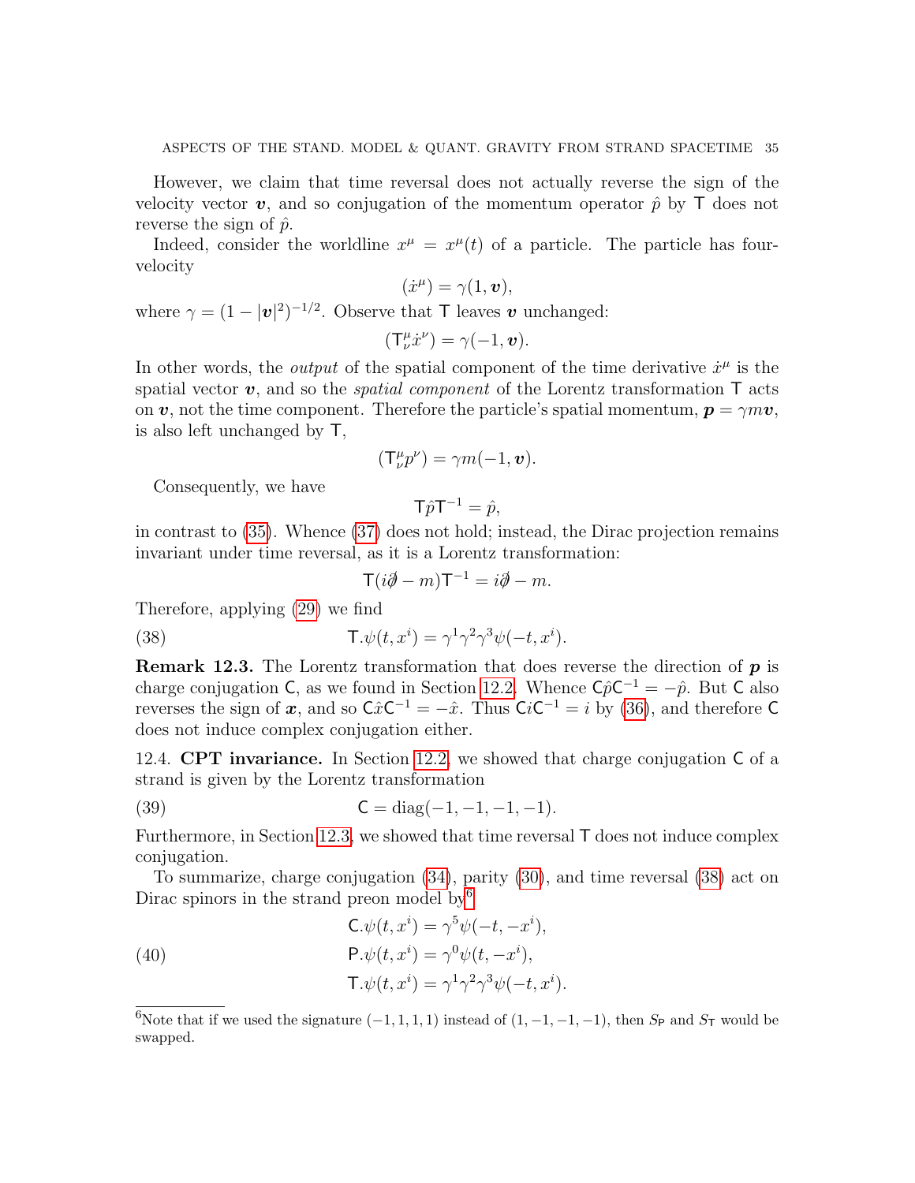However, we claim that time reversal does not actually reverse the sign of the velocity vector $\boldsymbol{v}$, and so conjugation of the momentum operator $\hat{p}$ by $\mathsf{T}$ does not reverse the sign of $\hat{p}$.

Indeed, consider the worldline $x^\mu = x^\mu(t)$ of a particle. The particle has four-velocity

$$(\dot{x}^\mu) = \gamma(1, \boldsymbol{v}),$$

where $\gamma = (1 - |\boldsymbol{v}|^2)^{-1/2}$. Observe that $\mathsf{T}$ leaves $\boldsymbol{v}$ unchanged:

$$(\mathsf{T}^\mu_\nu \dot{x}^\nu) = \gamma(-1, \boldsymbol{v}).$$

In other words, the *output* of the spatial component of the time derivative $\dot{x}^\mu$ is the spatial vector $\boldsymbol{v}$, and so the *spatial component* of the Lorentz transformation $\mathsf{T}$ acts on $\boldsymbol{v}$, not the time component. Therefore the particle's spatial momentum, $\boldsymbol{p} = \gamma m \boldsymbol{v}$, is also left unchanged by $\mathsf{T}$,

$$(\mathsf{T}^\mu_\nu p^\nu) = \gamma m(-1, \boldsymbol{v}).$$

Consequently, we have

$$\mathsf{T}\hat{p}\mathsf{T}^{-1} = \hat{p},$$

in contrast to (35). Whence (37) does not hold; instead, the Dirac projection remains invariant under time reversal, as it is a Lorentz transformation:

$$\mathsf{T}(i\partial\!\!\!/ - m)\mathsf{T}^{-1} = i\partial\!\!\!/ - m.$$

Therefore, applying (29) we find

$$\mathsf{T}.\psi(t, x^i) = \gamma^1\gamma^2\gamma^3\psi(-t, x^i). \tag{38}$$

**Remark 12.3.** The Lorentz transformation that does reverse the direction of $\boldsymbol{p}$ is charge conjugation $\mathsf{C}$, as we found in Section 12.2. Whence $\mathsf{C}\hat{p}\mathsf{C}^{-1} = -\hat{p}$. But $\mathsf{C}$ also reverses the sign of $\boldsymbol{x}$, and so $\mathsf{C}\hat{x}\mathsf{C}^{-1} = -\hat{x}$. Thus $\mathsf{C}i\mathsf{C}^{-1} = i$ by (36), and therefore $\mathsf{C}$ does not induce complex conjugation either.

12.4. **CPT invariance.** In Section 12.2, we showed that charge conjugation $\mathsf{C}$ of a strand is given by the Lorentz transformation

$$\mathsf{C} = \operatorname{diag}(-1, -1, -1, -1). \tag{39}$$

Furthermore, in Section 12.3, we showed that time reversal $\mathsf{T}$ does not induce complex conjugation.

To summarize, charge conjugation (34), parity (30), and time reversal (38) act on Dirac spinors in the strand preon model by[6]

$$\begin{aligned}
\mathsf{C}.\psi(t, x^i) &= \gamma^5\psi(-t, -x^i),\\
\mathsf{P}.\psi(t, x^i) &= \gamma^0\psi(t, -x^i),\\
\mathsf{T}.\psi(t, x^i) &= \gamma^1\gamma^2\gamma^3\psi(-t, x^i).
\end{aligned} \tag{40}$$

[6]Note that if we used the signature $(-1, 1, 1, 1)$ instead of $(1, -1, -1, -1)$, then $S_{\mathsf{P}}$ and $S_{\mathsf{T}}$ would be swapped.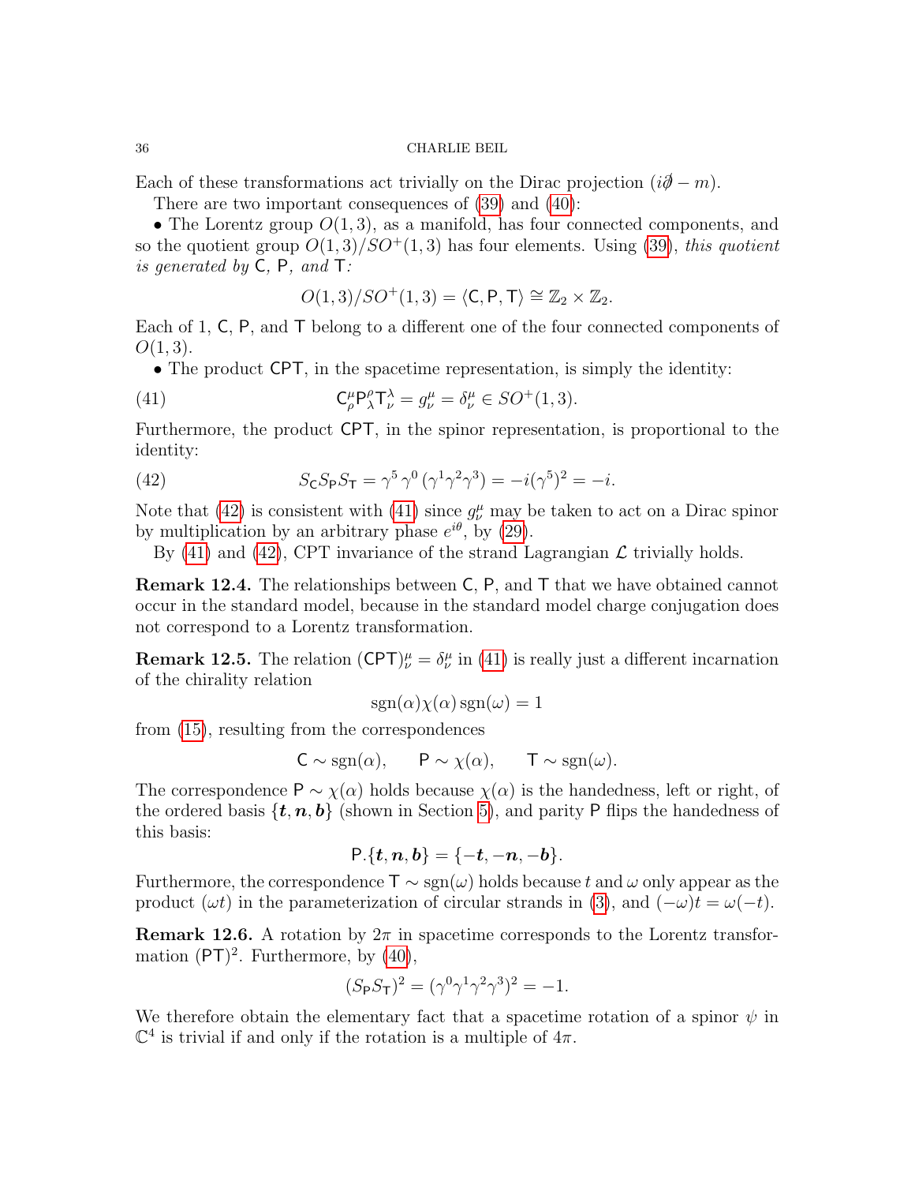Each of these transformations act trivially on the Dirac projection $(i\not{\partial} - m)$.

There are two important consequences of (39) and (40):

• The Lorentz group $O(1,3)$, as a manifold, has four connected components, and so the quotient $O(1,3)/SO^+(1,3)$ has four elements. Using (39), *this quotient is generated by* $\mathsf{C}$, $\mathsf{P}$, *and* $\mathsf{T}$:

$$O(1,3)/SO^+(1,3) = \langle \mathsf{C}, \mathsf{P}, \mathsf{T} \rangle \cong \mathbb{Z}_2 \times \mathbb{Z}_2.$$

Each of 1, $\mathsf{C}$, $\mathsf{P}$, and $\mathsf{T}$ belong to a different one of the four connected components of $O(1,3)$.

• The product $\mathsf{CPT}$, in the spacetime representation, is simply the identity:

$$\mathsf{C}^{\mu}_{\rho}\mathsf{P}^{\rho}_{\lambda}\mathsf{T}^{\lambda}_{\nu} = g^{\mu}_{\nu} = \delta^{\mu}_{\nu} \in SO^+(1,3). \tag{41}$$

Furthermore, the product $\mathsf{CPT}$, in the spinor representation, is proportional to the identity:

$$S_{\mathsf{C}}S_{\mathsf{P}}S_{\mathsf{T}} = \gamma^5\,\gamma^0\,(\gamma^1\gamma^2\gamma^3) = -i(\gamma^5)^2 = -i. \tag{42}$$

Note that (42) is consistent with (41) since $g^{\mu}_{\nu}$ may be taken to act on a Dirac spinor by multiplication by an arbitrary phase $e^{i\theta}$, by (29).

By (41) and (42), CPT invariance of the strand Lagrangian $\mathcal{L}$ trivially holds.

**Remark 12.4.** The relationships between $\mathsf{C}$, $\mathsf{P}$, and $\mathsf{T}$ that we have obtained cannot occur in the standard model, because in the standard model charge conjugation does not correspond to a Lorentz transformation.

**Remark 12.5.** The relation $(\mathsf{CPT})^{\mu}_{\nu} = \delta^{\mu}_{\nu}$ in (41) is really just a different incarnation of the chirality relation

$$\operatorname{sgn}(\alpha)\chi(\alpha)\operatorname{sgn}(\omega) = 1$$

from (15), resulting from the correspondences

$$\mathsf{C} \sim \operatorname{sgn}(\alpha), \qquad \mathsf{P} \sim \chi(\alpha), \qquad \mathsf{T} \sim \operatorname{sgn}(\omega).$$

The correspondence $\mathsf{P} \sim \chi(\alpha)$ holds because $\chi(\alpha)$ is the handedness, left or right, of the ordered basis $\{\boldsymbol{t}, \boldsymbol{n}, \boldsymbol{b}\}$ (shown in Section 5), and parity $\mathsf{P}$ flips the handedness of this basis:

$$\mathsf{P}.\{\boldsymbol{t}, \boldsymbol{n}, \boldsymbol{b}\} = \{-\boldsymbol{t}, -\boldsymbol{n}, -\boldsymbol{b}\}.$$

Furthermore, the correspondence $\mathsf{T} \sim \operatorname{sgn}(\omega)$ holds because $t$ and $\omega$ only appear as the product $(\omega t)$ in the parameterization of circular strands in (3), and $(-\omega)t = \omega(-t)$.

**Remark 12.6.** A rotation by $2\pi$ in spacetime corresponds to the Lorentz transformation $(\mathsf{PT})^2$. Furthermore, by (40),

$$(S_{\mathsf{P}}S_{\mathsf{T}})^2 = (\gamma^0\gamma^1\gamma^2\gamma^3)^2 = -1.$$

We therefore obtain the elementary fact that a spacetime rotation of a spinor $\psi$ in $\mathbb{C}^4$ is trivial if and only if the rotation is a multiple of $4\pi$.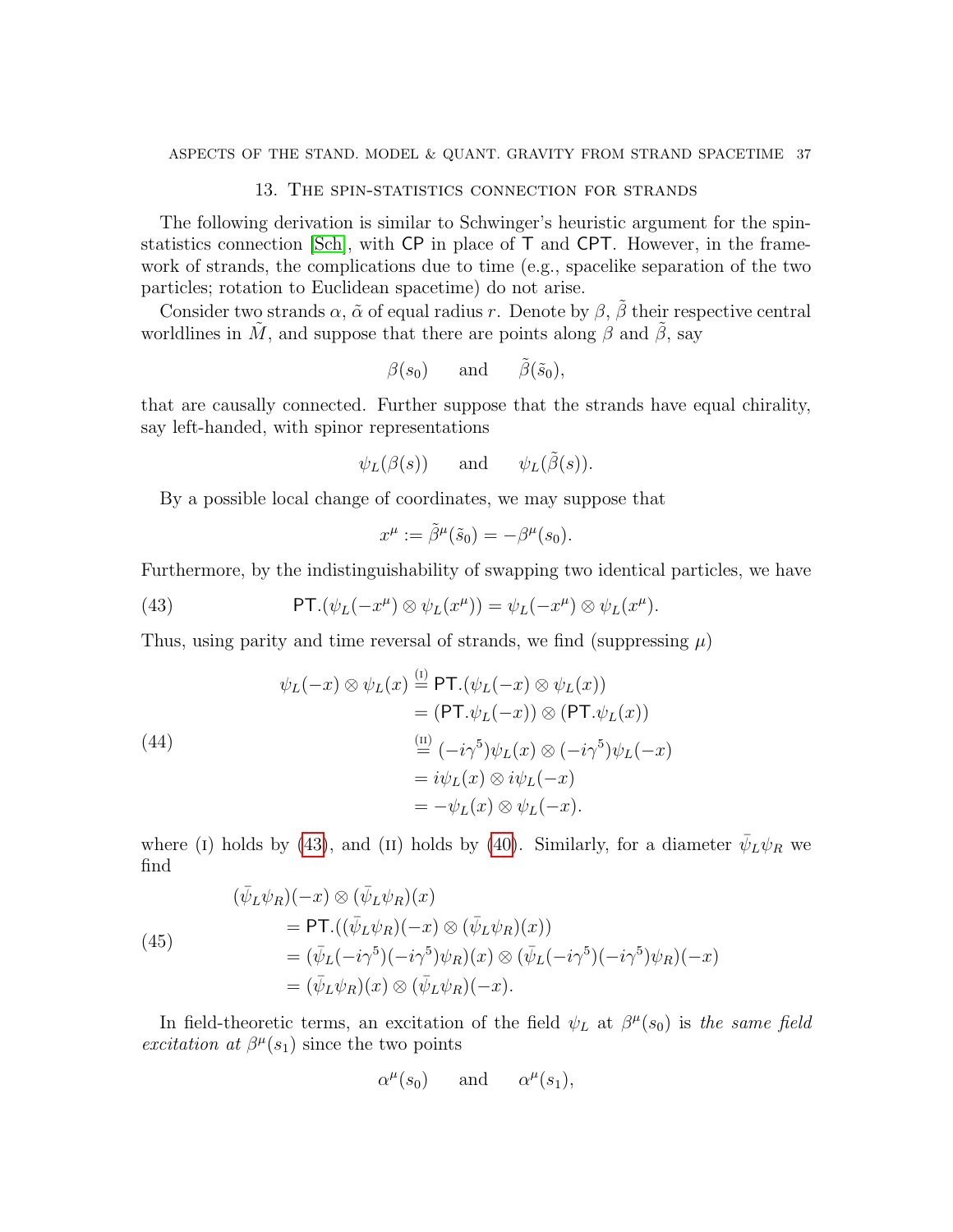## 13. The spin-statistics connection for strands

The following derivation is similar to Schwinger's heuristic argument for the spin-statistics connection [Sch], with $\mathsf{CP}$ in place of $\mathsf{T}$ and $\mathsf{CPT}$. However, in the framework of strands, the complications due to time (e.g., spacelike separation of the two particles; rotation to Euclidean spacetime) do not arise.

Consider two strands $\alpha$, $\tilde{\alpha}$ of equal radius $r$. Denote by $\beta$, $\tilde{\beta}$ their respective central worldlines in $\tilde{M}$, and suppose that there are points along $\beta$ and $\tilde{\beta}$, say

$$\beta(s_0) \quad \text{and} \quad \tilde{\beta}(\tilde{s}_0),$$

that are causally connected. Further suppose that the strands have equal chirality, say left-handed, with spinor representations

$$\psi_L(\beta(s)) \quad \text{and} \quad \psi_L(\tilde{\beta}(s)).$$

By a possible local change of coordinates, we may suppose that

$$x^\mu := \tilde{\beta}^\mu(\tilde{s}_0) = -\beta^\mu(s_0).$$

Furthermore, by the indistinguishability of swapping two identical particles, we have

$$\mathsf{PT}.(\psi_L(-x^\mu) \otimes \psi_L(x^\mu)) = \psi_L(-x^\mu) \otimes \psi_L(x^\mu). \tag{43}$$

Thus, using parity and time reversal of strands, we find (suppressing $\mu$)

$$\begin{aligned}
\psi_L(-x) \otimes \psi_L(x) &\overset{\text{(I)}}{=} \mathsf{PT}.(\psi_L(-x) \otimes \psi_L(x)) \\
&= (\mathsf{PT}.\psi_L(-x)) \otimes (\mathsf{PT}.\psi_L(x)) \\
&\overset{\text{(II)}}{=} (-i\gamma^5)\psi_L(x) \otimes (-i\gamma^5)\psi_L(-x) \\
&= i\psi_L(x) \otimes i\psi_L(-x) \\
&= -\psi_L(x) \otimes \psi_L(-x).
\end{aligned} \tag{44}$$

where (I) holds by (43), and (II) holds by (40). Similarly, for a diameter $\bar{\psi}_L \psi_R$ we find

$$\begin{aligned}
&(\bar{\psi}_L\psi_R)(-x) \otimes (\bar{\psi}_L\psi_R)(x) \\
&\quad = \mathsf{PT}.((\bar{\psi}_L\psi_R)(-x) \otimes (\bar{\psi}_L\psi_R)(x)) \\
&\quad = (\bar{\psi}_L(-i\gamma^5)(-i\gamma^5)\psi_R)(x) \otimes (\bar{\psi}_L(-i\gamma^5)(-i\gamma^5)\psi_R)(-x) \\
&\quad = (\bar{\psi}_L\psi_R)(x) \otimes (\bar{\psi}_L\psi_R)(-x).
\end{aligned} \tag{45}$$

In field-theoretic terms, an excitation of the field $\psi_L$ at $\beta^\mu(s_0)$ is *the same field excitation at* $\beta^\mu(s_1)$ since the two points

$$\alpha^\mu(s_0) \quad \text{and} \quad \alpha^\mu(s_1),$$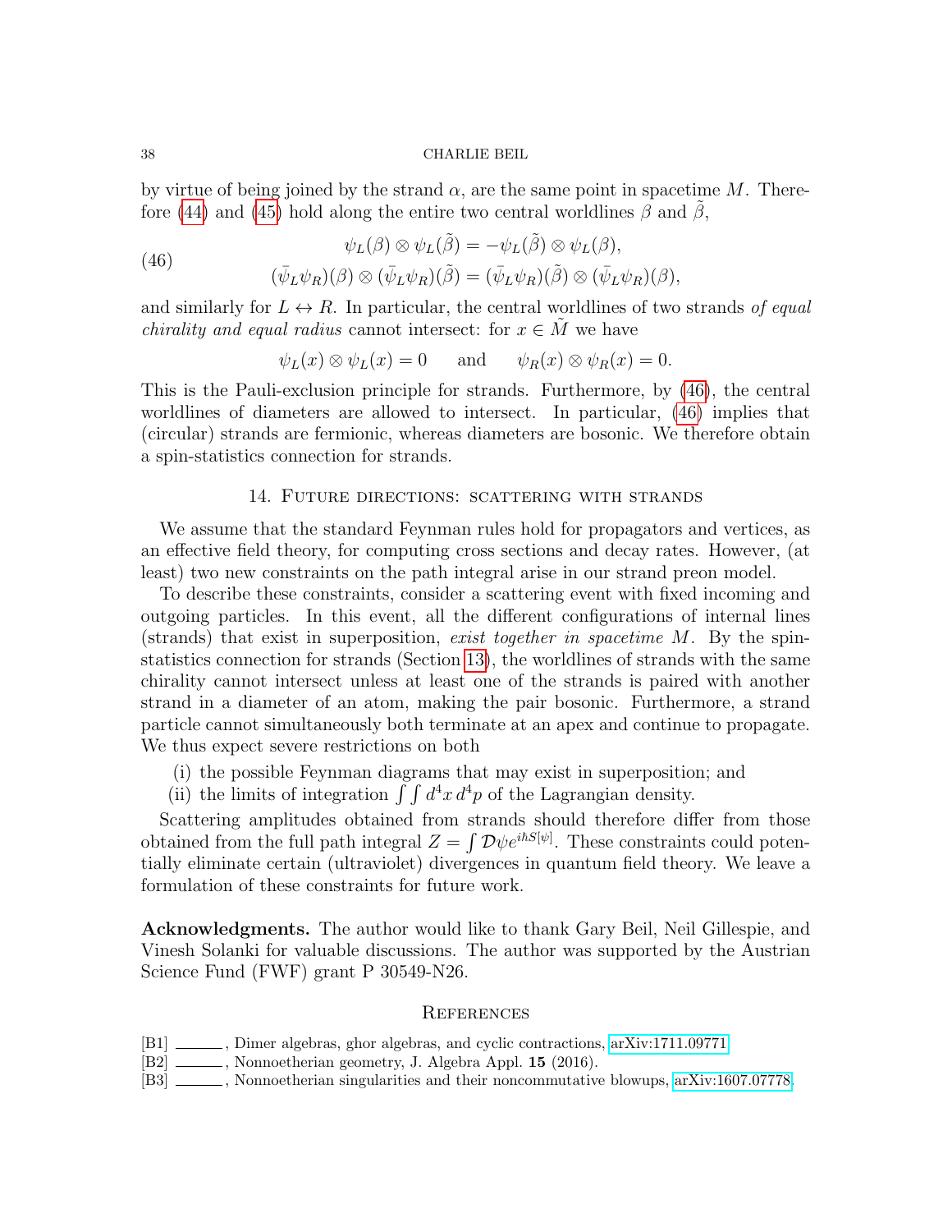by virtue of being joined by the strand $\alpha$, are the same point in spacetime $M$. Therefore (44) and (45) hold along the entire two central worldlines $\beta$ and $\tilde{\beta}$,

$$
\begin{aligned}
\psi_L(\beta) \otimes \psi_L(\tilde{\beta}) &= -\psi_L(\tilde{\beta}) \otimes \psi_L(\beta), \\
(\bar{\psi}_L \psi_R)(\beta) \otimes (\bar{\psi}_L \psi_R)(\tilde{\beta}) &= (\bar{\psi}_L \psi_R)(\tilde{\beta}) \otimes (\bar{\psi}_L \psi_R)(\beta),
\end{aligned} \tag{46}
$$

and similarly for $L \leftrightarrow R$. In particular, the central worldlines of two strands *of equal chirality and equal radius* cannot intersect: for $x \in \tilde{M}$ we have

$$
\psi_L(x) \otimes \psi_L(x) = 0 \quad \text{and} \quad \psi_R(x) \otimes \psi_R(x) = 0.
$$

This is the Pauli-exclusion principle for strands. Furthermore, by (46), the central worldlines of diameters are allowed to intersect. In particular, (46) implies that (circular) strands are fermionic, whereas diameters are bosonic. We therefore obtain a spin-statistics connection for strands.

## 14. Future directions: scattering with strands

We assume that the standard Feynman rules hold for propagators and vertices, as an effective field theory, for computing cross sections and decay rates. However, (at least) two new constraints on the path integral arise in our strand preon model.

To describe these constraints, consider a scattering event with fixed incoming and outgoing particles. In this event, all the different configurations of internal lines (strands) that exist in superposition, *exist together in spacetime* $M$. By the spin-statistics connection for strands (Section 13), the worldlines of strands with the same chirality cannot intersect unless at least one of the strands is paired with another strand in a diameter of an atom, making the pair bosonic. Furthermore, a strand particle cannot simultaneously both terminate at an apex and continue to propagate. We thus expect severe restrictions on both

(i) the possible Feynman diagrams that may exist in superposition; and
(ii) the limits of integration $\int\int d^4x\, d^4p$ of the Lagrangian density.

Scattering amplitudes obtained from strands should therefore differ from those obtained from the full path integral $Z = \int \mathcal{D}\psi e^{i\hbar S[\psi]}$. These constraints could potentially eliminate certain (ultraviolet) divergences in quantum field theory. We leave a formulation of these constraints for future work.

**Acknowledgments.** The author would like to thank Gary Beil, Neil Gillespie, and Vinesh Solanki for valuable discussions. The author was supported by the Austrian Science Fund (FWF) grant P 30549-N26.

## References

[B1] ______, Dimer algebras, ghor algebras, and cyclic contractions, arXiv:1711.09771.
[B2] ______, Nonnoetherian geometry, J. Algebra Appl. **15** (2016).
[B3] ______, Nonnoetherian singularities and their noncommutative blowups, arXiv:1607.07778.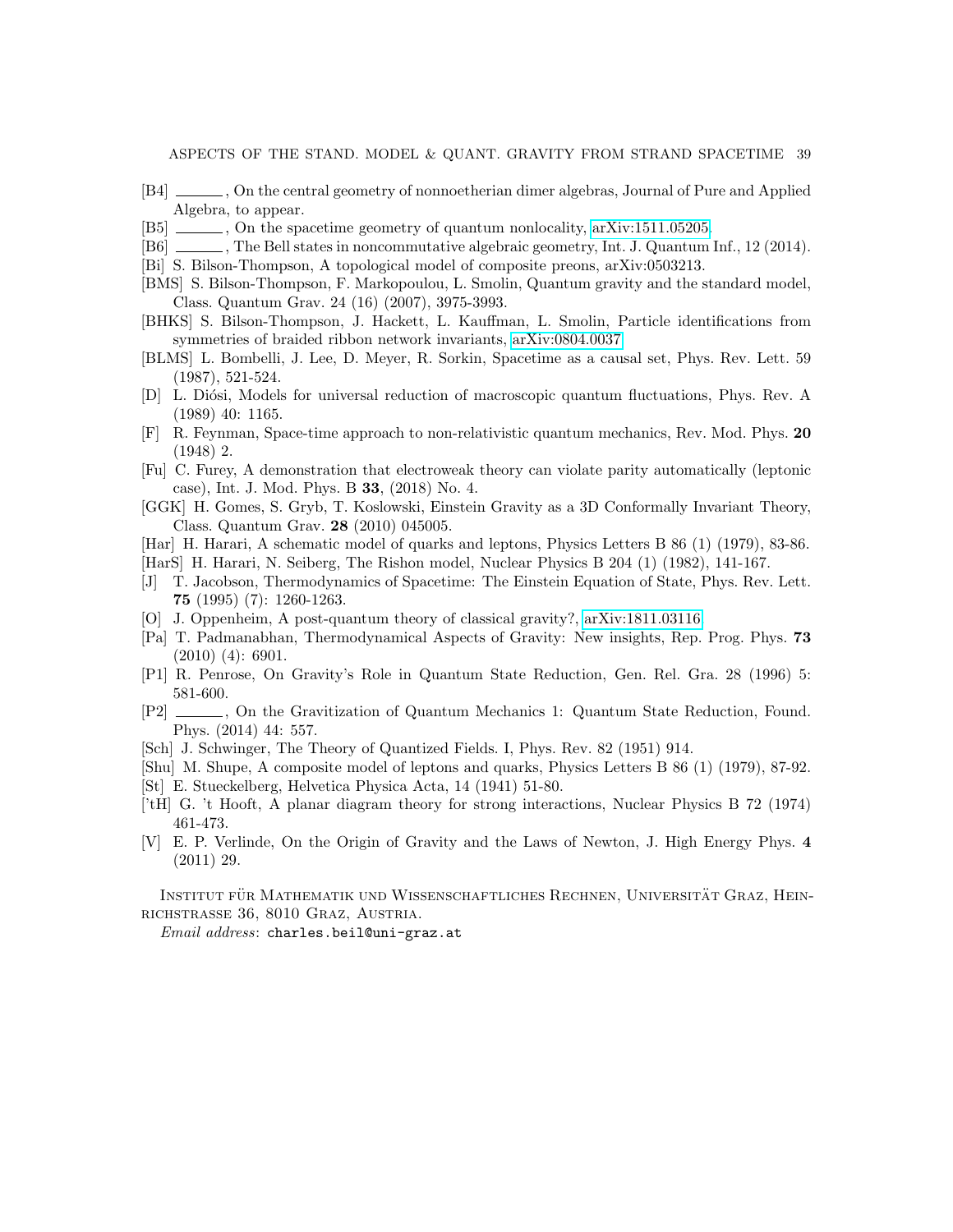[B4] ______, On the central geometry of nonnoetherian dimer algebras, Journal of Pure and Applied Algebra, to appear.

[B5] ______, On the spacetime geometry of quantum nonlocality, arXiv:1511.05205.

[B6] ______, The Bell states in noncommutative algebraic geometry, Int. J. Quantum Inf., 12 (2014).

[Bi] S. Bilson-Thompson, A topological model of composite preons, arXiv:0503213.

[BMS] S. Bilson-Thompson, F. Markopoulou, L. Smolin, Quantum gravity and the standard model, Class. Quantum Grav. 24 (16) (2007), 3975-3993.

[BHKS] S. Bilson-Thompson, J. Hackett, L. Kauffman, L. Smolin, Particle identifications from symmetries of braided ribbon network invariants, arXiv:0804.0037.

[BLMS] L. Bombelli, J. Lee, D. Meyer, R. Sorkin, Spacetime as a causal set, Phys. Rev. Lett. 59 (1987), 521-524.

[D] L. Diósi, Models for universal reduction of macroscopic quantum fluctuations, Phys. Rev. A (1989) 40: 1165.

[F] R. Feynman, Space-time approach to non-relativistic quantum mechanics, Rev. Mod. Phys. **20** (1948) 2.

[Fu] C. Furey, A demonstration that electroweak theory can violate parity automatically (leptonic case), Int. J. Mod. Phys. B **33**, (2018) No. 4.

[GGK] H. Gomes, S. Gryb, T. Koslowski, Einstein Gravity as a 3D Conformally Invariant Theory, Class. Quantum Grav. **28** (2010) 045005.

[Har] H. Harari, A schematic model of quarks and leptons, Physics Letters B 86 (1) (1979), 83-86.

[HarS] H. Harari, N. Seiberg, The Rishon model, Nuclear Physics B 204 (1) (1982), 141-167.

[J] T. Jacobson, Thermodynamics of Spacetime: The Einstein Equation of State, Phys. Rev. Lett. **75** (1995) (7): 1260-1263.

[O] J. Oppenheim, A post-quantum theory of classical gravity?, arXiv:1811.03116.

[Pa] T. Padmanabhan, Thermodynamical Aspects of Gravity: New insights, Rep. Prog. Phys. **73** (2010) (4): 6901.

[P1] R. Penrose, On Gravity's Role in Quantum State Reduction, Gen. Rel. Gra. 28 (1996) 5: 581-600.

[P2] ______, On the Gravitization of Quantum Mechanics 1: Quantum State Reduction, Found. Phys. (2014) 44: 557.

[Sch] J. Schwinger, The Theory of Quantized Fields. I, Phys. Rev. 82 (1951) 914.

[Shu] M. Shupe, A composite model of leptons and quarks, Physics Letters B 86 (1) (1979), 87-92.

[St] E. Stueckelberg, Helvetica Physica Acta, 14 (1941) 51-80.

['tH] G. 't Hooft, A planar diagram theory for strong interactions, Nuclear Physics B 72 (1974) 461-473.

[V] E. P. Verlinde, On the Origin of Gravity and the Laws of Newton, J. High Energy Phys. **4** (2011) 29.

Institut für Mathematik und Wissenschaftliches Rechnen, Universität Graz, Heinrichstrasse 36, 8010 Graz, Austria.

*Email address*: `charles.beil@uni-graz.at`